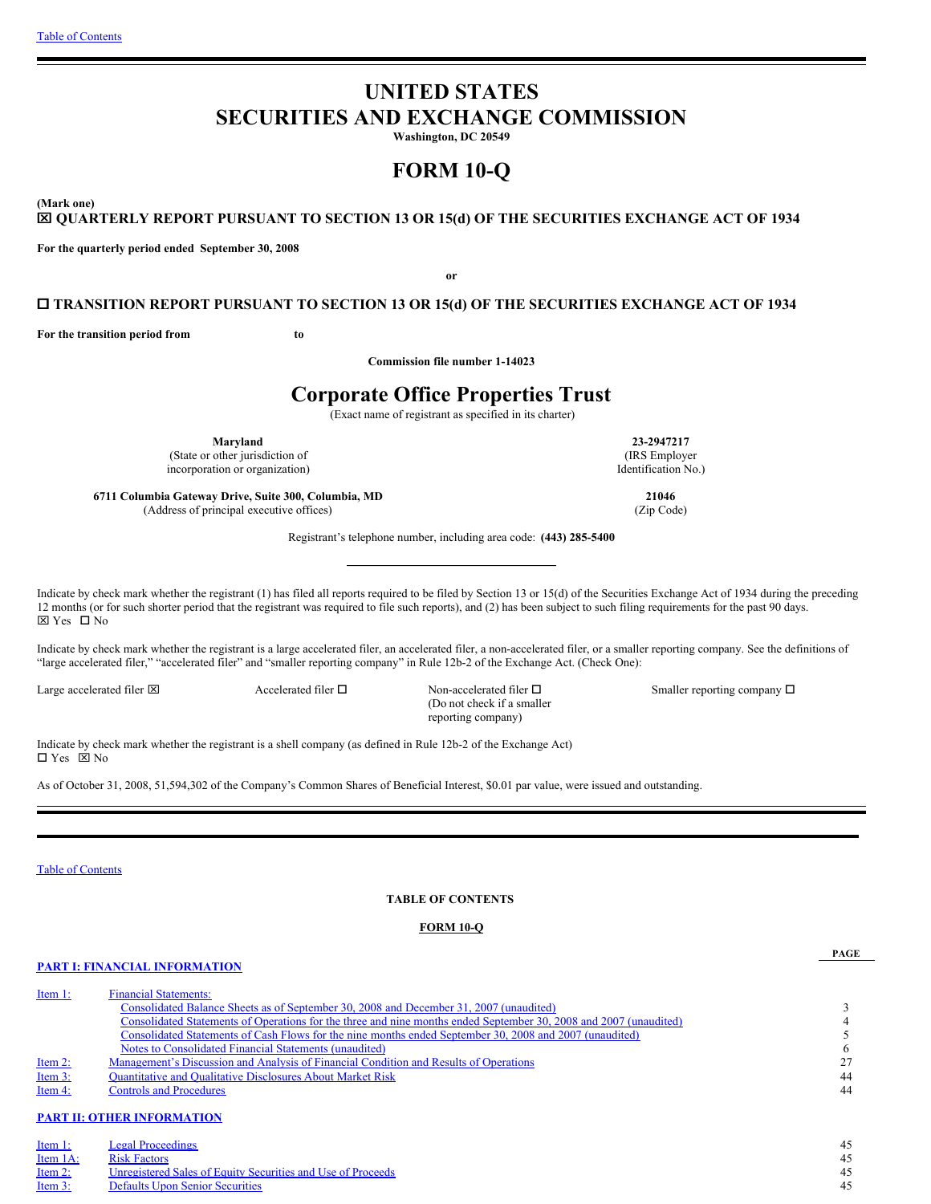Table of Contents

# UNITED STATES
# SECURITIES AND EXCHANGE COMMISSION

**Washington, DC 20549**

# FORM 10-Q

**(Mark one)**

**☒ QUARTERLY REPORT PURSUANT TO SECTION 13 OR 15(d) OF THE SECURITIES EXCHANGE ACT OF 1934**

**For the quarterly period ended September 30, 2008**

**or**

**☐ TRANSITION REPORT PURSUANT TO SECTION 13 OR 15(d) OF THE SECURITIES EXCHANGE ACT OF 1934**

**For the transition period from to**

**Commission file number 1-14023**

# Corporate Office Properties Trust

(Exact name of registrant as specified in its charter)

| | |
|---|---|
| **Maryland** (State or other jurisdiction of incorporation or organization) | **23-2947217** (IRS Employer Identification No.) |
| **6711 Columbia Gateway Drive, Suite 300, Columbia, MD** (Address of principal executive offices) | **21046** (Zip Code) |

Registrant's telephone number, including area code: **(443) 285-5400**

Indicate by check mark whether the registrant (1) has filed all reports required to be filed by Section 13 or 15(d) of the Securities Exchange Act of 1934 during the preceding 12 months (or for such shorter period that the registrant was required to file such reports), and (2) has been subject to such filing requirements for the past 90 days.
☒ Yes ☐ No

Indicate by check mark whether the registrant is a large accelerated filer, an accelerated filer, a non-accelerated filer, or a smaller reporting company. See the definitions of "large accelerated filer," "accelerated filer" and "smaller reporting company" in Rule 12b-2 of the Exchange Act. (Check One):

Large accelerated filer ☒ Accelerated filer ☐ Non-accelerated filer ☐ (Do not check if a smaller reporting company) Smaller reporting company ☐

Indicate by check mark whether the registrant is a shell company (as defined in Rule 12b-2 of the Exchange Act)
☐ Yes ☒ No

As of October 31, 2008, 51,594,302 of the Company's Common Shares of Beneficial Interest, $0.01 par value, were issued and outstanding.

---

Table of Contents

**TABLE OF CONTENTS**

**FORM 10-Q**

**PART I: FINANCIAL INFORMATION**

| | | PAGE |
|---|---|---|
| Item 1: | Financial Statements: | |
| | Consolidated Balance Sheets as of September 30, 2008 and December 31, 2007 (unaudited) | 3 |
| | Consolidated Statements of Operations for the three and nine months ended September 30, 2008 and 2007 (unaudited) | 4 |
| | Consolidated Statements of Cash Flows for the nine months ended September 30, 2008 and 2007 (unaudited) | 5 |
| | Notes to Consolidated Financial Statements (unaudited) | 6 |
| Item 2: | Management's Discussion and Analysis of Financial Condition and Results of Operations | 27 |
| Item 3: | Quantitative and Qualitative Disclosures About Market Risk | 44 |
| Item 4: | Controls and Procedures | 44 |

**PART II: OTHER INFORMATION**

| | | |
|---|---|---|
| Item 1: | Legal Proceedings | 45 |
| Item 1A: | Risk Factors | 45 |
| Item 2: | Unregistered Sales of Equity Securities and Use of Proceeds | 45 |
| Item 3: | Defaults Upon Senior Securities | 45 |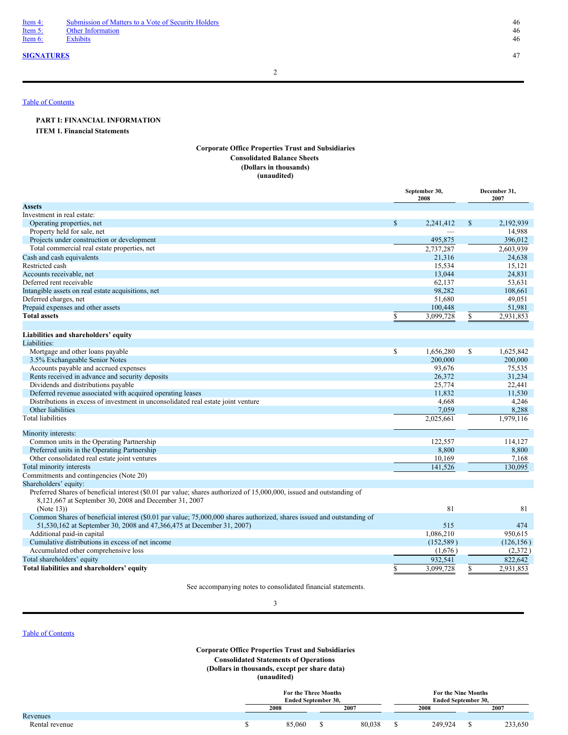| | | |
|---|---|---|
| Item 4: | Submission of Matters to a Vote of Security Holders | 46 |
| Item 5: | Other Information | 46 |
| Item 6: | Exhibits | 46 |

**SIGNATURES** 47

Table of Contents

## PART I: FINANCIAL INFORMATION

### ITEM 1. Financial Statements

**Corporate Office Properties Trust and Subsidiaries**
**Consolidated Balance Sheets**
**(Dollars in thousands)**
**(unaudited)**

| | September 30, 2008 | December 31, 2007 |
|---|---|---|
| **Assets** | | |
| Investment in real estate: | | |
| Operating properties, net | $ 2,241,412 | $ 2,192,939 |
| Property held for sale, net | — | 14,988 |
| Projects under construction or development | 495,875 | 396,012 |
| Total commercial real estate properties, net | 2,737,287 | 2,603,939 |
| Cash and cash equivalents | 21,316 | 24,638 |
| Restricted cash | 15,534 | 15,121 |
| Accounts receivable, net | 13,044 | 24,831 |
| Deferred rent receivable | 62,137 | 53,631 |
| Intangible assets on real estate acquisitions, net | 98,282 | 108,661 |
| Deferred charges, net | 51,680 | 49,051 |
| Prepaid expenses and other assets | 100,448 | 51,981 |
| **Total assets** | $ 3,099,728 | $ 2,931,853 |
| | | |
| **Liabilities and shareholders' equity** | | |
| Liabilities: | | |
| Mortgage and other loans payable | $ 1,656,280 | $ 1,625,842 |
| 3.5% Exchangeable Senior Notes | 200,000 | 200,000 |
| Accounts payable and accrued expenses | 93,676 | 75,535 |
| Rents received in advance and security deposits | 26,372 | 31,234 |
| Dividends and distributions payable | 25,774 | 22,441 |
| Deferred revenue associated with acquired operating leases | 11,832 | 11,530 |
| Distributions in excess of investment in unconsolidated real estate joint venture | 4,668 | 4,246 |
| Other liabilities | 7,059 | 8,288 |
| Total liabilities | 2,025,661 | 1,979,116 |
| | | |
| Minority interests: | | |
| Common units in the Operating Partnership | 122,557 | 114,127 |
| Preferred units in the Operating Partnership | 8,800 | 8,800 |
| Other consolidated real estate joint ventures | 10,169 | 7,168 |
| Total minority interests | 141,526 | 130,095 |
| Commitments and contingencies (Note 20) | | |
| Shareholders' equity: | | |
| Preferred Shares of beneficial interest ($0.01 par value; shares authorized of 15,000,000, issued and outstanding of 8,121,667 at September 30, 2008 and December 31, 2007 (Note 13)) | 81 | 81 |
| Common Shares of beneficial interest ($0.01 par value; 75,000,000 shares authorized, shares issued and outstanding of 51,530,162 at September 30, 2008 and 47,366,475 at December 31, 2007) | 515 | 474 |
| Additional paid-in capital | 1,086,210 | 950,615 |
| Cumulative distributions in excess of net income | (152,589) | (126,156) |
| Accumulated other comprehensive loss | (1,676) | (2,372) |
| Total shareholders' equity | 932,541 | 822,642 |
| **Total liabilities and shareholders' equity** | $ 3,099,728 | $ 2,931,853 |

See accompanying notes to consolidated financial statements.

Table of Contents

**Corporate Office Properties Trust and Subsidiaries**
**Consolidated Statements of Operations**
**(Dollars in thousands, except per share data)**
**(unaudited)**

| | For the Three Months Ended September 30, | | For the Nine Months Ended September 30, | |
|---|---|---|---|---|
| | 2008 | 2007 | 2008 | 2007 |
| Revenues | | | | |
| Rental revenue | $ 85,060 | $ 80,038 | $ 249,924 | $ 233,650 |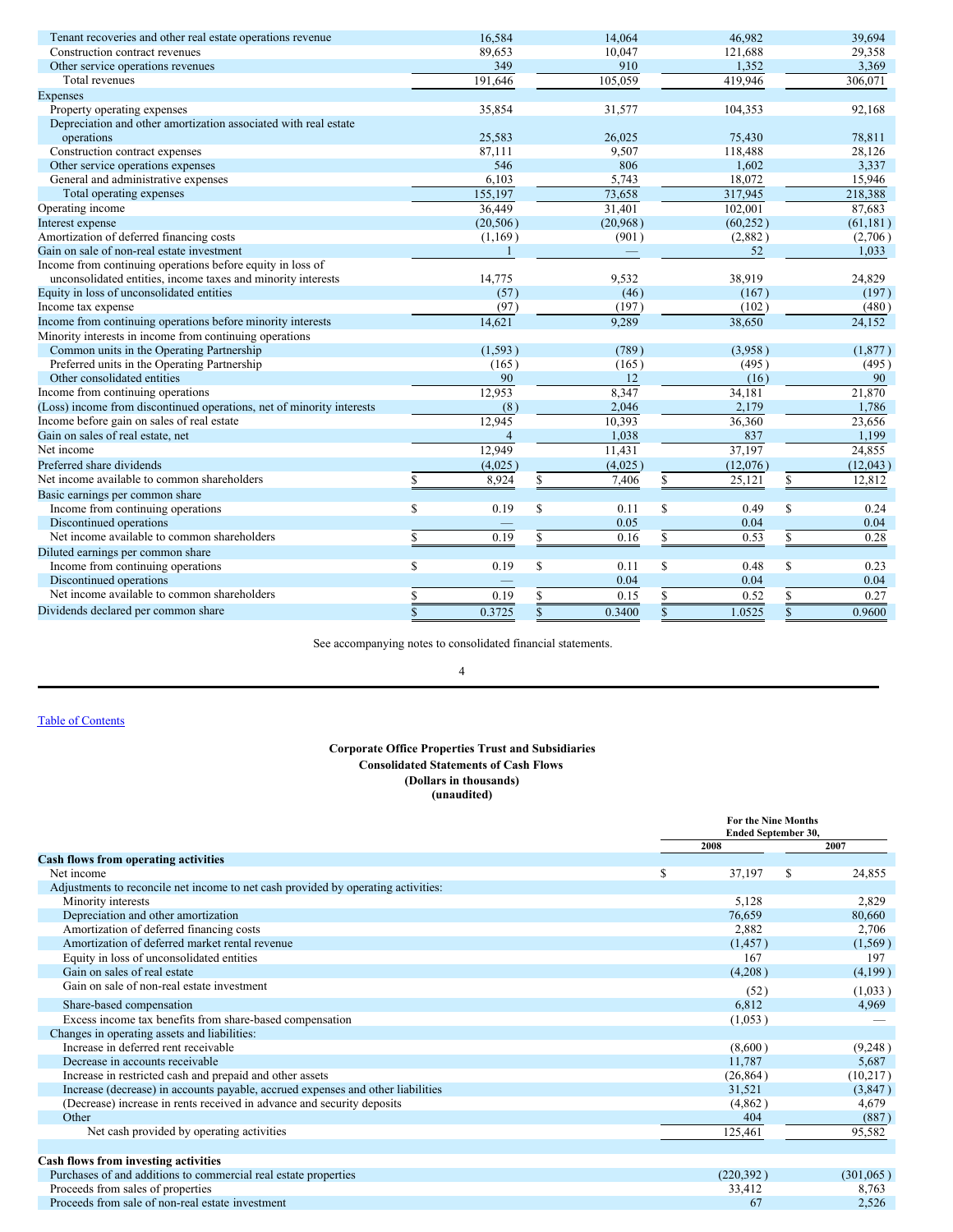| | | | | |
|---|---|---|---|---|
| Tenant recoveries and other real estate operations revenue | 16,584 | 14,064 | 46,982 | 39,694 |
| Construction contract revenues | 89,653 | 10,047 | 121,688 | 29,358 |
| Other service operations revenues | 349 | 910 | 1,352 | 3,369 |
| Total revenues | 191,646 | 105,059 | 419,946 | 306,071 |
| Expenses | | | | |
| Property operating expenses | 35,854 | 31,577 | 104,353 | 92,168 |
| Depreciation and other amortization associated with real estate operations | 25,583 | 26,025 | 75,430 | 78,811 |
| Construction contract expenses | 87,111 | 9,507 | 118,488 | 28,126 |
| Other service operations expenses | 546 | 806 | 1,602 | 3,337 |
| General and administrative expenses | 6,103 | 5,743 | 18,072 | 15,946 |
| Total operating expenses | 155,197 | 73,658 | 317,945 | 218,388 |
| Operating income | 36,449 | 31,401 | 102,001 | 87,683 |
| Interest expense | (20,506) | (20,968) | (60,252) | (61,181) |
| Amortization of deferred financing costs | (1,169) | (901) | (2,882) | (2,706) |
| Gain on sale of non-real estate investment | 1 | — | 52 | 1,033 |
| Income from continuing operations before equity in loss of unconsolidated entities, income taxes and minority interests | 14,775 | 9,532 | 38,919 | 24,829 |
| Equity in loss of unconsolidated entities | (57) | (46) | (167) | (197) |
| Income tax expense | (97) | (197) | (102) | (480) |
| Income from continuing operations before minority interests | 14,621 | 9,289 | 38,650 | 24,152 |
| Minority interests in income from continuing operations | | | | |
| Common units in the Operating Partnership | (1,593) | (789) | (3,958) | (1,877) |
| Preferred units in the Operating Partnership | (165) | (165) | (495) | (495) |
| Other consolidated entities | 90 | 12 | (16) | 90 |
| Income from continuing operations | 12,953 | 8,347 | 34,181 | 21,870 |
| (Loss) income from discontinued operations, net of minority interests | (8) | 2,046 | 2,179 | 1,786 |
| Income before gain on sales of real estate | 12,945 | 10,393 | 36,360 | 23,656 |
| Gain on sales of real estate, net | 4 | 1,038 | 837 | 1,199 |
| Net income | 12,949 | 11,431 | 37,197 | 24,855 |
| Preferred share dividends | (4,025) | (4,025) | (12,076) | (12,043) |
| Net income available to common shareholders | $ 8,924 | $ 7,406 | $ 25,121 | $ 12,812 |
| Basic earnings per common share | | | | |
| Income from continuing operations | $ 0.19 | $ 0.11 | $ 0.49 | $ 0.24 |
| Discontinued operations | — | 0.05 | 0.04 | 0.04 |
| Net income available to common shareholders | $ 0.19 | $ 0.16 | $ 0.53 | $ 0.28 |
| Diluted earnings per common share | | | | |
| Income from continuing operations | $ 0.19 | $ 0.11 | $ 0.48 | $ 0.23 |
| Discontinued operations | — | 0.04 | 0.04 | 0.04 |
| Net income available to common shareholders | $ 0.19 | $ 0.15 | $ 0.52 | $ 0.27 |
| Dividends declared per common share | $ 0.3725 | $ 0.3400 | $ 1.0525 | $ 0.9600 |

See accompanying notes to consolidated financial statements.

Table of Contents

**Corporate Office Properties Trust and Subsidiaries**
**Consolidated Statements of Cash Flows**
**(Dollars in thousands)**
**(unaudited)**

| | For the Nine Months Ended September 30, | |
|---|---|---|
| | 2008 | 2007 |
| **Cash flows from operating activities** | | |
| Net income | $ 37,197 | $ 24,855 |
| Adjustments to reconcile net income to net cash provided by operating activities: | | |
| Minority interests | 5,128 | 2,829 |
| Depreciation and other amortization | 76,659 | 80,660 |
| Amortization of deferred financing costs | 2,882 | 2,706 |
| Amortization of deferred market rental revenue | (1,457) | (1,569) |
| Equity in loss of unconsolidated entities | 167 | 197 |
| Gain on sales of real estate | (4,208) | (4,199) |
| Gain on sale of non-real estate investment | (52) | (1,033) |
| Share-based compensation | 6,812 | 4,969 |
| Excess income tax benefits from share-based compensation | (1,053) | — |
| Changes in operating assets and liabilities: | | |
| Increase in deferred rent receivable | (8,600) | (9,248) |
| Decrease in accounts receivable | 11,787 | 5,687 |
| Increase in restricted cash and prepaid and other assets | (26,864) | (10,217) |
| Increase (decrease) in accounts payable, accrued expenses and other liabilities | 31,521 | (3,847) |
| (Decrease) increase in rents received in advance and security deposits | (4,862) | 4,679 |
| Other | 404 | (887) |
| Net cash provided by operating activities | 125,461 | 95,582 |
| | | |
| **Cash flows from investing activities** | | |
| Purchases of and additions to commercial real estate properties | (220,392) | (301,065) |
| Proceeds from sales of properties | 33,412 | 8,763 |
| Proceeds from sale of non-real estate investment | 67 | 2,526 |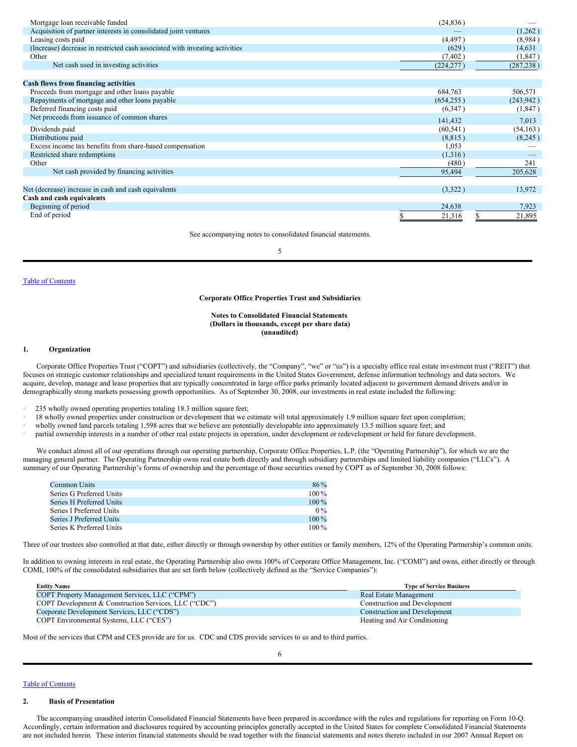| | | |
|---|---|---|
| Mortgage loan receivable funded | (24,836 ) | — |
| Acquisition of partner interests in consolidated joint ventures | — | (1,262 ) |
| Leasing costs paid | (4,497 ) | (8,984 ) |
| (Increase) decrease in restricted cash associated with investing activities | (629 ) | 14,631 |
| Other | (7,402 ) | (1,847 ) |
| Net cash used in investing activities | (224,277 ) | (287,238 ) |
| | | |
| **Cash flows from financing activities** | | |
| Proceeds from mortgage and other loans payable | 684,763 | 506,571 |
| Repayments of mortgage and other loans payable | (654,255 ) | (243,942 ) |
| Deferred financing costs paid | (6,347 ) | (1,847 ) |
| Net proceeds from issuance of common shares | 141,432 | 7,013 |
| Dividends paid | (60,541 ) | (54,163 ) |
| Distributions paid | (8,815 ) | (8,245 ) |
| Excess income tax benefits from share-based compensation | 1,053 | — |
| Restricted share redemptions | (1,316 ) | — |
| Other | (480 ) | 241 |
| Net cash provided by financing activities | 95,494 | 205,628 |
| | | |
| Net (decrease) increase in cash and cash equivalents | (3,322 ) | 13,972 |
| **Cash and cash equivalents** | | |
| Beginning of period | 24,638 | 7,923 |
| End of period | $ 21,316 | $ 21,895 |

See accompanying notes to consolidated financial statements.

**Corporate Office Properties Trust and Subsidiaries**

**Notes to Consolidated Financial Statements**
**(Dollars in thousands, except per share data)**
**(unaudited)**

## 1. Organization

Corporate Office Properties Trust ("COPT") and subsidiaries (collectively, the "Company", "we" or "us") is a specialty office real estate investment trust ("REIT") that focuses on strategic customer relationships and specialized tenant requirements in the United States Government, defense information technology and data sectors. We acquire, develop, manage and lease properties that are typically concentrated in large office parks primarily located adjacent to government demand drivers and/or in demographically strong markets possessing growth opportunities. As of September 30, 2008, our investments in real estate included the following:

- 235 wholly owned operating properties totaling 18.3 million square feet;
- 18 wholly owned properties under construction or development that we estimate will total approximately 1.9 million square feet upon completion;
- wholly owned land parcels totaling 1,598 acres that we believe are potentially developable into approximately 13.5 million square feet; and
- partial ownership interests in a number of other real estate projects in operation, under development or redevelopment or held for future development.

We conduct almost all of our operations through our operating partnership, Corporate Office Properties, L.P. (the "Operating Partnership"), for which we are the managing general partner. The Operating Partnership owns real estate both directly and through subsidiary partnerships and limited liability companies ("LLCs"). A summary of our Operating Partnership's forms of ownership and the percentage of those securities owned by COPT as of September 30, 2008 follows:

| | |
|---|---|
| Common Units | 86 % |
| Series G Preferred Units | 100 % |
| Series H Preferred Units | 100 % |
| Series I Preferred Units | 0 % |
| Series J Preferred Units | 100 % |
| Series K Preferred Units | 100 % |

Three of our trustees also controlled at that date, either directly or through ownership by other entities or family members, 12% of the Operating Partnership's common units.

In addition to owning interests in real estate, the Operating Partnership also owns 100% of Corporate Office Management, Inc. ("COMI") and owns, either directly or through COMI, 100% of the consolidated subsidiaries that are set forth below (collectively defined as the "Service Companies"):

| Entity Name | Type of Service Business |
|---|---|
| COPT Property Management Services, LLC ("CPM") | Real Estate Management |
| COPT Development & Construction Services, LLC ("CDC") | Construction and Development |
| Corporate Development Services, LLC ("CDS") | Construction and Development |
| COPT Environmental Systems, LLC ("CES") | Heating and Air Conditioning |

Most of the services that CPM and CES provide are for us. CDC and CDS provide services to us and to third parties.

## 2. Basis of Presentation

The accompanying unaudited interim Consolidated Financial Statements have been prepared in accordance with the rules and regulations for reporting on Form 10-Q. Accordingly, certain information and disclosures required by accounting principles generally accepted in the United States for complete Consolidated Financial Statements are not included herein. These interim financial statements should be read together with the financial statements and notes thereto included in our 2007 Annual Report on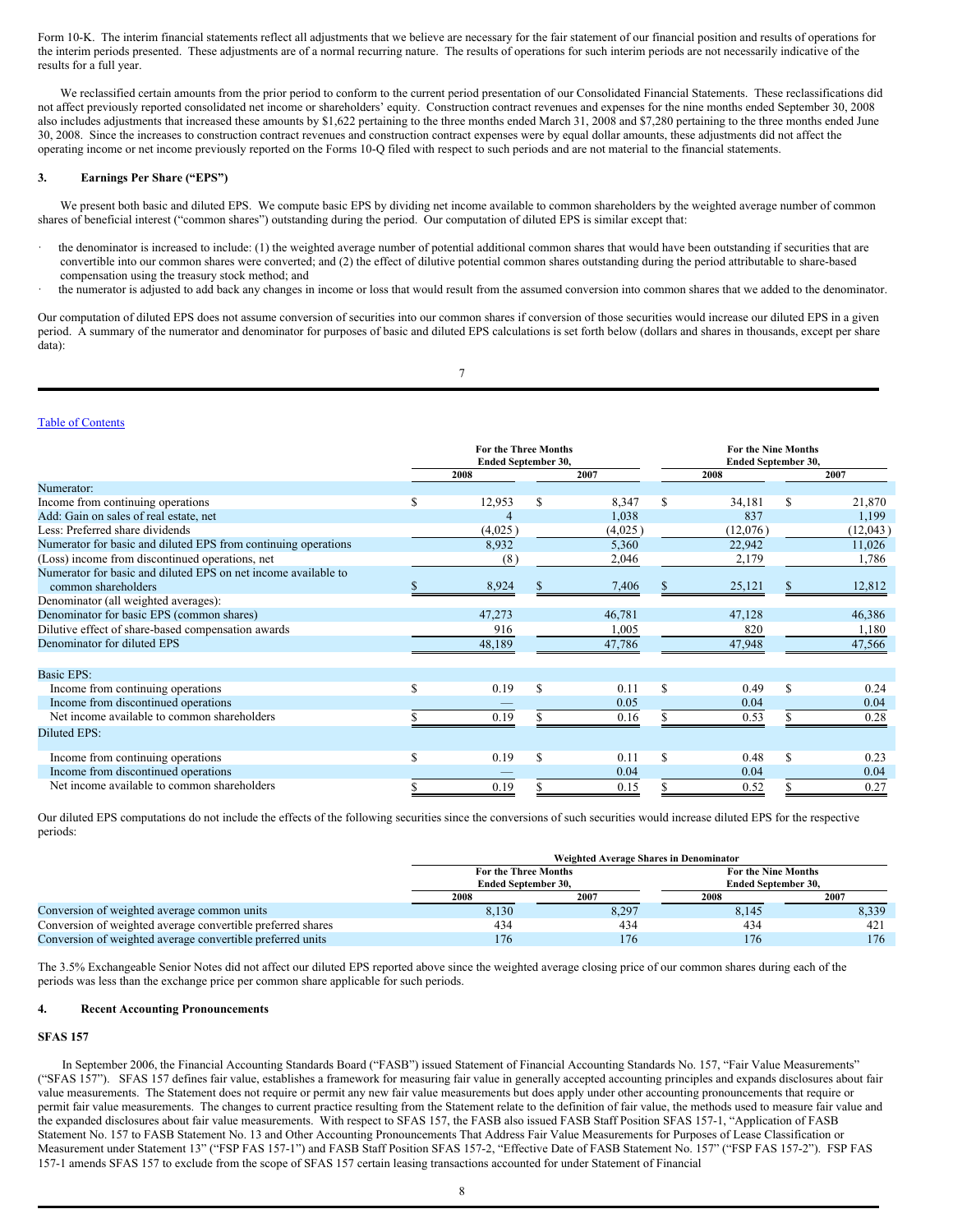Form 10-K. The interim financial statements reflect all adjustments that we believe are necessary for the fair statement of our financial position and results of operations for the interim periods presented. These adjustments are of a normal recurring nature. The results of operations for such interim periods are not necessarily indicative of the results for a full year.

We reclassified certain amounts from the prior period to conform to the current period presentation of our Consolidated Financial Statements. These reclassifications did not affect previously reported consolidated net income or shareholders' equity. Construction contract revenues and expenses for the nine months ended September 30, 2008 also includes adjustments that increased these amounts by $1,622 pertaining to the three months ended March 31, 2008 and $7,280 pertaining to the three months ended June 30, 2008. Since the increases to construction contract revenues and construction contract expenses were by equal dollar amounts, these adjustments did not affect the operating income or net income previously reported on the Forms 10-Q filed with respect to such periods and are not material to the financial statements.

## 3. Earnings Per Share ("EPS")

We present both basic and diluted EPS. We compute basic EPS by dividing net income available to common shareholders by the weighted average number of common shares of beneficial interest ("common shares") outstanding during the period. Our computation of diluted EPS is similar except that:

- the denominator is increased to include: (1) the weighted average number of potential additional common shares that would have been outstanding if securities that are convertible into our common shares were converted; and (2) the effect of dilutive potential common shares outstanding during the period attributable to share-based compensation using the treasury stock method; and
- the numerator is adjusted to add back any changes in income or loss that would result from the assumed conversion into common shares that we added to the denominator.

Our computation of diluted EPS does not assume conversion of securities into our common shares if conversion of those securities would increase our diluted EPS in a given period. A summary of the numerator and denominator for purposes of basic and diluted EPS calculations is set forth below (dollars and shares in thousands, except per share data):

| | For the Three Months Ended September 30, | | For the Nine Months Ended September 30, | |
|---|---|---|---|---|
| | 2008 | 2007 | 2008 | 2007 |
| Numerator: | | | | |
| Income from continuing operations | $ 12,953 | $ 8,347 | $ 34,181 | $ 21,870 |
| Add: Gain on sales of real estate, net | 4 | 1,038 | 837 | 1,199 |
| Less: Preferred share dividends | (4,025) | (4,025) | (12,076) | (12,043) |
| Numerator for basic and diluted EPS from continuing operations | 8,932 | 5,360 | 22,942 | 11,026 |
| (Loss) income from discontinued operations, net | (8) | 2,046 | 2,179 | 1,786 |
| Numerator for basic and diluted EPS on net income available to common shareholders | $ 8,924 | $ 7,406 | $ 25,121 | $ 12,812 |
| Denominator (all weighted averages): | | | | |
| Denominator for basic EPS (common shares) | 47,273 | 46,781 | 47,128 | 46,386 |
| Dilutive effect of share-based compensation awards | 916 | 1,005 | 820 | 1,180 |
| Denominator for diluted EPS | 48,189 | 47,786 | 47,948 | 47,566 |
| | | | | |
| Basic EPS: | | | | |
| Income from continuing operations | $ 0.19 | $ 0.11 | $ 0.49 | $ 0.24 |
| Income from discontinued operations | — | 0.05 | 0.04 | 0.04 |
| Net income available to common shareholders | $ 0.19 | $ 0.16 | $ 0.53 | $ 0.28 |
| Diluted EPS: | | | | |
| Income from continuing operations | $ 0.19 | $ 0.11 | $ 0.48 | $ 0.23 |
| Income from discontinued operations | — | 0.04 | 0.04 | 0.04 |
| Net income available to common shareholders | $ 0.19 | $ 0.15 | $ 0.52 | $ 0.27 |

Our diluted EPS computations do not include the effects of the following securities since the conversions of such securities would increase diluted EPS for the respective periods:

| | Weighted Average Shares in Denominator | | | |
|---|---|---|---|---|
| | For the Three Months Ended September 30, | | For the Nine Months Ended September 30, | |
| | 2008 | 2007 | 2008 | 2007 |
| Conversion of weighted average common units | 8,130 | 8,297 | 8,145 | 8,339 |
| Conversion of weighted average convertible preferred shares | 434 | 434 | 434 | 421 |
| Conversion of weighted average convertible preferred units | 176 | 176 | 176 | 176 |

The 3.5% Exchangeable Senior Notes did not affect our diluted EPS reported above since the weighted average closing price of our common shares during each of the periods was less than the exchange price per common share applicable for such periods.

## 4. Recent Accounting Pronouncements

### SFAS 157

In September 2006, the Financial Accounting Standards Board ("FASB") issued Statement of Financial Accounting Standards No. 157, "Fair Value Measurements" ("SFAS 157"). SFAS 157 defines fair value, establishes a framework for measuring fair value in generally accepted accounting principles and expands disclosures about fair value measurements. The Statement does not require or permit any new fair value measurements but does apply under other accounting pronouncements that require or permit fair value measurements. The changes to current practice resulting from the Statement relate to the definition of fair value, the methods used to measure fair value and the expanded disclosures about fair value measurements. With respect to SFAS 157, the FASB also issued FASB Staff Position SFAS 157-1, "Application of FASB Statement No. 157 to FASB Statement No. 13 and Other Accounting Pronouncements That Address Fair Value Measurements for Purposes of Lease Classification or Measurement under Statement 13" ("FSP FAS 157-1") and FASB Staff Position SFAS 157-2, "Effective Date of FASB Statement No. 157" ("FSP FAS 157-2"). FSP FAS 157-1 amends SFAS 157 to exclude from the scope of SFAS 157 certain leasing transactions accounted for under Statement of Financial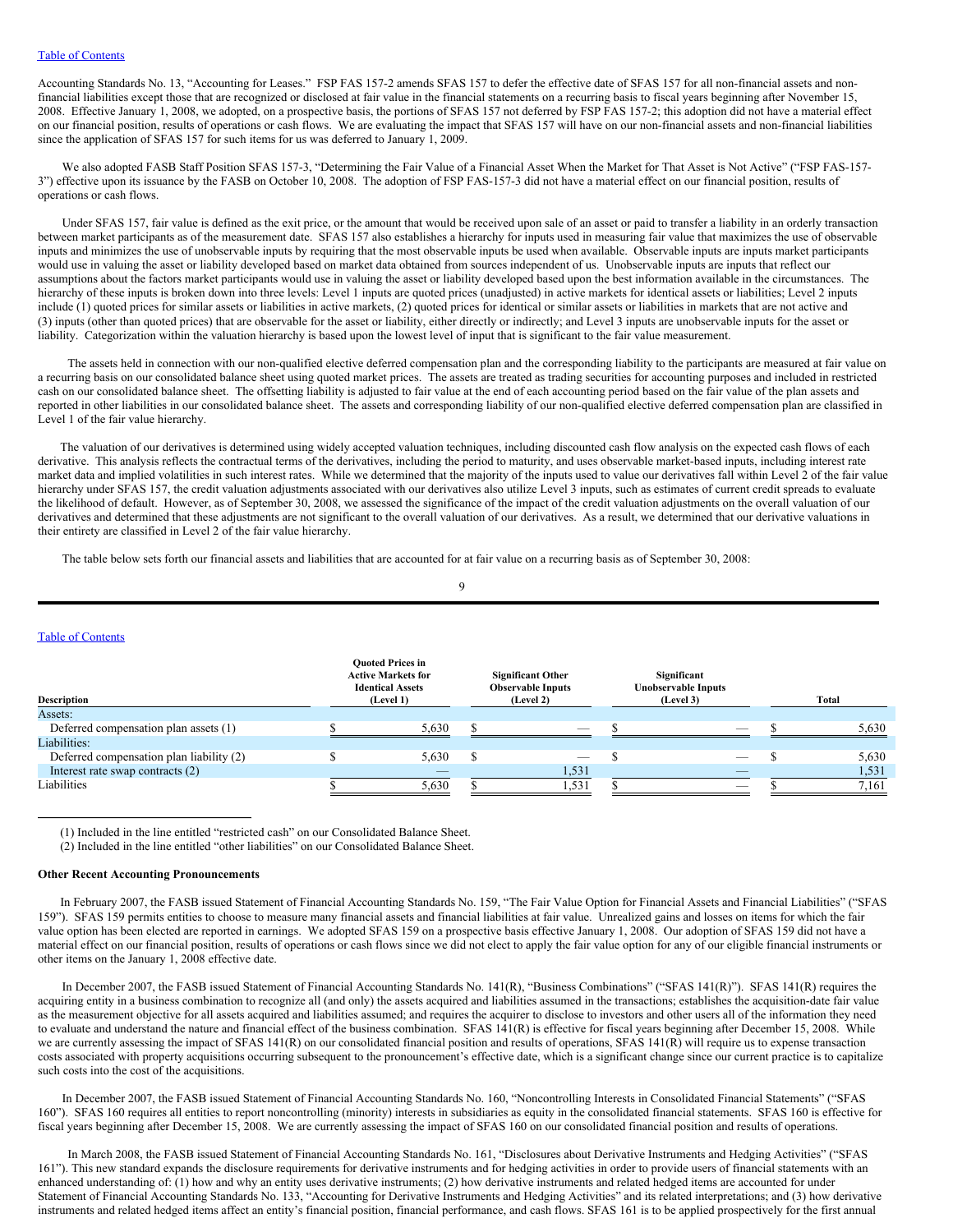Accounting Standards No. 13, "Accounting for Leases." FSP FAS 157-2 amends SFAS 157 to defer the effective date of SFAS 157 for all non-financial assets and non-financial liabilities except those that are recognized or disclosed at fair value in the financial statements on a recurring basis to fiscal years beginning after November 15, 2008. Effective January 1, 2008, we adopted, on a prospective basis, the portions of SFAS 157 not deferred by FSP FAS 157-2; this adoption did not have a material effect on our financial position, results of operations or cash flows. We are evaluating the impact that SFAS 157 will have on our non-financial assets and non-financial liabilities since the application of SFAS 157 for such items for us was deferred to January 1, 2009.

We also adopted FASB Staff Position SFAS 157-3, "Determining the Fair Value of a Financial Asset When the Market for That Asset is Not Active" ("FSP FAS-157-3") effective upon its issuance by the FASB on October 10, 2008. The adoption of FSP FAS-157-3 did not have a material effect on our financial position, results of operations or cash flows.

Under SFAS 157, fair value is defined as the exit price, or the amount that would be received upon sale of an asset or paid to transfer a liability in an orderly transaction between market participants as of the measurement date. SFAS 157 also establishes a hierarchy for inputs used in measuring fair value that maximizes the use of observable inputs and minimizes the use of unobservable inputs by requiring that the most observable inputs be used when available. Observable inputs are inputs market participants would use in valuing the asset or liability developed based on market data obtained from sources independent of us. Unobservable inputs are inputs that reflect our assumptions about the factors market participants would use in valuing the asset or liability developed based upon the best information available in the circumstances. The hierarchy of these inputs is broken down into three levels: Level 1 inputs are quoted prices (unadjusted) in active markets for identical assets or liabilities; Level 2 inputs include (1) quoted prices for similar assets or liabilities in active markets, (2) quoted prices for identical or similar assets or liabilities in markets that are not active and (3) inputs (other than quoted prices) that are observable for the asset or liability, either directly or indirectly; and Level 3 inputs are unobservable inputs for the asset or liability. Categorization within the valuation hierarchy is based upon the lowest level of input that is significant to the fair value measurement.

The assets held in connection with our non-qualified elective deferred compensation plan and the corresponding liability to the participants are measured at fair value on a recurring basis on our consolidated balance sheet using quoted market prices. The assets are treated as trading securities for accounting purposes and included in restricted cash on our consolidated balance sheet. The offsetting liability is adjusted to fair value at the end of each accounting period based on the fair value of the plan assets and reported in other liabilities in our consolidated balance sheet. The assets and corresponding liability of our non-qualified elective deferred compensation plan are classified in Level 1 of the fair value hierarchy.

The valuation of our derivatives is determined using widely accepted valuation techniques, including discounted cash flow analysis on the expected cash flows of each derivative. This analysis reflects the contractual terms of the derivatives, including the period to maturity, and uses observable market-based inputs, including interest rate market data and implied volatilities in such interest rates. While we determined that the majority of the inputs used to value our derivatives fall within Level 2 of the fair value hierarchy under SFAS 157, the credit valuation adjustments associated with our derivatives also utilize Level 3 inputs, such as estimates of current credit spreads to evaluate the likelihood of default. However, as of September 30, 2008, we assessed the significance of the impact of the credit valuation adjustments on the overall valuation of our derivatives and determined that these adjustments are not significant to the overall valuation of our derivatives. As a result, we determined that our derivative valuations in their entirety are classified in Level 2 of the fair value hierarchy.

The table below sets forth our financial assets and liabilities that are accounted for at fair value on a recurring basis as of September 30, 2008:

| Description | Quoted Prices in Active Markets for Identical Assets (Level 1) | Significant Other Observable Inputs (Level 2) | Significant Unobservable Inputs (Level 3) | Total |
|---|---|---|---|---|
| Assets: | | | | |
| Deferred compensation plan assets (1) | $ 5,630 | $ — | $ — | $ 5,630 |
| Liabilities: | | | | |
| Deferred compensation plan liability (2) | $ 5,630 | $ — | $ — | $ 5,630 |
| Interest rate swap contracts (2) | — | 1,531 | — | 1,531 |
| Liabilities | $ 5,630 | $ 1,531 | $ — | $ 7,161 |

(1) Included in the line entitled "restricted cash" on our Consolidated Balance Sheet.

(2) Included in the line entitled "other liabilities" on our Consolidated Balance Sheet.

**Other Recent Accounting Pronouncements**

In February 2007, the FASB issued Statement of Financial Accounting Standards No. 159, "The Fair Value Option for Financial Assets and Financial Liabilities" ("SFAS 159"). SFAS 159 permits entities to choose to measure many financial assets and financial liabilities at fair value. Unrealized gains and losses on items for which the fair value option has been elected are reported in earnings. We adopted SFAS 159 on a prospective basis effective January 1, 2008. Our adoption of SFAS 159 did not have a material effect on our financial position, results of operations or cash flows since we did not elect to apply the fair value option for any of our eligible financial instruments or other items on the January 1, 2008 effective date.

In December 2007, the FASB issued Statement of Financial Accounting Standards No. 141(R), "Business Combinations" ("SFAS 141(R)"). SFAS 141(R) requires the acquiring entity in a business combination to recognize all (and only) the assets acquired and liabilities assumed in the transactions; establishes the acquisition-date fair value as the measurement objective for all assets acquired and liabilities assumed; and requires the acquirer to disclose to investors and other users all of the information they need to evaluate and understand the nature and financial effect of the business combination. SFAS 141(R) is effective for fiscal years beginning after December 15, 2008. While we are currently assessing the impact of SFAS 141(R) on our consolidated financial position and results of operations, SFAS 141(R) will require us to expense transaction costs associated with property acquisitions occurring subsequent to the pronouncement's effective date, which is a significant change since our current practice is to capitalize such costs into the cost of the acquisitions.

In December 2007, the FASB issued Statement of Financial Accounting Standards No. 160, "Noncontrolling Interests in Consolidated Financial Statements" ("SFAS 160"). SFAS 160 requires all entities to report noncontrolling (minority) interests in subsidiaries as equity in the consolidated financial statements. SFAS 160 is effective for fiscal years beginning after December 15, 2008. We are currently assessing the impact of SFAS 160 on our consolidated financial position and results of operations.

In March 2008, the FASB issued Statement of Financial Accounting Standards No. 161, "Disclosures about Derivative Instruments and Hedging Activities" ("SFAS 161"). This new standard expands the disclosure requirements for derivative instruments and for hedging activities in order to provide users of financial statements with an enhanced understanding of: (1) how and why an entity uses derivative instruments; (2) how derivative instruments and related hedged items are accounted for under Statement of Financial Accounting Standards No. 133, "Accounting for Derivative Instruments and Hedging Activities" and its related interpretations; and (3) how derivative instruments and related hedged items affect an entity's financial position, financial performance, and cash flows. SFAS 161 is to be applied prospectively for the first annual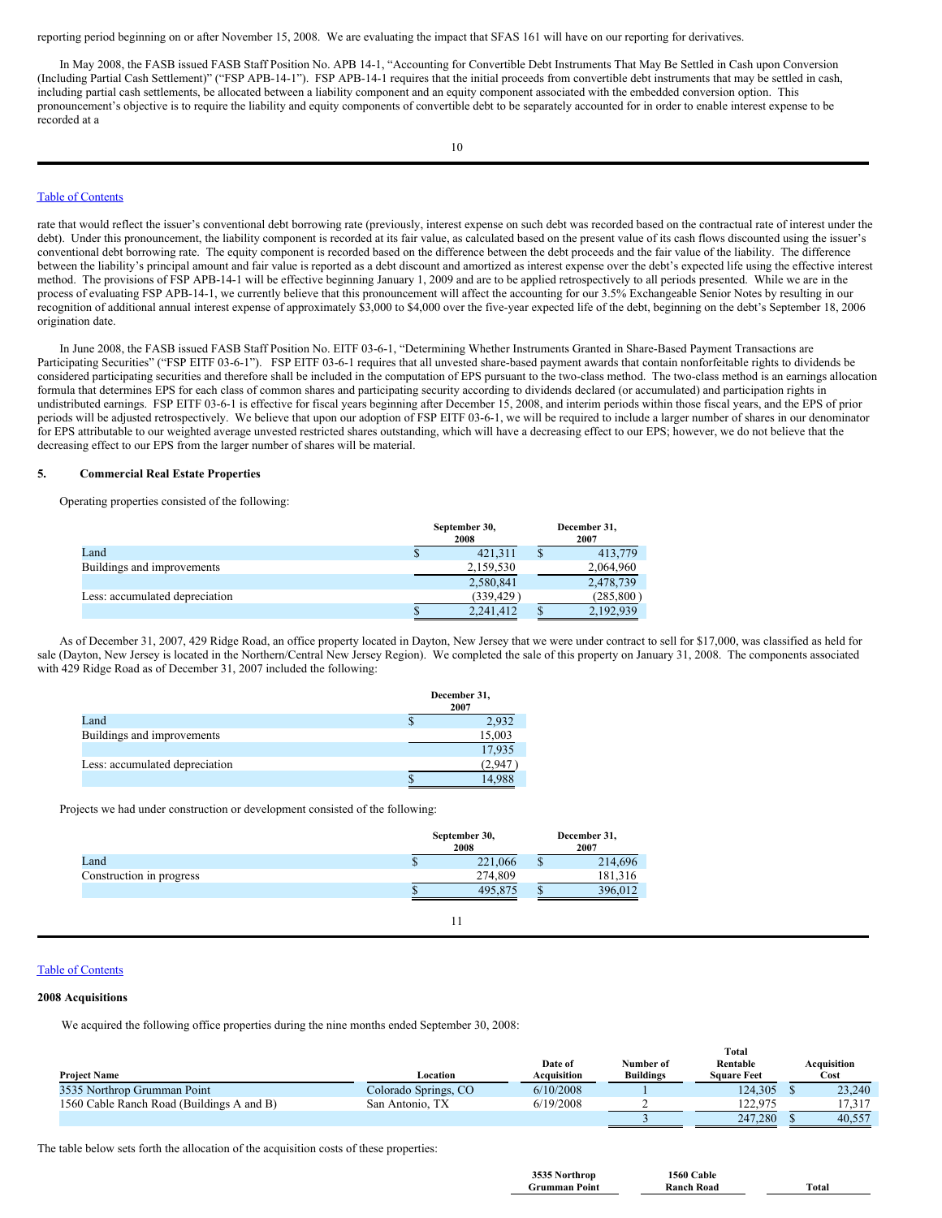reporting period beginning on or after November 15, 2008. We are evaluating the impact that SFAS 161 will have on our reporting for derivatives.

In May 2008, the FASB issued FASB Staff Position No. APB 14-1, "Accounting for Convertible Debt Instruments That May Be Settled in Cash upon Conversion (Including Partial Cash Settlement)" ("FSP APB-14-1"). FSP APB-14-1 requires that the initial proceeds from convertible debt instruments that may be settled in cash, including partial cash settlements, be allocated between a liability component and an equity component associated with the embedded conversion option. This pronouncement's objective is to require the liability and equity components of convertible debt to be separately accounted for in order to enable interest expense to be recorded at a rate that would reflect the issuer's conventional debt borrowing rate (previously, interest expense on such debt was recorded based on the contractual rate of interest under the debt). Under this pronouncement, the liability component is recorded at its fair value, as calculated based on the present value of its cash flows discounted using the issuer's conventional debt borrowing rate. The equity component is recorded based on the difference between the debt proceeds and the fair value of the liability. The difference between the liability's principal amount and fair value is reported as a debt discount and amortized as interest expense over the debt's expected life using the effective interest method. The provisions of FSP APB-14-1 will be effective beginning January 1, 2009 and are to be applied retrospectively to all periods presented. While we are in the process of evaluating FSP APB-14-1, we currently believe that this pronouncement will affect the accounting for our 3.5% Exchangeable Senior Notes by resulting in our recognition of additional annual interest expense of approximately $3,000 to $4,000 over the five-year expected life of the debt, beginning on the debt's September 18, 2006 origination date.

In June 2008, the FASB issued FASB Staff Position No. EITF 03-6-1, "Determining Whether Instruments Granted in Share-Based Payment Transactions are Participating Securities" ("FSP EITF 03-6-1"). FSP EITF 03-6-1 requires that all unvested share-based payment awards that contain nonforfeitable rights to dividends be considered participating securities and therefore shall be included in the computation of EPS pursuant to the two-class method. The two-class method is an earnings allocation formula that determines EPS for each class of common shares and participating security according to dividends declared (or accumulated) and participation rights in undistributed earnings. FSP EITF 03-6-1 is effective for fiscal years beginning after December 15, 2008, and interim periods within those fiscal years, and the EPS of prior periods will be adjusted retrospectively. We believe that upon our adoption of FSP EITF 03-6-1, we will be required to include a larger number of shares in our denominator for EPS attributable to our weighted average unvested restricted shares outstanding, which will have a decreasing effect to our EPS; however, we do not believe that the decreasing effect to our EPS from the larger number of shares will be material.

## 5. Commercial Real Estate Properties

Operating properties consisted of the following:

| | September 30, 2008 | December 31, 2007 |
|---|---|---|
| Land | $ 421,311 | $ 413,779 |
| Buildings and improvements | 2,159,530 | 2,064,960 |
| | 2,580,841 | 2,478,739 |
| Less: accumulated depreciation | (339,429) | (285,800) |
| | $ 2,241,412 | $ 2,192,939 |

As of December 31, 2007, 429 Ridge Road, an office property located in Dayton, New Jersey that we were under contract to sell for $17,000, was classified as held for sale (Dayton, New Jersey is located in the Northern/Central New Jersey Region). We completed the sale of this property on January 31, 2008. The components associated with 429 Ridge Road as of December 31, 2007 included the following:

| | December 31, 2007 |
|---|---|
| Land | $ 2,932 |
| Buildings and improvements | 15,003 |
| | 17,935 |
| Less: accumulated depreciation | (2,947) |
| | $ 14,988 |

Projects we had under construction or development consisted of the following:

| | September 30, 2008 | December 31, 2007 |
|---|---|---|
| Land | $ 221,066 | $ 214,696 |
| Construction in progress | 274,809 | 181,316 |
| | $ 495,875 | $ 396,012 |

### 2008 Acquisitions

We acquired the following office properties during the nine months ended September 30, 2008:

| Project Name | Location | Date of Acquisition | Number of Buildings | Total Rentable Square Feet | Acquisition Cost |
|---|---|---|---|---|---|
| 3535 Northrop Grumman Point | Colorado Springs, CO | 6/10/2008 | 1 | 124,305 | $ 23,240 |
| 1560 Cable Ranch Road (Buildings A and B) | San Antonio, TX | 6/19/2008 | 2 | 122,975 | 17,317 |
| | | | 3 | 247,280 | $ 40,557 |

The table below sets forth the allocation of the acquisition costs of these properties:

| | 3535 Northrop Grumman Point | 1560 Cable Ranch Road | Total |
|---|---|---|---|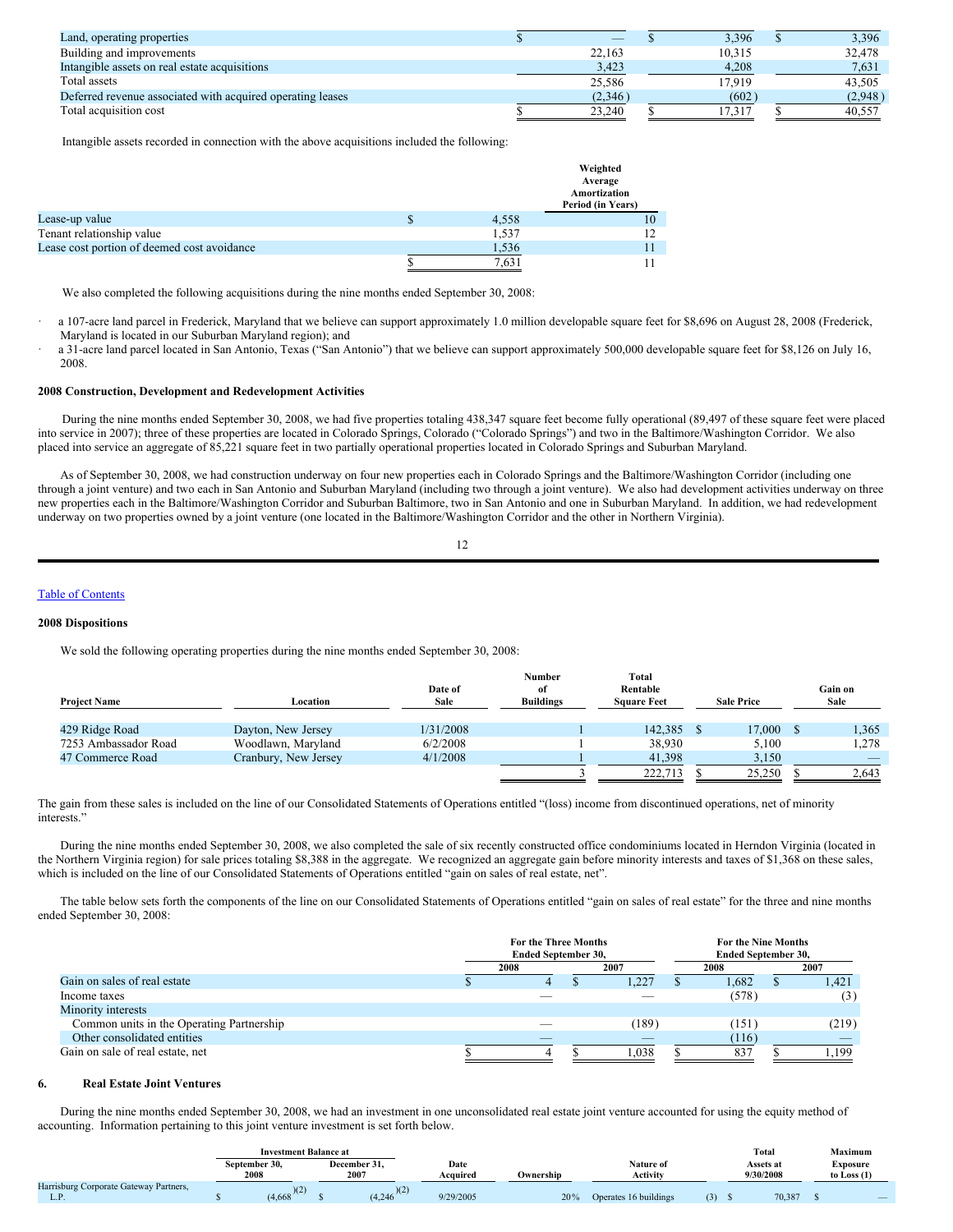| | | | |
|---|---|---|---|
| Land, operating properties | $ — | $ 3,396 | $ 3,396 |
| Building and improvements | 22,163 | 10,315 | 32,478 |
| Intangible assets on real estate acquisitions | 3,423 | 4,208 | 7,631 |
| Total assets | 25,586 | 17,919 | 43,505 |
| Deferred revenue associated with acquired operating leases | (2,346) | (602) | (2,948) |
| Total acquisition cost | $ 23,240 | $ 17,317 | $ 40,557 |

Intangible assets recorded in connection with the above acquisitions included the following:

| | | Weighted Average Amortization Period (in Years) |
|---|---|---|
| Lease-up value | $ 4,558 | 10 |
| Tenant relationship value | 1,537 | 12 |
| Lease cost portion of deemed cost avoidance | 1,536 | 11 |
| | $ 7,631 | 11 |

We also completed the following acquisitions during the nine months ended September 30, 2008:

- a 107-acre land parcel in Frederick, Maryland that we believe can support approximately 1.0 million developable square feet for $8,696 on August 28, 2008 (Frederick, Maryland is located in our Suburban Maryland region); and
- a 31-acre land parcel located in San Antonio, Texas ("San Antonio") that we believe can support approximately 500,000 developable square feet for $8,126 on July 16, 2008.

**2008 Construction, Development and Redevelopment Activities**

During the nine months ended September 30, 2008, we had five properties totaling 438,347 square feet become fully operational (89,497 of these square feet were placed into service in 2007); three of these properties are located in Colorado Springs, Colorado ("Colorado Springs") and two in the Baltimore/Washington Corridor. We also placed into service an aggregate of 85,221 square feet in two partially operational properties located in Colorado Springs and Suburban Maryland.

As of September 30, 2008, we had construction underway on four new properties each in Colorado Springs and the Baltimore/Washington Corridor (including one through a joint venture) and two each in San Antonio and Suburban Maryland (including two through a joint venture). We also had development activities underway on three new properties each in the Baltimore/Washington Corridor and Suburban Baltimore, two in San Antonio and one in Suburban Maryland. In addition, we had redevelopment underway on two properties owned by a joint venture (one located in the Baltimore/Washington Corridor and the other in Northern Virginia).

**2008 Dispositions**

We sold the following operating properties during the nine months ended September 30, 2008:

| Project Name | Location | Date of Sale | Number of Buildings | Total Rentable Square Feet | Sale Price | Gain on Sale |
|---|---|---|---|---|---|---|
| 429 Ridge Road | Dayton, New Jersey | 1/31/2008 | 1 | 142,385 | $ 17,000 | $ 1,365 |
| 7253 Ambassador Road | Woodlawn, Maryland | 6/2/2008 | 1 | 38,930 | 5,100 | 1,278 |
| 47 Commerce Road | Cranbury, New Jersey | 4/1/2008 | 1 | 41,398 | 3,150 | — |
| | | | 3 | 222,713 | $ 25,250 | $ 2,643 |

The gain from these sales is included on the line of our Consolidated Statements of Operations entitled "(loss) income from discontinued operations, net of minority interests."

During the nine months ended September 30, 2008, we also completed the sale of six recently constructed office condominiums located in Herndon Virginia (located in the Northern Virginia region) for sale prices totaling $8,388 in the aggregate. We recognized an aggregate gain before minority interests and taxes of $1,368 on these sales, which is included on the line of our Consolidated Statements of Operations entitled "gain on sales of real estate, net".

The table below sets forth the components of the line on our Consolidated Statements of Operations entitled "gain on sales of real estate" for the three and nine months ended September 30, 2008:

| | For the Three Months Ended September 30, | | For the Nine Months Ended September 30, | |
|---|---|---|---|---|
| | 2008 | 2007 | 2008 | 2007 |
| Gain on sales of real estate | $ 4 | $ 1,227 | $ 1,682 | $ 1,421 |
| Income taxes | — | — | (578) | (3) |
| Minority interests | | | | |
| Common units in the Operating Partnership | — | (189) | (151) | (219) |
| Other consolidated entities | — | — | (116) | — |
| Gain on sale of real estate, net | $ 4 | $ 1,038 | $ 837 | $ 1,199 |

## 6. Real Estate Joint Ventures

During the nine months ended September 30, 2008, we had an investment in one unconsolidated real estate joint venture accounted for using the equity method of accounting. Information pertaining to this joint venture investment is set forth below.

| | Investment Balance at September 30, 2008 | Investment Balance at December 31, 2007 | Date Acquired | Ownership | Nature of Activity | Total Assets at 9/30/2008 | Maximum Exposure to Loss (1) |
|---|---|---|---|---|---|---|---|
| Harrisburg Corporate Gateway Partners, L.P. | $ (4,668)(2) | $ (4,246)(2) | 9/29/2005 | 20% | Operates 16 buildings (3) | $ 70,387 | $ — |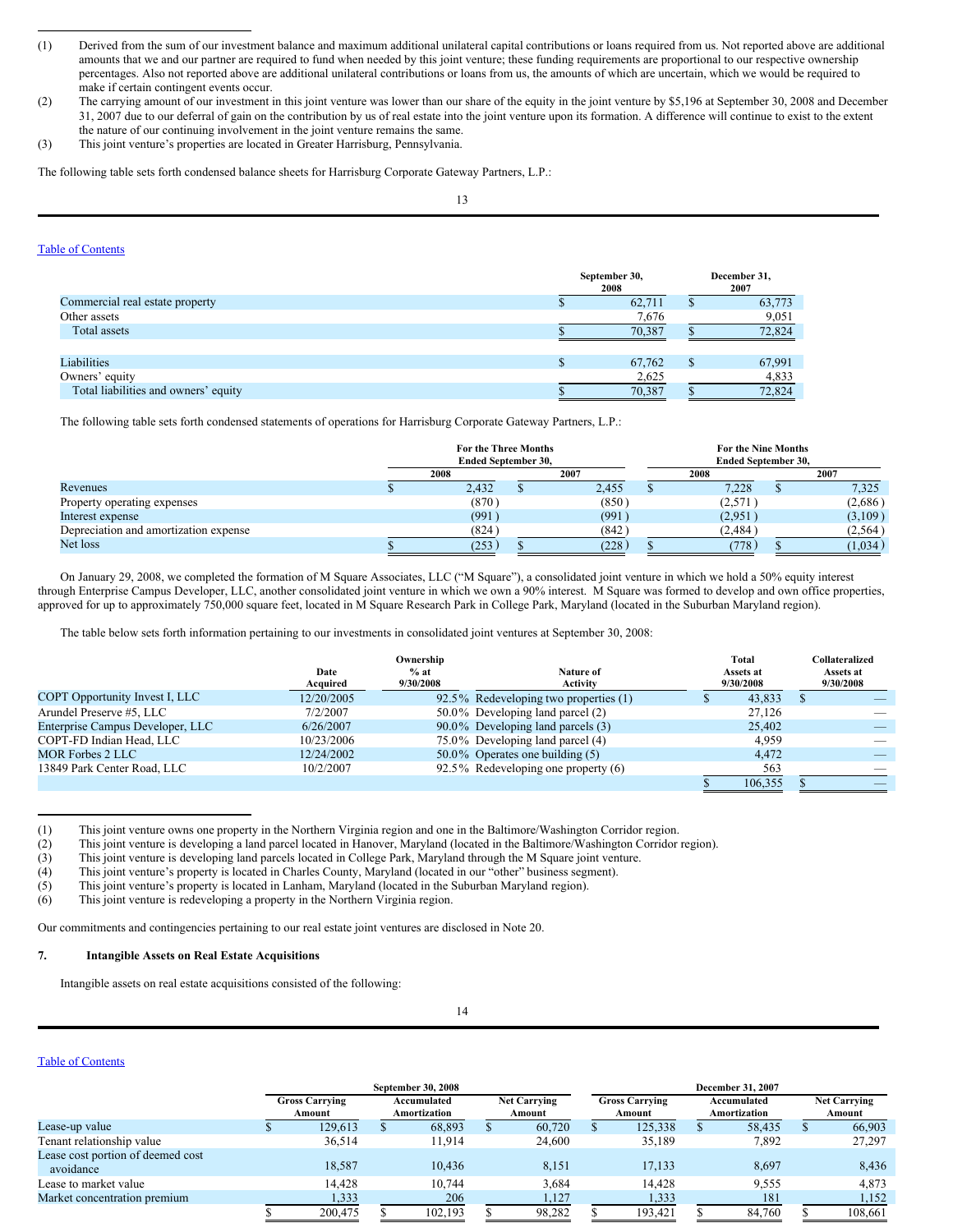(1) Derived from the sum of our investment balance and maximum additional unilateral capital contributions or loans required from us. Not reported above are additional amounts that we and our partner are required to fund when needed by this joint venture; these funding requirements are proportional to our respective ownership percentages. Also not reported above are additional unilateral contributions or loans from us, the amounts of which are uncertain, which we would be required to make if certain contingent events occur.

(2) The carrying amount of our investment in this joint venture was lower than our share of the equity in the joint venture by $5,196 at September 30, 2008 and December 31, 2007 due to our deferral of gain on the contribution by us of real estate into the joint venture upon its formation. A difference will continue to exist to the extent the nature of our continuing involvement in the joint venture remains the same.

(3) This joint venture's properties are located in Greater Harrisburg, Pennsylvania.

The following table sets forth condensed balance sheets for Harrisburg Corporate Gateway Partners, L.P.:

| | September 30, 2008 | December 31, 2007 |
|---|---|---|
| Commercial real estate property | $ 62,711 | $ 63,773 |
| Other assets | 7,676 | 9,051 |
| Total assets | $ 70,387 | $ 72,824 |
| | | |
| Liabilities | $ 67,762 | $ 67,991 |
| Owners' equity | 2,625 | 4,833 |
| Total liabilities and owners' equity | $ 70,387 | $ 72,824 |

The following table sets forth condensed statements of operations for Harrisburg Corporate Gateway Partners, L.P.:

| | For the Three Months Ended September 30, | | For the Nine Months Ended September 30, | |
|---|---|---|---|---|
| | 2008 | 2007 | 2008 | 2007 |
| Revenues | $ 2,432 | $ 2,455 | $ 7,228 | $ 7,325 |
| Property operating expenses | (870) | (850) | (2,571) | (2,686) |
| Interest expense | (991) | (991) | (2,951) | (3,109) |
| Depreciation and amortization expense | (824) | (842) | (2,484) | (2,564) |
| Net loss | $ (253) | $ (228) | $ (778) | $ (1,034) |

On January 29, 2008, we completed the formation of M Square Associates, LLC ("M Square"), a consolidated joint venture in which we hold a 50% equity interest through Enterprise Campus Developer, LLC, another consolidated joint venture in which we own a 90% interest. M Square was formed to develop and own office properties, approved for up to approximately 750,000 square feet, located in M Square Research Park in College Park, Maryland (located in the Suburban Maryland region).

The table below sets forth information pertaining to our investments in consolidated joint ventures at September 30, 2008:

| | Date Acquired | Ownership % at 9/30/2008 | Nature of Activity | Total Assets at 9/30/2008 | Collateralized Assets at 9/30/2008 |
|---|---|---|---|---|---|
| COPT Opportunity Invest I, LLC | 12/20/2005 | 92.5% | Redeveloping two properties (1) | $ 43,833 | $ — |
| Arundel Preserve #5, LLC | 7/2/2007 | 50.0% | Developing land parcel (2) | 27,126 | — |
| Enterprise Campus Developer, LLC | 6/26/2007 | 90.0% | Developing land parcels (3) | 25,402 | — |
| COPT-FD Indian Head, LLC | 10/23/2006 | 75.0% | Developing land parcel (4) | 4,959 | — |
| MOR Forbes 2 LLC | 12/24/2002 | 50.0% | Operates one building (5) | 4,472 | — |
| 13849 Park Center Road, LLC | 10/2/2007 | 92.5% | Redeveloping one property (6) | 563 | — |
| | | | | $ 106,355 | $ — |

(1) This joint venture owns one property in the Northern Virginia region and one in the Baltimore/Washington Corridor region.

(2) This joint venture is developing a land parcel located in Hanover, Maryland (located in the Baltimore/Washington Corridor region).

(3) This joint venture is developing land parcels located in College Park, Maryland through the M Square joint venture.

(4) This joint venture's property is located in Charles County, Maryland (located in our "other" business segment).

(5) This joint venture's property is located in Lanham, Maryland (located in the Suburban Maryland region).

(6) This joint venture is redeveloping a property in the Northern Virginia region.

Our commitments and contingencies pertaining to our real estate joint ventures are disclosed in Note 20.

## 7. Intangible Assets on Real Estate Acquisitions

Intangible assets on real estate acquisitions consisted of the following:

| | September 30, 2008 | | | December 31, 2007 | | |
|---|---|---|---|---|---|---|
| | Gross Carrying Amount | Accumulated Amortization | Net Carrying Amount | Gross Carrying Amount | Accumulated Amortization | Net Carrying Amount |
| Lease-up value | $ 129,613 | $ 68,893 | $ 60,720 | $ 125,338 | $ 58,435 | $ 66,903 |
| Tenant relationship value | 36,514 | 11,914 | 24,600 | 35,189 | 7,892 | 27,297 |
| Lease cost portion of deemed cost avoidance | 18,587 | 10,436 | 8,151 | 17,133 | 8,697 | 8,436 |
| Lease to market value | 14,428 | 10,744 | 3,684 | 14,428 | 9,555 | 4,873 |
| Market concentration premium | 1,333 | 206 | 1,127 | 1,333 | 181 | 1,152 |
| | $ 200,475 | $ 102,193 | $ 98,282 | $ 193,421 | $ 84,760 | $ 108,661 |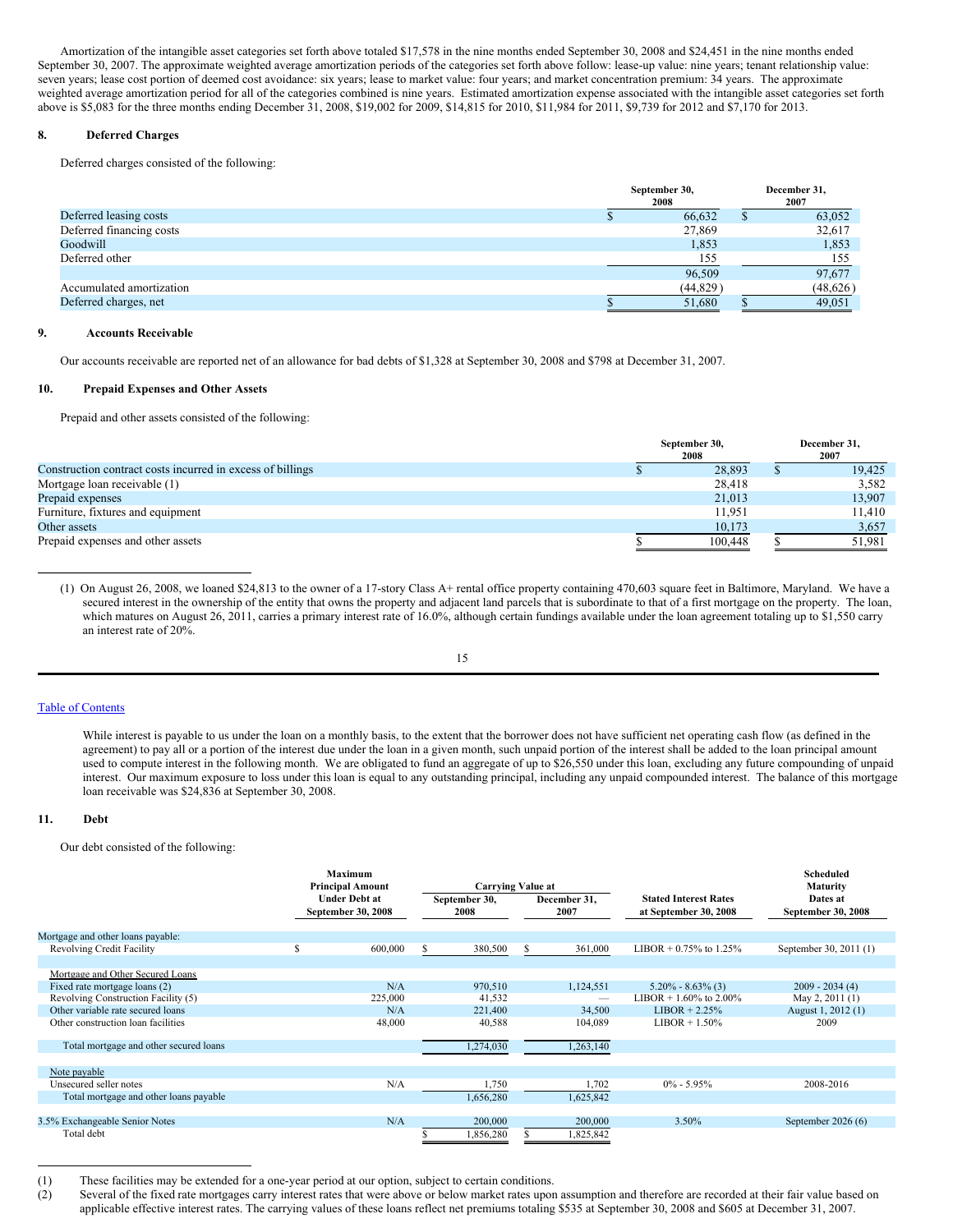Amortization of the intangible asset categories set forth above totaled $17,578 in the nine months ended September 30, 2008 and $24,451 in the nine months ended September 30, 2007. The approximate weighted average amortization periods of the categories set forth above follow: lease-up value: nine years; tenant relationship value: seven years; lease cost portion of deemed cost avoidance: six years; lease to market value: four years; and market concentration premium: 34 years. The approximate weighted average amortization period for all of the categories combined is nine years. Estimated amortization expense associated with the intangible asset categories set forth above is $5,083 for the three months ending December 31, 2008, $19,002 for 2009, $14,815 for 2010, $11,984 for 2011, $9,739 for 2012 and $7,170 for 2013.

## 8. Deferred Charges

Deferred charges consisted of the following:

| | September 30, 2008 | December 31, 2007 |
|---|---|---|
| Deferred leasing costs | $ 66,632 | $ 63,052 |
| Deferred financing costs | 27,869 | 32,617 |
| Goodwill | 1,853 | 1,853 |
| Deferred other | 155 | 155 |
| | 96,509 | 97,677 |
| Accumulated amortization | (44,829) | (48,626) |
| Deferred charges, net | $ 51,680 | $ 49,051 |

## 9. Accounts Receivable

Our accounts receivable are reported net of an allowance for bad debts of $1,328 at September 30, 2008 and $798 at December 31, 2007.

## 10. Prepaid Expenses and Other Assets

Prepaid and other assets consisted of the following:

| | September 30, 2008 | December 31, 2007 |
|---|---|---|
| Construction contract costs incurred in excess of billings | $ 28,893 | $ 19,425 |
| Mortgage loan receivable (1) | 28,418 | 3,582 |
| Prepaid expenses | 21,013 | 13,907 |
| Furniture, fixtures and equipment | 11,951 | 11,410 |
| Other assets | 10,173 | 3,657 |
| Prepaid expenses and other assets | $ 100,448 | $ 51,981 |

(1) On August 26, 2008, we loaned $24,813 to the owner of a 17-story Class A+ rental office property containing 470,603 square feet in Baltimore, Maryland. We have a secured interest in the ownership of the entity that owns the property and adjacent land parcels that is subordinate to that of a first mortgage on the property. The loan, which matures on August 26, 2011, carries a primary interest rate of 16.0%, although certain fundings available under the loan agreement totaling up to $1,550 carry an interest rate of 20%.

While interest is payable to us under the loan on a monthly basis, to the extent that the borrower does not have sufficient net operating cash flow (as defined in the agreement) to pay all or a portion of the interest due under the loan in a given month, such unpaid portion of the interest shall be added to the loan principal amount used to compute interest in the following month. We are obligated to fund an aggregate of up to $26,550 under this loan, excluding any future compounding of unpaid interest. Our maximum exposure to loss under this loan is equal to any outstanding principal, including any unpaid compounded interest. The balance of this mortgage loan receivable was $24,836 at September 30, 2008.

## 11. Debt

Our debt consisted of the following:

| | Maximum Principal Amount Under Debt at September 30, 2008 | Carrying Value at September 30, 2008 | Carrying Value at December 31, 2007 | Stated Interest Rates at September 30, 2008 | Scheduled Maturity Dates at September 30, 2008 |
|---|---|---|---|---|---|
| Mortgage and other loans payable: | | | | | |
| Revolving Credit Facility | $ 600,000 | $ 380,500 | $ 361,000 | LIBOR + 0.75% to 1.25% | September 30, 2011 (1) |
| Mortgage and Other Secured Loans | | | | | |
| Fixed rate mortgage loans (2) | N/A | 970,510 | 1,124,551 | 5.20% - 8.63% (3) | 2009 - 2034 (4) |
| Revolving Construction Facility (5) | 225,000 | 41,532 | — | LIBOR + 1.60% to 2.00% | May 2, 2011 (1) |
| Other variable rate secured loans | N/A | 221,400 | 34,500 | LIBOR + 2.25% | August 1, 2012 (1) |
| Other construction loan facilities | 48,000 | 40,588 | 104,089 | LIBOR + 1.50% | 2009 |
| Total mortgage and other secured loans | | 1,274,030 | 1,263,140 | | |
| Note payable | | | | | |
| Unsecured seller notes | N/A | 1,750 | 1,702 | 0% - 5.95% | 2008-2016 |
| Total mortgage and other loans payable | | 1,656,280 | 1,625,842 | | |
| 3.5% Exchangeable Senior Notes | N/A | 200,000 | 200,000 | 3.50% | September 2026 (6) |
| Total debt | | $ 1,856,280 | $ 1,825,842 | | |

(1) These facilities may be extended for a one-year period at our option, subject to certain conditions.

(2) Several of the fixed rate mortgages carry interest rates that were above or below market rates upon assumption and therefore are recorded at their fair value based on applicable effective interest rates. The carrying values of these loans reflect net premiums totaling $535 at September 30, 2008 and $605 at December 31, 2007.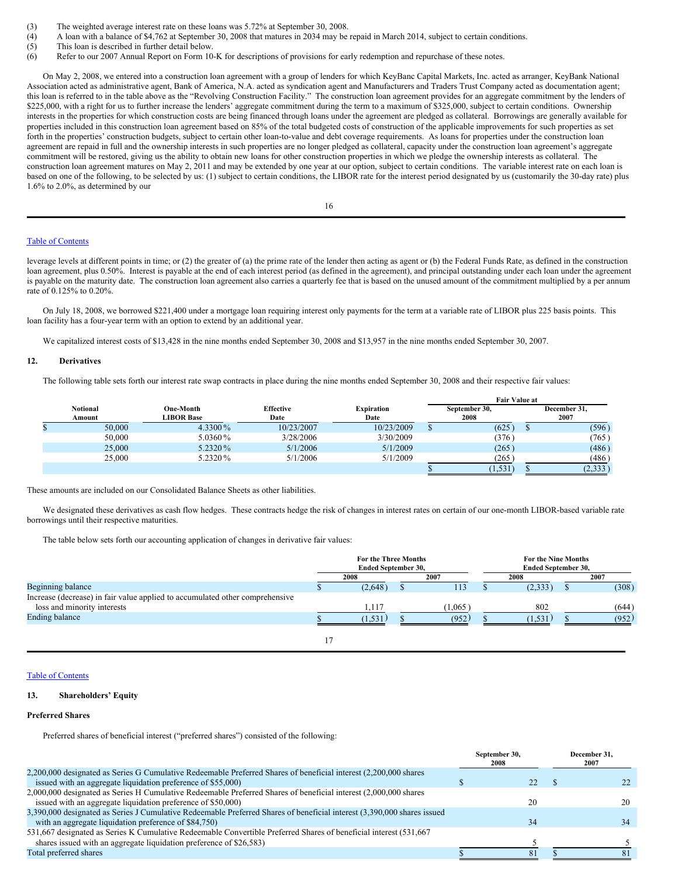(3) The weighted average interest rate on these loans was 5.72% at September 30, 2008.

(4) A loan with a balance of $4,762 at September 30, 2008 that matures in 2034 may be repaid in March 2014, subject to certain conditions.

(5) This loan is described in further detail below.

(6) Refer to our 2007 Annual Report on Form 10-K for descriptions of provisions for early redemption and repurchase of these notes.

On May 2, 2008, we entered into a construction loan agreement with a group of lenders for which KeyBanc Capital Markets, Inc. acted as arranger, KeyBank National Association acted as administrative agent, Bank of America, N.A. acted as syndication agent and Manufacturers and Traders Trust Company acted as documentation agent; this loan is referred to in the table above as the "Revolving Construction Facility." The construction loan agreement provides for an aggregate commitment by the lenders of $225,000, with a right for us to further increase the lenders' aggregate commitment during the term to a maximum of $325,000, subject to certain conditions. Ownership interests in the properties for which construction costs are being financed through loans under the agreement are pledged as collateral. Borrowings are generally available for properties included in this construction loan agreement based on 85% of the total budgeted costs of construction of the applicable improvements for such properties as set forth in the properties' construction budgets, subject to certain other loan-to-value and debt coverage requirements. As loans for properties under the construction loan agreement are repaid in full and the ownership interests in such properties are no longer pledged as collateral, capacity under the construction loan agreement's aggregate commitment will be restored, giving us the ability to obtain new loans for other construction properties in which we pledge the ownership interests as collateral. The construction loan agreement matures on May 2, 2011 and may be extended by one year at our option, subject to certain conditions. The variable interest rate on each loan is based on one of the following, to be selected by us: (1) subject to certain conditions, the LIBOR rate for the interest period designated by us (customarily the 30-day rate) plus 1.6% to 2.0%, as determined by our leverage levels at different points in time; or (2) the greater of (a) the prime rate of the lender then acting as agent or (b) the Federal Funds Rate, as defined in the construction loan agreement, plus 0.50%. Interest is payable at the end of each interest period (as defined in the agreement), and principal outstanding under each loan under the agreement is payable on the maturity date. The construction loan agreement also carries a quarterly fee that is based on the unused amount of the commitment multiplied by a per annum rate of 0.125% to 0.20%.

On July 18, 2008, we borrowed $221,400 under a mortgage loan requiring interest only payments for the term at a variable rate of LIBOR plus 225 basis points. This loan facility has a four-year term with an option to extend by an additional year.

We capitalized interest costs of $13,428 in the nine months ended September 30, 2008 and $13,957 in the nine months ended September 30, 2007.

## 12. Derivatives

The following table sets forth our interest rate swap contracts in place during the nine months ended September 30, 2008 and their respective fair values:

| | | | | Fair Value at | |
|---|---|---|---|---|---|
| Notional Amount | One-Month LIBOR Base | Effective Date | Expiration Date | September 30, 2008 | December 31, 2007 |
| $ 50,000 | 4.3300% | 10/23/2007 | 10/23/2009 | $ (625) | $ (596) |
| 50,000 | 5.0360% | 3/28/2006 | 3/30/2009 | (376) | (765) |
| 25,000 | 5.2320% | 5/1/2006 | 5/1/2009 | (265) | (486) |
| 25,000 | 5.2320% | 5/1/2006 | 5/1/2009 | (265) | (486) |
| | | | | $ (1,531) | $ (2,333) |

These amounts are included on our Consolidated Balance Sheets as other liabilities.

We designated these derivatives as cash flow hedges. These contracts hedge the risk of changes in interest rates on certain of our one-month LIBOR-based variable rate borrowings until their respective maturities.

The table below sets forth our accounting application of changes in derivative fair values:

| | For the Three Months Ended September 30, | | For the Nine Months Ended September 30, | |
|---|---|---|---|---|
| | 2008 | 2007 | 2008 | 2007 |
| Beginning balance | $ (2,648) | $ 113 | $ (2,333) | $ (308) |
| Increase (decrease) in fair value applied to accumulated other comprehensive loss and minority interests | 1,117 | (1,065) | 802 | (644) |
| Ending balance | $ (1,531) | $ (952) | $ (1,531) | $ (952) |

## 13. Shareholders' Equity

### Preferred Shares

Preferred shares of beneficial interest ("preferred shares") consisted of the following:

| | September 30, 2008 | December 31, 2007 |
|---|---|---|
| 2,200,000 designated as Series G Cumulative Redeemable Preferred Shares of beneficial interest (2,200,000 shares issued with an aggregate liquidation preference of $55,000) | $ 22 | $ 22 |
| 2,000,000 designated as Series H Cumulative Redeemable Preferred Shares of beneficial interest (2,000,000 shares issued with an aggregate liquidation preference of $50,000) | 20 | 20 |
| 3,390,000 designated as Series J Cumulative Redeemable Preferred Shares of beneficial interest (3,390,000 shares issued with an aggregate liquidation preference of $84,750) | 34 | 34 |
| 531,667 designated as Series K Cumulative Redeemable Convertible Preferred Shares of beneficial interest (531,667 shares issued with an aggregate liquidation preference of $26,583) | 5 | 5 |
| Total preferred shares | $ 81 | $ 81 |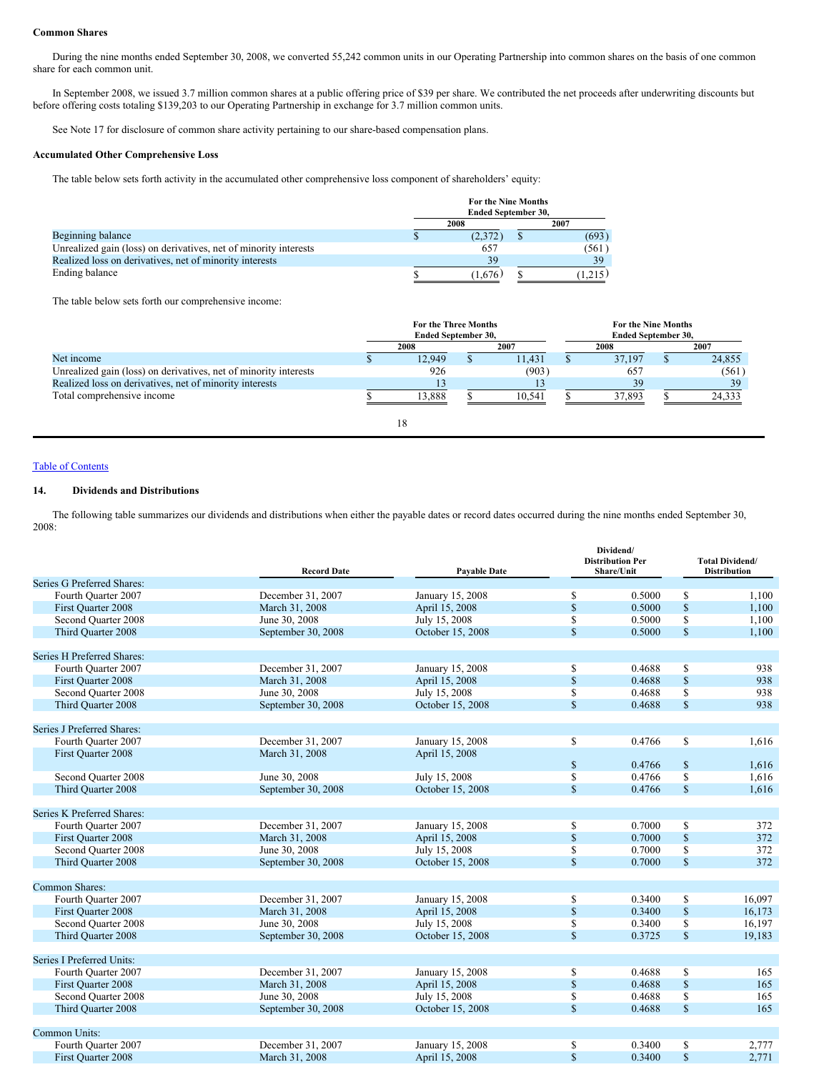**Common Shares**

During the nine months ended September 30, 2008, we converted 55,242 common units in our Operating Partnership into common shares on the basis of one common share for each common unit.

In September 2008, we issued 3.7 million common shares at a public offering price of $39 per share. We contributed the net proceeds after underwriting discounts but before offering costs totaling $139,203 to our Operating Partnership in exchange for 3.7 million common units.

See Note 17 for disclosure of common share activity pertaining to our share-based compensation plans.

**Accumulated Other Comprehensive Loss**

The table below sets forth activity in the accumulated other comprehensive loss component of shareholders' equity:

| | For the Nine Months Ended September 30, | |
|---|---|---|
| | 2008 | 2007 |
| Beginning balance | $ (2,372) | $ (693) |
| Unrealized gain (loss) on derivatives, net of minority interests | 657 | (561) |
| Realized loss on derivatives, net of minority interests | 39 | 39 |
| Ending balance | $ (1,676) | $ (1,215) |

The table below sets forth our comprehensive income:

| | For the Three Months Ended September 30, | | For the Nine Months Ended September 30, | |
|---|---|---|---|---|
| | 2008 | 2007 | 2008 | 2007 |
| Net income | $ 12,949 | $ 11,431 | $ 37,197 | $ 24,855 |
| Unrealized gain (loss) on derivatives, net of minority interests | 926 | (903) | 657 | (561) |
| Realized loss on derivatives, net of minority interests | 13 | 13 | 39 | 39 |
| Total comprehensive income | $ 13,888 | $ 10,541 | $ 37,893 | $ 24,333 |

## 14. Dividends and Distributions

The following table summarizes our dividends and distributions when either the payable dates or record dates occurred during the nine months ended September 30, 2008:

| | Record Date | Payable Date | Dividend/ Distribution Per Share/Unit | Total Dividend/ Distribution |
|---|---|---|---|---|
| Series G Preferred Shares: | | | | |
| Fourth Quarter 2007 | December 31, 2007 | January 15, 2008 | $ 0.5000 | $ 1,100 |
| First Quarter 2008 | March 31, 2008 | April 15, 2008 | $ 0.5000 | $ 1,100 |
| Second Quarter 2008 | June 30, 2008 | July 15, 2008 | $ 0.5000 | $ 1,100 |
| Third Quarter 2008 | September 30, 2008 | October 15, 2008 | $ 0.5000 | $ 1,100 |
| | | | | |
| Series H Preferred Shares: | | | | |
| Fourth Quarter 2007 | December 31, 2007 | January 15, 2008 | $ 0.4688 | $ 938 |
| First Quarter 2008 | March 31, 2008 | April 15, 2008 | $ 0.4688 | $ 938 |
| Second Quarter 2008 | June 30, 2008 | July 15, 2008 | $ 0.4688 | $ 938 |
| Third Quarter 2008 | September 30, 2008 | October 15, 2008 | $ 0.4688 | $ 938 |
| | | | | |
| Series J Preferred Shares: | | | | |
| Fourth Quarter 2007 | December 31, 2007 | January 15, 2008 | $ 0.4766 | $ 1,616 |
| First Quarter 2008 | March 31, 2008 | April 15, 2008 | $ 0.4766 | $ 1,616 |
| Second Quarter 2008 | June 30, 2008 | July 15, 2008 | $ 0.4766 | $ 1,616 |
| Third Quarter 2008 | September 30, 2008 | October 15, 2008 | $ 0.4766 | $ 1,616 |
| | | | | |
| Series K Preferred Shares: | | | | |
| Fourth Quarter 2007 | December 31, 2007 | January 15, 2008 | $ 0.7000 | $ 372 |
| First Quarter 2008 | March 31, 2008 | April 15, 2008 | $ 0.7000 | $ 372 |
| Second Quarter 2008 | June 30, 2008 | July 15, 2008 | $ 0.7000 | $ 372 |
| Third Quarter 2008 | September 30, 2008 | October 15, 2008 | $ 0.7000 | $ 372 |
| | | | | |
| Common Shares: | | | | |
| Fourth Quarter 2007 | December 31, 2007 | January 15, 2008 | $ 0.3400 | $ 16,097 |
| First Quarter 2008 | March 31, 2008 | April 15, 2008 | $ 0.3400 | $ 16,173 |
| Second Quarter 2008 | June 30, 2008 | July 15, 2008 | $ 0.3400 | $ 16,197 |
| Third Quarter 2008 | September 30, 2008 | October 15, 2008 | $ 0.3725 | $ 19,183 |
| | | | | |
| Series I Preferred Units: | | | | |
| Fourth Quarter 2007 | December 31, 2007 | January 15, 2008 | $ 0.4688 | $ 165 |
| First Quarter 2008 | March 31, 2008 | April 15, 2008 | $ 0.4688 | $ 165 |
| Second Quarter 2008 | June 30, 2008 | July 15, 2008 | $ 0.4688 | $ 165 |
| Third Quarter 2008 | September 30, 2008 | October 15, 2008 | $ 0.4688 | $ 165 |
| | | | | |
| Common Units: | | | | |
| Fourth Quarter 2007 | December 31, 2007 | January 15, 2008 | $ 0.3400 | $ 2,777 |
| First Quarter 2008 | March 31, 2008 | April 15, 2008 | $ 0.3400 | $ 2,771 |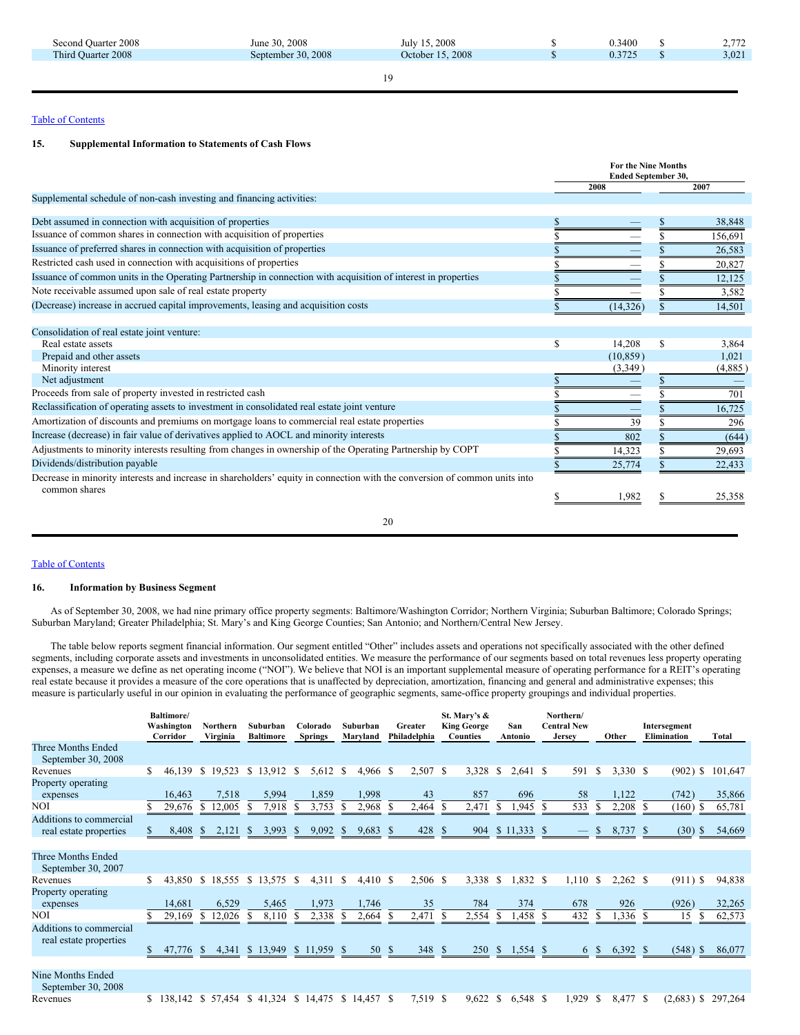| | | | | |
|---|---|---|---|---|
| Second Quarter 2008 | June 30, 2008 | July 15, 2008 | $ 0.3400 | $ 2,772 |
| Third Quarter 2008 | September 30, 2008 | October 15, 2008 | $ 0.3725 | $ 3,021 |

Table of Contents

## 15. Supplemental Information to Statements of Cash Flows

| | For the Nine Months Ended September 30, 2008 | 2007 |
|---|---|---|
| Supplemental schedule of non-cash investing and financing activities: | | |
| Debt assumed in connection with acquisition of properties | $ — | $ 38,848 |
| Issuance of common shares in connection with acquisition of properties | $ — | $ 156,691 |
| Issuance of preferred shares in connection with acquisition of properties | $ — | $ 26,583 |
| Restricted cash used in connection with acquisitions of properties | $ — | $ 20,827 |
| Issuance of common units in the Operating Partnership in connection with acquisition of interest in properties | $ — | $ 12,125 |
| Note receivable assumed upon sale of real estate property | $ — | $ 3,582 |
| (Decrease) increase in accrued capital improvements, leasing and acquisition costs | $ (14,326) | $ 14,501 |
| Consolidation of real estate joint venture: | | |
| Real estate assets | $ 14,208 | $ 3,864 |
| Prepaid and other assets | (10,859) | 1,021 |
| Minority interest | (3,349) | (4,885) |
| Net adjustment | $ — | $ — |
| Proceeds from sale of property invested in restricted cash | $ — | $ 701 |
| Reclassification of operating assets to investment in consolidated real estate joint venture | $ — | $ 16,725 |
| Amortization of discounts and premiums on mortgage loans to commercial real estate properties | $ 39 | $ 296 |
| Increase (decrease) in fair value of derivatives applied to AOCL and minority interests | $ 802 | $ (644) |
| Adjustments to minority interests resulting from changes in ownership of the Operating Partnership by COPT | $ 14,323 | $ 29,693 |
| Dividends/distribution payable | $ 25,774 | $ 22,433 |
| Decrease in minority interests and increase in shareholders' equity in connection with the conversion of common units into common shares | $ 1,982 | $ 25,358 |

Table of Contents

## 16. Information by Business Segment

As of September 30, 2008, we had nine primary office property segments: Baltimore/Washington Corridor; Northern Virginia; Suburban Baltimore; Colorado Springs; Suburban Maryland; Greater Philadelphia; St. Mary's and King George Counties; San Antonio; and Northern/Central New Jersey.

The table below reports segment financial information. Our segment entitled "Other" includes assets and operations not specifically associated with the other defined segments, including corporate assets and investments in unconsolidated entities. We measure the performance of our segments based on total revenues less property operating expenses, a measure we define as net operating income ("NOI"). We believe that NOI is an important supplemental measure of operating performance for a REIT's operating real estate because it provides a measure of the core operations that is unaffected by depreciation, amortization, financing and general and administrative expenses; this measure is particularly useful in our opinion in evaluating the performance of geographic segments, same-office property groupings and individual properties.

| | Baltimore/ Washington Corridor | Northern Virginia | Suburban Baltimore | Colorado Springs | Suburban Maryland | Greater Philadelphia | St. Mary's & King George Counties | San Antonio | Northern/ Central New Jersey | Other | Intersegment Elimination | Total |
|---|---|---|---|---|---|---|---|---|---|---|---|---|
| **Three Months Ended September 30, 2008** | | | | | | | | | | | | |
| Revenues | $ 46,139 | $ 19,523 | $ 13,912 | $ 5,612 | $ 4,966 | $ 2,507 | $ 3,328 | $ 2,641 | $ 591 | $ 3,330 | $ (902) | $ 101,647 |
| Property operating expenses | 16,463 | 7,518 | 5,994 | 1,859 | 1,998 | 43 | 857 | 696 | 58 | 1,122 | (742) | 35,866 |
| NOI | $ 29,676 | $ 12,005 | $ 7,918 | $ 3,753 | $ 2,968 | $ 2,464 | $ 2,471 | $ 1,945 | $ 533 | $ 2,208 | $ (160) | $ 65,781 |
| Additions to commercial real estate properties | $ 8,408 | $ 2,121 | $ 3,993 | $ 9,092 | $ 9,683 | $ 428 | $ 904 | $ 11,333 | $ — | $ 8,737 | $ (30) | $ 54,669 |
| **Three Months Ended September 30, 2007** | | | | | | | | | | | | |
| Revenues | $ 43,850 | $ 18,555 | $ 13,575 | $ 4,311 | $ 4,410 | $ 2,506 | $ 3,338 | $ 1,832 | $ 1,110 | $ 2,262 | $ (911) | $ 94,838 |
| Property operating expenses | 14,681 | 6,529 | 5,465 | 1,973 | 1,746 | 35 | 784 | 374 | 678 | 926 | (926) | 32,265 |
| NOI | $ 29,169 | $ 12,026 | $ 8,110 | $ 2,338 | $ 2,664 | $ 2,471 | $ 2,554 | $ 1,458 | $ 432 | $ 1,336 | $ 15 | $ 62,573 |
| Additions to commercial real estate properties | $ 47,776 | $ 4,341 | $ 13,949 | $ 11,959 | $ 50 | $ 348 | $ 250 | $ 1,554 | $ 6 | $ 6,392 | $ (548) | $ 86,077 |
| **Nine Months Ended September 30, 2008** | | | | | | | | | | | | |
| Revenues | $ 138,142 | $ 57,454 | $ 41,324 | $ 14,475 | $ 14,457 | $ 7,519 | $ 9,622 | $ 6,548 | $ 1,929 | $ 8,477 | $ (2,683) | $ 297,264 |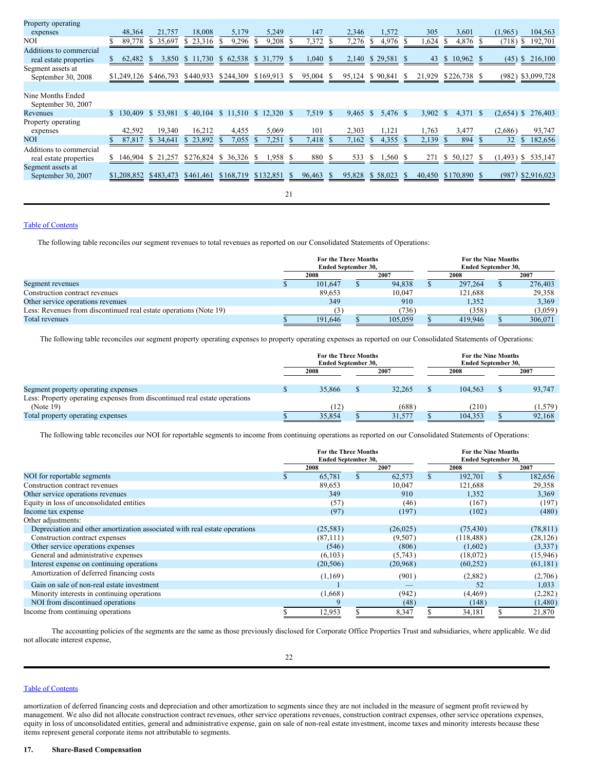| | | | | | | | | | | | | |
|---|---|---|---|---|---|---|---|---|---|---|---|---|
| Property operating expenses | 48,364 | 21,757 | 18,008 | 5,179 | 5,249 | 147 | 2,346 | 1,572 | 305 | 3,601 | (1,965) | 104,563 |
| NOI | $ 89,778 | $ 35,697 | $ 23,316 | $ 9,296 | $ 9,208 | $ 7,372 | $ 7,276 | $ 4,976 | $ 1,624 | $ 4,876 | $ (718) | $ 192,701 |
| Additions to commercial real estate properties | $ 62,482 | $ 3,850 | $ 11,730 | $ 62,538 | $ 31,779 | $ 1,040 | $ 2,140 | $ 29,581 | $ 43 | $ 10,962 | $ (45) | $ 216,100 |
| Segment assets at September 30, 2008 | $1,249,126 | $466,793 | $440,933 | $244,309 | $169,913 | $ 95,004 | $ 95,124 | $ 90,841 | $ 21,929 | $226,738 | $ (982) | $3,099,728 |
| | | | | | | | | | | | | |
| Nine Months Ended September 30, 2007 | | | | | | | | | | | | |
| Revenues | $ 130,409 | $ 53,981 | $ 40,104 | $ 11,510 | $ 12,320 | $ 7,519 | $ 9,465 | $ 5,476 | $ 3,902 | $ 4,371 | $ (2,654) | $ 276,403 |
| Property operating expenses | 42,592 | 19,340 | 16,212 | 4,455 | 5,069 | 101 | 2,303 | 1,121 | 1,763 | 3,477 | (2,686) | 93,747 |
| NOI | $ 87,817 | $ 34,641 | $ 23,892 | $ 7,055 | $ 7,251 | $ 7,418 | $ 7,162 | $ 4,355 | $ 2,139 | $ 894 | $ 32 | $ 182,656 |
| Additions to commercial real estate properties | $ 146,904 | $ 21,257 | $276,824 | $ 36,326 | $ 1,958 | $ 880 | $ 533 | $ 1,560 | $ 271 | $ 50,127 | $ (1,493) | $ 535,147 |
| Segment assets at September 30, 2007 | $1,208,852 | $483,473 | $461,461 | $168,719 | $132,851 | $ 96,463 | $ 95,828 | $ 58,023 | $ 40,450 | $170,890 | $ (987) | $2,916,023 |

The following table reconciles our segment revenues to total revenues as reported on our Consolidated Statements of Operations:

| | For the Three Months Ended September 30, | | For the Nine Months Ended September 30, | |
|---|---|---|---|---|
| | 2008 | 2007 | 2008 | 2007 |
| Segment revenues | $ 101,647 | $ 94,838 | $ 297,264 | $ 276,403 |
| Construction contract revenues | 89,653 | 10,047 | 121,688 | 29,358 |
| Other service operations revenues | 349 | 910 | 1,352 | 3,369 |
| Less: Revenues from discontinued real estate operations (Note 19) | (3) | (736) | (358) | (3,059) |
| Total revenues | $ 191,646 | $ 105,059 | $ 419,946 | $ 306,071 |

The following table reconciles our segment property operating expenses to property operating expenses as reported on our Consolidated Statements of Operations:

| | For the Three Months Ended September 30, | | For the Nine Months Ended September 30, | |
|---|---|---|---|---|
| | 2008 | 2007 | 2008 | 2007 |
| Segment property operating expenses | $ 35,866 | $ 32,265 | $ 104,563 | $ 93,747 |
| Less: Property operating expenses from discontinued real estate operations (Note 19) | (12) | (688) | (210) | (1,579) |
| Total property operating expenses | $ 35,854 | $ 31,577 | $ 104,353 | $ 92,168 |

The following table reconciles our NOI for reportable segments to income from continuing operations as reported on our Consolidated Statements of Operations:

| | For the Three Months Ended September 30, | | For the Nine Months Ended September 30, | |
|---|---|---|---|---|
| | 2008 | 2007 | 2008 | 2007 |
| NOI for reportable segments | $ 65,781 | $ 62,573 | $ 192,701 | $ 182,656 |
| Construction contract revenues | 89,653 | 10,047 | 121,688 | 29,358 |
| Other service operations revenues | 349 | 910 | 1,352 | 3,369 |
| Equity in loss of unconsolidated entities | (57) | (46) | (167) | (197) |
| Income tax expense | (97) | (197) | (102) | (480) |
| Other adjustments: | | | | |
| Depreciation and other amortization associated with real estate operations | (25,583) | (26,025) | (75,430) | (78,811) |
| Construction contract expenses | (87,111) | (9,507) | (118,488) | (28,126) |
| Other service operations expenses | (546) | (806) | (1,602) | (3,337) |
| General and administrative expenses | (6,103) | (5,743) | (18,072) | (15,946) |
| Interest expense on continuing operations | (20,506) | (20,968) | (60,252) | (61,181) |
| Amortization of deferred financing costs | (1,169) | (901) | (2,882) | (2,706) |
| Gain on sale of non-real estate investment | 1 | — | 52 | 1,033 |
| Minority interests in continuing operations | (1,668) | (942) | (4,469) | (2,282) |
| NOI from discontinued operations | 9 | (48) | (148) | (1,480) |
| Income from continuing operations | $ 12,953 | $ 8,347 | $ 34,181 | $ 21,870 |

The accounting policies of the segments are the same as those previously disclosed for Corporate Office Properties Trust and subsidiaries, where applicable. We did not allocate interest expense, amortization of deferred financing costs and depreciation and other amortization to segments since they are not included in the measure of segment profit reviewed by management. We also did not allocate construction contract revenues, other service operations revenues, construction contract expenses, other service operations expenses, equity in loss of unconsolidated entities, general and administrative expense, gain on sale of non-real estate investment, income taxes and minority interests because these items represent general corporate items not attributable to segments.

## 17. Share-Based Compensation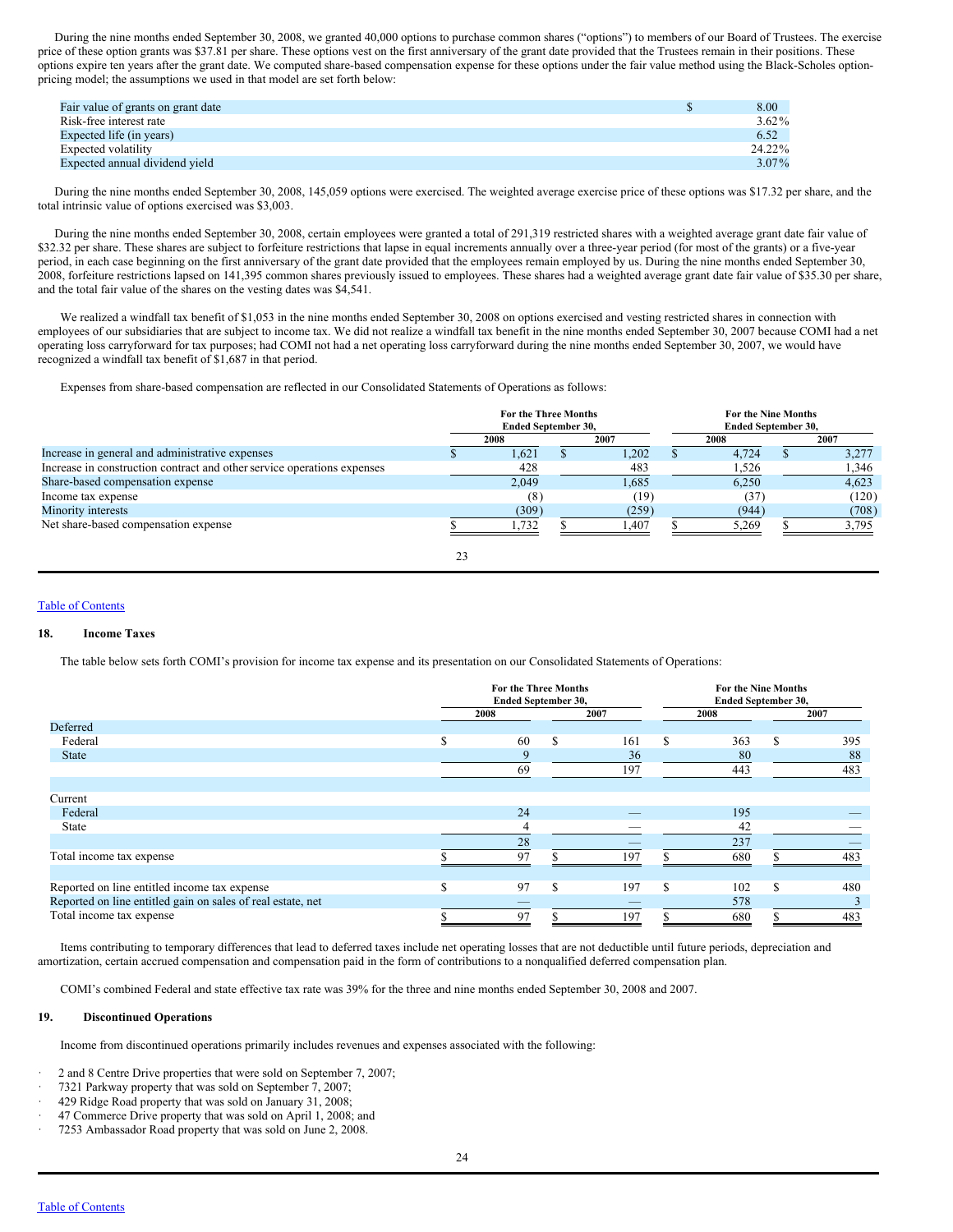During the nine months ended September 30, 2008, we granted 40,000 options to purchase common shares ("options") to members of our Board of Trustees. The exercise price of these option grants was $37.81 per share. These options vest on the first anniversary of the grant date provided that the Trustees remain in their positions. These options expire ten years after the grant date. We computed share-based compensation expense for these options under the fair value method using the Black-Scholes option-pricing model; the assumptions we used in that model are set forth below:

| | |
|---|---|
| Fair value of grants on grant date | $ 8.00 |
| Risk-free interest rate | 3.62% |
| Expected life (in years) | 6.52 |
| Expected volatility | 24.22% |
| Expected annual dividend yield | 3.07% |

During the nine months ended September 30, 2008, 145,059 options were exercised. The weighted average exercise price of these options was $17.32 per share, and the total intrinsic value of options exercised was $3,003.

During the nine months ended September 30, 2008, certain employees were granted a total of 291,319 restricted shares with a weighted average grant date fair value of $32.32 per share. These shares are subject to forfeiture restrictions that lapse in equal increments annually over a three-year period (for most of the grants) or a five-year period, in each case beginning on the first anniversary of the grant date provided that the employees remain employed by us. During the nine months ended September 30, 2008, forfeiture restrictions lapsed on 141,395 common shares previously issued to employees. These shares had a weighted average grant date fair value of $35.30 per share, and the total fair value of the shares on the vesting dates was $4,541.

We realized a windfall tax benefit of $1,053 in the nine months ended September 30, 2008 on options exercised and vesting restricted shares in connection with employees of our subsidiaries that are subject to income tax. We did not realize a windfall tax benefit in the nine months ended September 30, 2007 because COMI had a net operating loss carryforward for tax purposes; had COMI not had a net operating loss carryforward during the nine months ended September 30, 2007, we would have recognized a windfall tax benefit of $1,687 in that period.

Expenses from share-based compensation are reflected in our Consolidated Statements of Operations as follows:

| | For the Three Months Ended September 30, | | For the Nine Months Ended September 30, | |
|---|---|---|---|---|
| | 2008 | 2007 | 2008 | 2007 |
| Increase in general and administrative expenses | $ 1,621 | $ 1,202 | $ 4,724 | $ 3,277 |
| Increase in construction contract and other service operations expenses | 428 | 483 | 1,526 | 1,346 |
| Share-based compensation expense | 2,049 | 1,685 | 6,250 | 4,623 |
| Income tax expense | (8) | (19) | (37) | (120) |
| Minority interests | (309) | (259) | (944) | (708) |
| Net share-based compensation expense | $ 1,732 | $ 1,407 | $ 5,269 | $ 3,795 |

## 18. Income Taxes

The table below sets forth COMI's provision for income tax expense and its presentation on our Consolidated Statements of Operations:

| | For the Three Months Ended September 30, | | For the Nine Months Ended September 30, | |
|---|---|---|---|---|
| | 2008 | 2007 | 2008 | 2007 |
| Deferred | | | | |
| Federal | $ 60 | $ 161 | $ 363 | $ 395 |
| State | 9 | 36 | 80 | 88 |
| | 69 | 197 | 443 | 483 |
| Current | | | | |
| Federal | 24 | — | 195 | — |
| State | 4 | — | 42 | — |
| | 28 | — | 237 | — |
| Total income tax expense | $ 97 | $ 197 | $ 680 | $ 483 |
| | | | | |
| Reported on line entitled income tax expense | $ 97 | $ 197 | $ 102 | $ 480 |
| Reported on line entitled gain on sales of real estate, net | — | — | 578 | 3 |
| Total income tax expense | $ 97 | $ 197 | $ 680 | $ 483 |

Items contributing to temporary differences that lead to deferred taxes include net operating losses that are not deductible until future periods, depreciation and amortization, certain accrued compensation and compensation paid in the form of contributions to a nonqualified deferred compensation plan.

COMI's combined Federal and state effective tax rate was 39% for the three and nine months ended September 30, 2008 and 2007.

## 19. Discontinued Operations

Income from discontinued operations primarily includes revenues and expenses associated with the following:

- 2 and 8 Centre Drive properties that were sold on September 7, 2007;
- 7321 Parkway property that was sold on September 7, 2007;
- 429 Ridge Road property that was sold on January 31, 2008;
- 47 Commerce Drive property that was sold on April 1, 2008; and
- 7253 Ambassador Road property that was sold on June 2, 2008.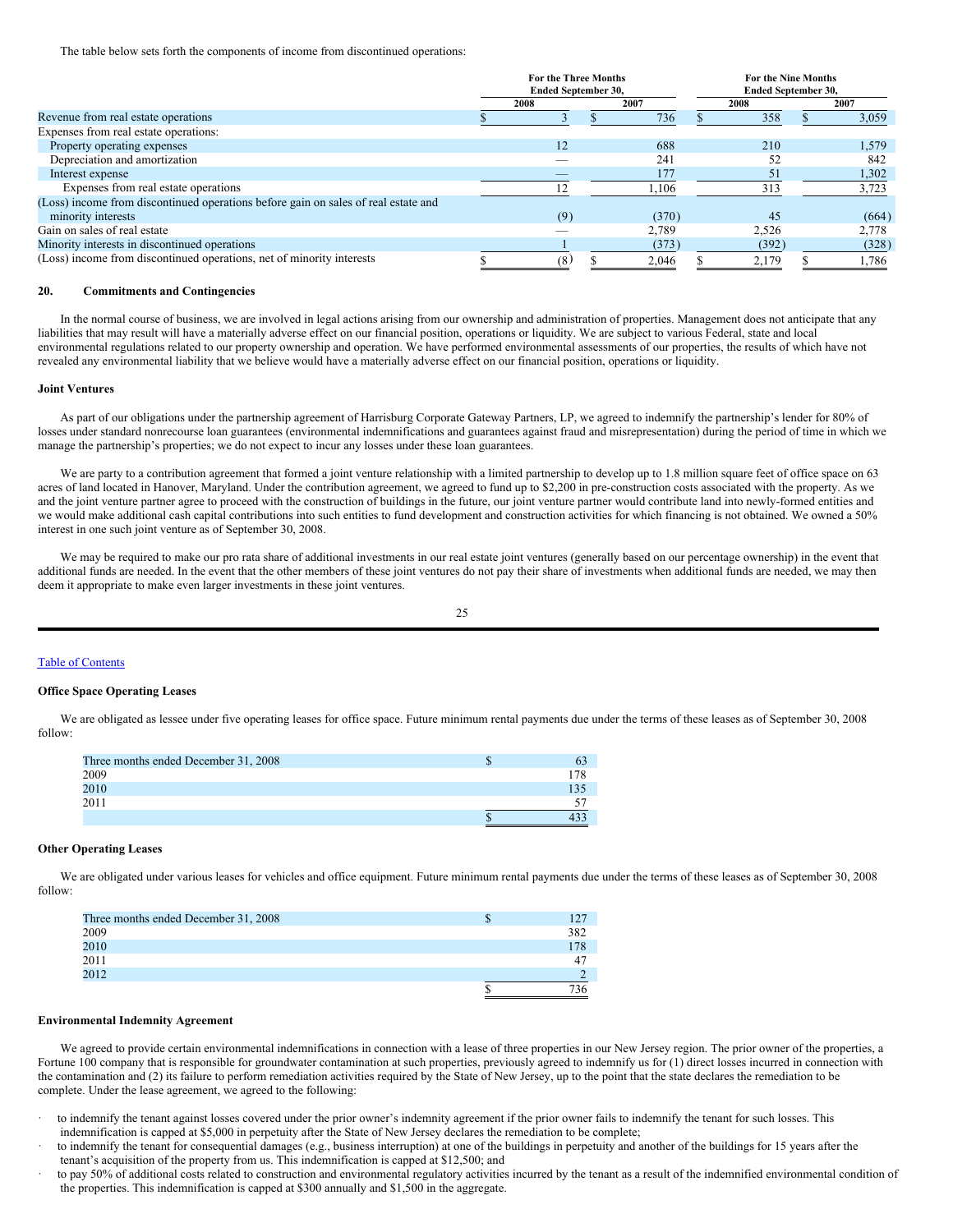The table below sets forth the components of income from discontinued operations:

| | For the Three Months Ended September 30, | | For the Nine Months Ended September 30, | |
|---|---|---|---|---|
| | 2008 | 2007 | 2008 | 2007 |
| Revenue from real estate operations | $ 3 | $ 736 | $ 358 | $ 3,059 |
| Expenses from real estate operations: | | | | |
| Property operating expenses | 12 | 688 | 210 | 1,579 |
| Depreciation and amortization | — | 241 | 52 | 842 |
| Interest expense | — | 177 | 51 | 1,302 |
| Expenses from real estate operations | 12 | 1,106 | 313 | 3,723 |
| (Loss) income from discontinued operations before gain on sales of real estate and minority interests | (9) | (370) | 45 | (664) |
| Gain on sales of real estate | — | 2,789 | 2,526 | 2,778 |
| Minority interests in discontinued operations | 1 | (373) | (392) | (328) |
| (Loss) income from discontinued operations, net of minority interests | $ (8) | $ 2,046 | $ 2,179 | $ 1,786 |

## 20. Commitments and Contingencies

In the normal course of business, we are involved in legal actions arising from our ownership and administration of properties. Management does not anticipate that any liabilities that may result will have a materially adverse effect on our financial position, operations or liquidity. We are subject to various Federal, state and local environmental regulations related to our property ownership and operation. We have performed environmental assessments of our properties, the results of which have not revealed any environmental liability that we believe would have a materially adverse effect on our financial position, operations or liquidity.

### Joint Ventures

As part of our obligations under the partnership agreement of Harrisburg Corporate Gateway Partners, LP, we agreed to indemnify the partnership's lender for 80% of losses under standard nonrecourse loan guarantees (environmental indemnifications and guarantees against fraud and misrepresentation) during the period of time in which we manage the partnership's properties; we do not expect to incur any losses under these loan guarantees.

We are party to a contribution agreement that formed a joint venture relationship with a limited partnership to develop up to 1.8 million square feet of office space on 63 acres of land located in Hanover, Maryland. Under the contribution agreement, we agreed to fund up to $2,200 in pre-construction costs associated with the property. As we and the joint venture partner agree to proceed with the construction of buildings in the future, our joint venture partner would contribute land into newly-formed entities and we would make additional cash capital contributions into such entities to fund development and construction activities for which financing is not obtained. We owned a 50% interest in one such joint venture as of September 30, 2008.

We may be required to make our pro rata share of additional investments in our real estate joint ventures (generally based on our percentage ownership) in the event that additional funds are needed. In the event that the other members of these joint ventures do not pay their share of investments when additional funds are needed, we may then deem it appropriate to make even larger investments in these joint ventures.

### Office Space Operating Leases

We are obligated as lessee under five operating leases for office space. Future minimum rental payments due under the terms of these leases as of September 30, 2008 follow:

| | |
|---|---|
| Three months ended December 31, 2008 | $ 63 |
| 2009 | 178 |
| 2010 | 135 |
| 2011 | 57 |
| | $ 433 |

### Other Operating Leases

We are obligated under various leases for vehicles and office equipment. Future minimum rental payments due under the terms of these leases as of September 30, 2008 follow:

| | |
|---|---|
| Three months ended December 31, 2008 | $ 127 |
| 2009 | 382 |
| 2010 | 178 |
| 2011 | 47 |
| 2012 | 2 |
| | $ 736 |

### Environmental Indemnity Agreement

We agreed to provide certain environmental indemnifications in connection with a lease of three properties in our New Jersey region. The prior owner of the properties, a Fortune 100 company that is responsible for groundwater contamination at such properties, previously agreed to indemnify us for (1) direct losses incurred in connection with the contamination and (2) its failure to perform remediation activities required by the State of New Jersey, up to the point that the state declares the remediation to be complete. Under the lease agreement, we agreed to the following:

- to indemnify the tenant against losses covered under the prior owner's indemnity agreement if the prior owner fails to indemnify the tenant for such losses. This indemnification is capped at $5,000 in perpetuity after the State of New Jersey declares the remediation to be complete;
- to indemnify the tenant for consequential damages (e.g., business interruption) at one of the buildings in perpetuity and another of the buildings for 15 years after the tenant's acquisition of the property from us. This indemnification is capped at $12,500; and
- to pay 50% of additional costs related to construction and environmental regulatory activities incurred by the tenant as a result of the indemnified environmental condition of the properties. This indemnification is capped at $300 annually and $1,500 in the aggregate.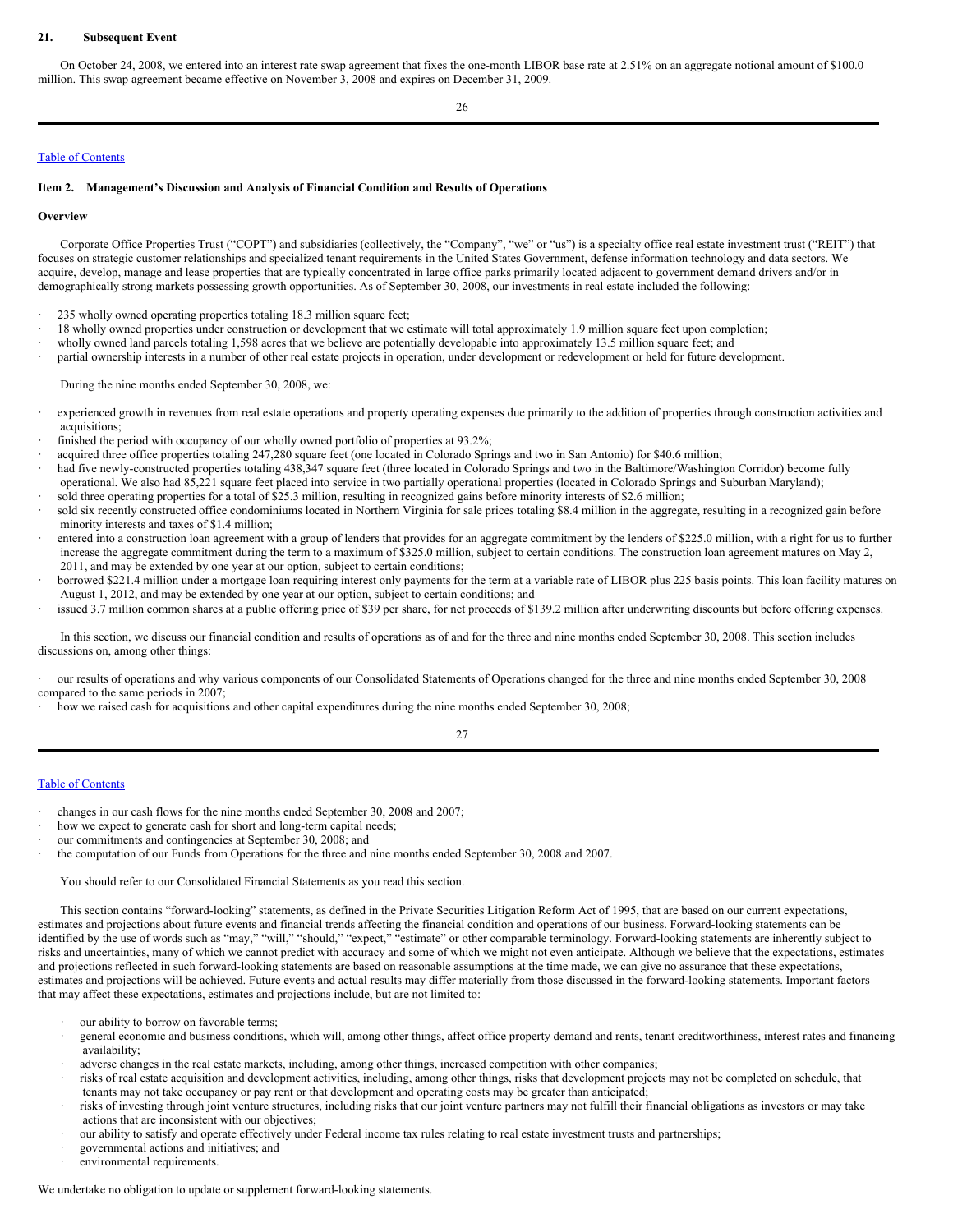## 21. Subsequent Event

On October 24, 2008, we entered into an interest rate swap agreement that fixes the one-month LIBOR base rate at 2.51% on an aggregate notional amount of $100.0 million. This swap agreement became effective on November 3, 2008 and expires on December 31, 2009.

## Item 2. Management's Discussion and Analysis of Financial Condition and Results of Operations

### Overview

Corporate Office Properties Trust ("COPT") and subsidiaries (collectively, the "Company", "we" or "us") is a specialty office real estate investment trust ("REIT") that focuses on strategic customer relationships and specialized tenant requirements in the United States Government, defense information technology and data sectors. We acquire, develop, manage and lease properties that are typically concentrated in large office parks primarily located adjacent to government demand drivers and/or in demographically strong markets possessing growth opportunities. As of September 30, 2008, our investments in real estate included the following:

- 235 wholly owned operating properties totaling 18.3 million square feet;
- 18 wholly owned properties under construction or development that we estimate will total approximately 1.9 million square feet upon completion;
- wholly owned land parcels totaling 1,598 acres that we believe are potentially developable into approximately 13.5 million square feet; and
- partial ownership interests in a number of other real estate projects in operation, under development or redevelopment or held for future development.

During the nine months ended September 30, 2008, we:

- experienced growth in revenues from real estate operations and property operating expenses due primarily to the addition of properties through construction activities and acquisitions;
- finished the period with occupancy of our wholly owned portfolio of properties at 93.2%;
- acquired three office properties totaling 247,280 square feet (one located in Colorado Springs and two in San Antonio) for $40.6 million;
- had five newly-constructed properties totaling 438,347 square feet (three located in Colorado Springs and two in the Baltimore/Washington Corridor) become fully operational. We also had 85,221 square feet placed into service in two partially operational properties (located in Colorado Springs and Suburban Maryland);
- sold three operating properties for a total of $25.3 million, resulting in recognized gains before minority interests of $2.6 million;
- sold six recently constructed office condominiums located in Northern Virginia for sale prices totaling $8.4 million in the aggregate, resulting in a recognized gain before minority interests and taxes of $1.4 million;
- entered into a construction loan agreement with a group of lenders that provides for an aggregate commitment by the lenders of $225.0 million, with a right for us to further increase the aggregate commitment during the term to a maximum of $325.0 million, subject to certain conditions. The construction loan agreement matures on May 2, 2011, and may be extended by one year at our option, subject to certain conditions;
- borrowed $221.4 million under a mortgage loan requiring interest only payments for the term at a variable rate of LIBOR plus 225 basis points. This loan facility matures on August 1, 2012, and may be extended by one year at our option, subject to certain conditions; and
- issued 3.7 million common shares at a public offering price of $39 per share, for net proceeds of $139.2 million after underwriting discounts but before offering expenses.

In this section, we discuss our financial condition and results of operations as of and for the three and nine months ended September 30, 2008. This section includes discussions on, among other things:

- our results of operations and why various components of our Consolidated Statements of Operations changed for the three and nine months ended September 30, 2008 compared to the same periods in 2007;
- how we raised cash for acquisitions and other capital expenditures during the nine months ended September 30, 2008;
- changes in our cash flows for the nine months ended September 30, 2008 and 2007;
- how we expect to generate cash for short and long-term capital needs;
- our commitments and contingencies at September 30, 2008; and
- the computation of our Funds from Operations for the three and nine months ended September 30, 2008 and 2007.

You should refer to our Consolidated Financial Statements as you read this section.

This section contains "forward-looking" statements, as defined in the Private Securities Litigation Reform Act of 1995, that are based on our current expectations, estimates and projections about future events and financial trends affecting the financial condition and operations of our business. Forward-looking statements can be identified by the use of words such as "may," "will," "should," "expect," "estimate" or other comparable terminology. Forward-looking statements are inherently subject to risks and uncertainties, many of which we cannot predict with accuracy and some of which we might not even anticipate. Although we believe that the expectations, estimates and projections reflected in such forward-looking statements are based on reasonable assumptions at the time made, we can give no assurance that these expectations, estimates and projections will be achieved. Future events and actual results may differ materially from those discussed in the forward-looking statements. Important factors that may affect these expectations, estimates and projections include, but are not limited to:

- our ability to borrow on favorable terms;
- general economic and business conditions, which will, among other things, affect office property demand and rents, tenant creditworthiness, interest rates and financing availability;
- adverse changes in the real estate markets, including, among other things, increased competition with other companies;
- risks of real estate acquisition and development activities, including, among other things, risks that development projects may not be completed on schedule, that tenants may not take occupancy or pay rent or that development and operating costs may be greater than anticipated;
- risks of investing through joint venture structures, including risks that our joint venture partners may not fulfill their financial obligations as investors or may take actions that are inconsistent with our objectives;
- our ability to satisfy and operate effectively under Federal income tax rules relating to real estate investment trusts and partnerships;
- governmental actions and initiatives; and
- environmental requirements.

We undertake no obligation to update or supplement forward-looking statements.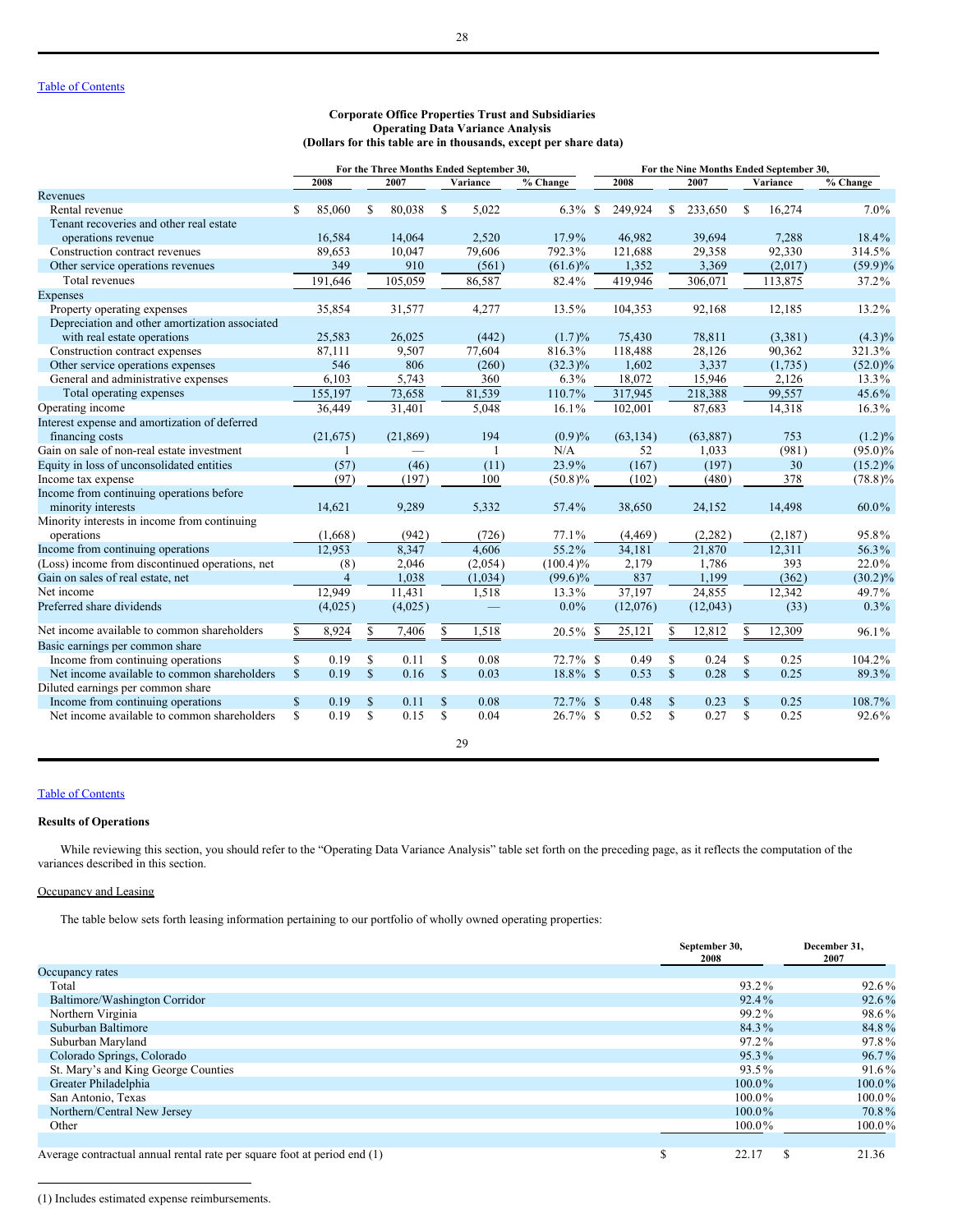[Table of Contents](#)

**Corporate Office Properties Trust and Subsidiaries**
**Operating Data Variance Analysis**
**(Dollars for this table are in thousands, except per share data)**

| | For the Three Months Ended September 30, | | | | For the Nine Months Ended September 30, | | | |
|---|---|---|---|---|---|---|---|---|
| | 2008 | 2007 | Variance | % Change | 2008 | 2007 | Variance | % Change |
| **Revenues** | | | | | | | | |
| Rental revenue | $ 85,060 | $ 80,038 | $ 5,022 | 6.3% | $ 249,924 | $ 233,650 | $ 16,274 | 7.0% |
| Tenant recoveries and other real estate operations revenue | 16,584 | 14,064 | 2,520 | 17.9% | 46,982 | 39,694 | 7,288 | 18.4% |
| Construction contract revenues | 89,653 | 10,047 | 79,606 | 792.3% | 121,688 | 29,358 | 92,330 | 314.5% |
| Other service operations revenues | 349 | 910 | (561) | (61.6)% | 1,352 | 3,369 | (2,017) | (59.9)% |
| Total revenues | 191,646 | 105,059 | 86,587 | 82.4% | 419,946 | 306,071 | 113,875 | 37.2% |
| **Expenses** | | | | | | | | |
| Property operating expenses | 35,854 | 31,577 | 4,277 | 13.5% | 104,353 | 92,168 | 12,185 | 13.2% |
| Depreciation and other amortization associated with real estate operations | 25,583 | 26,025 | (442) | (1.7)% | 75,430 | 78,811 | (3,381) | (4.3)% |
| Construction contract expenses | 87,111 | 9,507 | 77,604 | 816.3% | 118,488 | 28,126 | 90,362 | 321.3% |
| Other service operations expenses | 546 | 806 | (260) | (32.3)% | 1,602 | 3,337 | (1,735) | (52.0)% |
| General and administrative expenses | 6,103 | 5,743 | 360 | 6.3% | 18,072 | 15,946 | 2,126 | 13.3% |
| Total operating expenses | 155,197 | 73,658 | 81,539 | 110.7% | 317,945 | 218,388 | 99,557 | 45.6% |
| Operating income | 36,449 | 31,401 | 5,048 | 16.1% | 102,001 | 87,683 | 14,318 | 16.3% |
| Interest expense and amortization of deferred financing costs | (21,675) | (21,869) | 194 | (0.9)% | (63,134) | (63,887) | 753 | (1.2)% |
| Gain on sale of non-real estate investment | 1 | — | 1 | N/A | 52 | 1,033 | (981) | (95.0)% |
| Equity in loss of unconsolidated entities | (57) | (46) | (11) | 23.9% | (167) | (197) | 30 | (15.2)% |
| Income tax expense | (97) | (197) | 100 | (50.8)% | (102) | (480) | 378 | (78.8)% |
| Income from continuing operations before minority interests | 14,621 | 9,289 | 5,332 | 57.4% | 38,650 | 24,152 | 14,498 | 60.0% |
| Minority interests in income from continuing operations | (1,668) | (942) | (726) | 77.1% | (4,469) | (2,282) | (2,187) | 95.8% |
| Income from continuing operations | 12,953 | 8,347 | 4,606 | 55.2% | 34,181 | 21,870 | 12,311 | 56.3% |
| (Loss) income from discontinued operations, net | (8) | 2,046 | (2,054) | (100.4)% | 2,179 | 1,786 | 393 | 22.0% |
| Gain on sales of real estate, net | 4 | 1,038 | (1,034) | (99.6)% | 837 | 1,199 | (362) | (30.2)% |
| Net income | 12,949 | 11,431 | 1,518 | 13.3% | 37,197 | 24,855 | 12,342 | 49.7% |
| Preferred share dividends | (4,025) | (4,025) | — | 0.0% | (12,076) | (12,043) | (33) | 0.3% |
| Net income available to common shareholders | $ 8,924 | $ 7,406 | $ 1,518 | 20.5% | $ 25,121 | $ 12,812 | $ 12,309 | 96.1% |
| **Basic earnings per common share** | | | | | | | | |
| Income from continuing operations | $ 0.19 | $ 0.11 | $ 0.08 | 72.7% | $ 0.49 | $ 0.24 | $ 0.25 | 104.2% |
| Net income available to common shareholders | $ 0.19 | $ 0.16 | $ 0.03 | 18.8% | $ 0.53 | $ 0.28 | $ 0.25 | 89.3% |
| **Diluted earnings per common share** | | | | | | | | |
| Income from continuing operations | $ 0.19 | $ 0.11 | $ 0.08 | 72.7% | $ 0.48 | $ 0.23 | $ 0.25 | 108.7% |
| Net income available to common shareholders | $ 0.19 | $ 0.15 | $ 0.04 | 26.7% | $ 0.52 | $ 0.27 | $ 0.25 | 92.6% |

[Table of Contents](#)

**Results of Operations**

While reviewing this section, you should refer to the "Operating Data Variance Analysis" table set forth on the preceding page, as it reflects the computation of the variances described in this section.

Occupancy and Leasing

The table below sets forth leasing information pertaining to our portfolio of wholly owned operating properties:

| | September 30, 2008 | December 31, 2007 |
|---|---|---|
| Occupancy rates | | |
| Total | 93.2% | 92.6% |
| Baltimore/Washington Corridor | 92.4% | 92.6% |
| Northern Virginia | 99.2% | 98.6% |
| Suburban Baltimore | 84.3% | 84.8% |
| Suburban Maryland | 97.2% | 97.8% |
| Colorado Springs, Colorado | 95.3% | 96.7% |
| St. Mary's and King George Counties | 93.5% | 91.6% |
| Greater Philadelphia | 100.0% | 100.0% |
| San Antonio, Texas | 100.0% | 100.0% |
| Northern/Central New Jersey | 100.0% | 70.8% |
| Other | 100.0% | 100.0% |
| | | |
| Average contractual annual rental rate per square foot at period end (1) | $ 22.17 | $ 21.36 |

(1) Includes estimated expense reimbursements.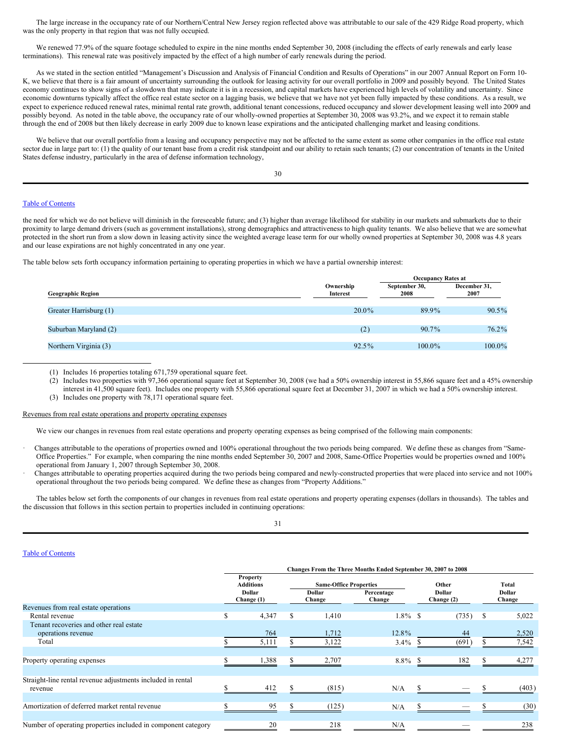The large increase in the occupancy rate of our Northern/Central New Jersey region reflected above was attributable to our sale of the 429 Ridge Road property, which was the only property in that region that was not fully occupied.

We renewed 77.9% of the square footage scheduled to expire in the nine months ended September 30, 2008 (including the effects of early renewals and early lease terminations). This renewal rate was positively impacted by the effect of a high number of early renewals during the period.

As we stated in the section entitled "Management's Discussion and Analysis of Financial Condition and Results of Operations" in our 2007 Annual Report on Form 10-K, we believe that there is a fair amount of uncertainty surrounding the outlook for leasing activity for our overall portfolio in 2009 and possibly beyond. The United States economy continues to show signs of a slowdown that may indicate it is in a recession, and capital markets have experienced high levels of volatility and uncertainty. Since economic downturns typically affect the office real estate sector on a lagging basis, we believe that we have not yet been fully impacted by these conditions. As a result, we expect to experience reduced renewal rates, minimal rental rate growth, additional tenant concessions, reduced occupancy and slower development leasing well into 2009 and possibly beyond. As noted in the table above, the occupancy rate of our wholly-owned properties at September 30, 2008 was 93.2%, and we expect it to remain stable through the end of 2008 but then likely decrease in early 2009 due to known lease expirations and the anticipated challenging market and leasing conditions.

We believe that our overall portfolio from a leasing and occupancy perspective may not be affected to the same extent as some other companies in the office real estate sector due in large part to: (1) the quality of our tenant base from a credit risk standpoint and our ability to retain such tenants; (2) our concentration of tenants in the United States defense industry, particularly in the area of defense information technology, the need for which we do not believe will diminish in the foreseeable future; and (3) higher than average likelihood for stability in our markets and submarkets due to their proximity to large demand drivers (such as government installations), strong demographics and attractiveness to high quality tenants. We also believe that we are somewhat protected in the short run from a slow down in leasing activity since the weighted average lease term for our wholly owned properties at September 30, 2008 was 4.8 years and our lease expirations are not highly concentrated in any one year.

The table below sets forth occupancy information pertaining to operating properties in which we have a partial ownership interest:

| Geographic Region | Ownership Interest | Occupancy Rates at September 30, 2008 | Occupancy Rates at December 31, 2007 |
|---|---|---|---|
| Greater Harrisburg (1) | 20.0% | 89.9% | 90.5% |
| Suburban Maryland (2) | (2) | 90.7% | 76.2% |
| Northern Virginia (3) | 92.5% | 100.0% | 100.0% |

(1) Includes 16 properties totaling 671,759 operational square feet.
(2) Includes two properties with 97,366 operational square feet at September 30, 2008 (we had a 50% ownership interest in 55,866 square feet and a 45% ownership interest in 41,500 square feet). Includes one property with 55,866 operational square feet at December 31, 2007 in which we had a 50% ownership interest.
(3) Includes one property with 78,171 operational square feet.

Revenues from real estate operations and property operating expenses

We view our changes in revenues from real estate operations and property operating expenses as being comprised of the following main components:

- Changes attributable to the operations of properties owned and 100% operational throughout the two periods being compared. We define these as changes from "Same-Office Properties." For example, when comparing the nine months ended September 30, 2007 and 2008, Same-Office Properties would be properties owned and 100% operational from January 1, 2007 through September 30, 2008.
- Changes attributable to operating properties acquired during the two periods being compared and newly-constructed properties that were placed into service and not 100% operational throughout the two periods being compared. We define these as changes from "Property Additions."

The tables below set forth the components of our changes in revenues from real estate operations and property operating expenses (dollars in thousands). The tables and the discussion that follows in this section pertain to properties included in continuing operations:

| | Changes From the Three Months Ended September 30, 2007 to 2008 | | | | |
|---|---|---|---|---|---|
| | Property Additions | Same-Office Properties | | Other | Total |
| | Dollar Change (1) | Dollar Change | Percentage Change | Dollar Change (2) | Dollar Change |
| Revenues from real estate operations | | | | | |
| Rental revenue | $ 4,347 | $ 1,410 | 1.8% | $ (735) | $ 5,022 |
| Tenant recoveries and other real estate operations revenue | 764 | 1,712 | 12.8% | 44 | 2,520 |
| Total | $ 5,111 | $ 3,122 | 3.4% | $ (691) | $ 7,542 |
| Property operating expenses | $ 1,388 | $ 2,707 | 8.8% | $ 182 | $ 4,277 |
| Straight-line rental revenue adjustments included in rental revenue | $ 412 | $ (815) | N/A | $ — | $ (403) |
| Amortization of deferred market rental revenue | $ 95 | $ (125) | N/A | $ — | $ (30) |
| Number of operating properties included in component category | 20 | 218 | N/A | — | 238 |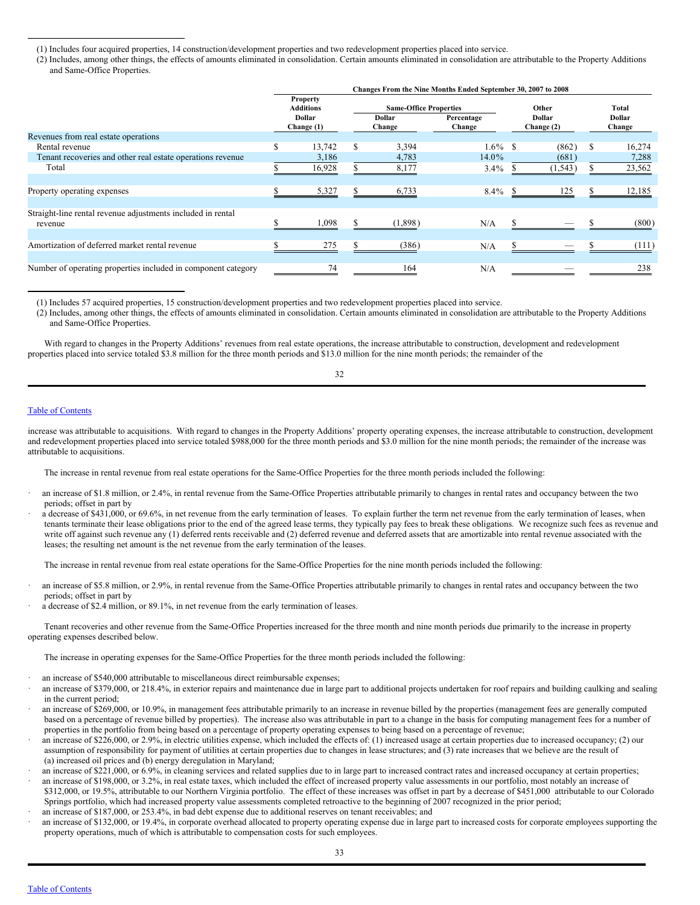(1) Includes four acquired properties, 14 construction/development properties and two redevelopment properties placed into service.

(2) Includes, among other things, the effects of amounts eliminated in consolidation. Certain amounts eliminated in consolidation are attributable to the Property Additions and Same-Office Properties.

| | Changes From the Nine Months Ended September 30, 2007 to 2008 | | | | |
|---|---|---|---|---|---|
| | Property Additions | Same-Office Properties | | Other | Total |
| | Dollar Change (1) | Dollar Change | Percentage Change | Dollar Change (2) | Dollar Change |
| Revenues from real estate operations | | | | | |
| Rental revenue | $ 13,742 | $ 3,394 | 1.6% | $ (862) | $ 16,274 |
| Tenant recoveries and other real estate operations revenue | 3,186 | 4,783 | 14.0% | (681) | 7,288 |
| Total | $ 16,928 | $ 8,177 | 3.4% | $ (1,543) | $ 23,562 |
| Property operating expenses | $ 5,327 | $ 6,733 | 8.4% | $ 125 | $ 12,185 |
| Straight-line rental revenue adjustments included in rental revenue | $ 1,098 | $ (1,898) | N/A | $ — | $ (800) |
| Amortization of deferred market rental revenue | $ 275 | $ (386) | N/A | $ — | $ (111) |
| Number of operating properties included in component category | 74 | 164 | N/A | — | 238 |

(1) Includes 57 acquired properties, 15 construction/development properties and two redevelopment properties placed into service.

(2) Includes, among other things, the effects of amounts eliminated in consolidation. Certain amounts eliminated in consolidation are attributable to the Property Additions and Same-Office Properties.

With regard to changes in the Property Additions' revenues from real estate operations, the increase attributable to construction, development and redevelopment properties placed into service totaled $3.8 million for the three month periods and $13.0 million for the nine month periods; the remainder of the increase was attributable to acquisitions. With regard to changes in the Property Additions' property operating expenses, the increase attributable to construction, development and redevelopment properties placed into service totaled $988,000 for the three month periods and $3.0 million for the nine month periods; the remainder of the increase was attributable to acquisitions.

The increase in rental revenue from real estate operations for the Same-Office Properties for the three month periods included the following:

- an increase of $1.8 million, or 2.4%, in rental revenue from the Same-Office Properties attributable primarily to changes in rental rates and occupancy between the two periods; offset in part by
- a decrease of $431,000, or 69.6%, in net revenue from the early termination of leases. To explain further the term net revenue from the early termination of leases, when tenants terminate their lease obligations prior to the end of the agreed lease terms, they typically pay fees to break these obligations. We recognize such fees as revenue and write off against such revenue any (1) deferred rents receivable and (2) deferred revenue and deferred assets that are amortizable into rental revenue associated with the leases; the resulting net amount is the net revenue from the early termination of the leases.

The increase in rental revenue from real estate operations for the Same-Office Properties for the nine month periods included the following:

- an increase of $5.8 million, or 2.9%, in rental revenue from the Same-Office Properties attributable primarily to changes in rental rates and occupancy between the two periods; offset in part by
- a decrease of $2.4 million, or 89.1%, in net revenue from the early termination of leases.

Tenant recoveries and other revenue from the Same-Office Properties increased for the three month and nine month periods due primarily to the increase in property operating expenses described below.

The increase in operating expenses for the Same-Office Properties for the three month periods included the following:

- an increase of $540,000 attributable to miscellaneous direct reimbursable expenses;
- an increase of $379,000, or 218.4%, in exterior repairs and maintenance due in large part to additional projects undertaken for roof repairs and building caulking and sealing in the current period;
- an increase of $269,000, or 10.9%, in management fees attributable primarily to an increase in revenue billed by the properties (management fees are generally computed based on a percentage of revenue billed by properties). The increase also was attributable in part to a change in the basis for computing management fees for a number of properties in the portfolio from being based on a percentage of property operating expenses to being based on a percentage of revenue;
- an increase of $226,000, or 2.9%, in electric utilities expense, which included the effects of: (1) increased usage at certain properties due to increased occupancy; (2) our assumption of responsibility for payment of utilities at certain properties due to changes in lease structures; and (3) rate increases that we believe are the result of (a) increased oil prices and (b) energy deregulation in Maryland;
- an increase of $221,000, or 6.9%, in cleaning services and related supplies due to in large part to increased contract rates and increased occupancy at certain properties;
- an increase of $198,000, or 3.2%, in real estate taxes, which included the effect of increased property value assessments in our portfolio, most notably an increase of $312,000, or 19.5%, attributable to our Northern Virginia portfolio. The effect of these increases was offset in part by a decrease of $451,000 attributable to our Colorado Springs portfolio, which had increased property value assessments completed retroactive to the beginning of 2007 recognized in the prior period;
- an increase of $187,000, or 253.4%, in bad debt expense due to additional reserves on tenant receivables; and
- an increase of $132,000, or 19.4%, in corporate overhead allocated to property operating expense due in large part to increased costs for corporate employees supporting the property operations, much of which is attributable to compensation costs for such employees.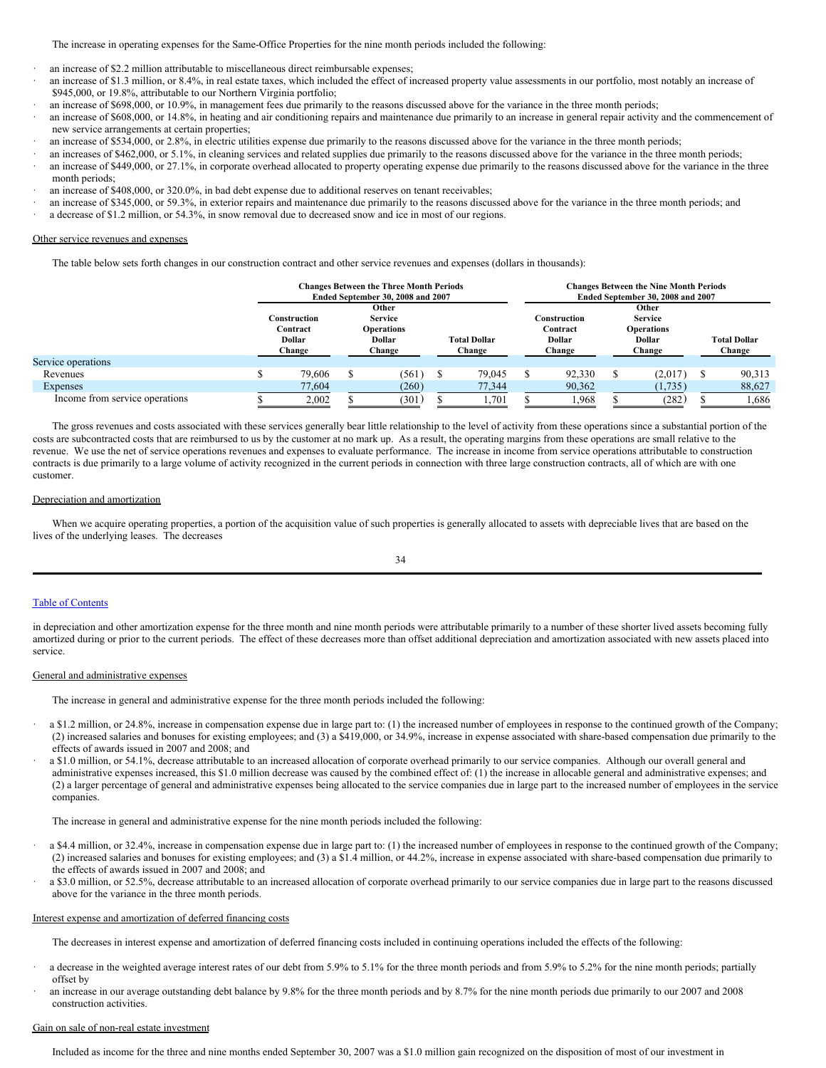The increase in operating expenses for the Same-Office Properties for the nine month periods included the following:

- an increase of $2.2 million attributable to miscellaneous direct reimbursable expenses;
- an increase of $1.3 million, or 8.4%, in real estate taxes, which included the effect of increased property value assessments in our portfolio, most notably an increase of $945,000, or 19.8%, attributable to our Northern Virginia portfolio;
- an increase of $698,000, or 10.9%, in management fees due primarily to the reasons discussed above for the variance in the three month periods;
- an increase of $608,000, or 14.8%, in heating and air conditioning repairs and maintenance due primarily to an increase in general repair activity and the commencement of new service arrangements at certain properties;
- an increase of $534,000, or 2.8%, in electric utilities expense due primarily to the reasons discussed above for the variance in the three month periods;
- an increases of $462,000, or 5.1%, in cleaning services and related supplies due primarily to the reasons discussed above for the variance in the three month periods;
- an increase of $449,000, or 27.1%, in corporate overhead allocated to property operating expense due primarily to the reasons discussed above for the variance in the three month periods;
- an increase of $408,000, or 320.0%, in bad debt expense due to additional reserves on tenant receivables;
- an increase of $345,000, or 59.3%, in exterior repairs and maintenance due primarily to the reasons discussed above for the variance in the three month periods; and
- a decrease of $1.2 million, or 54.3%, in snow removal due to decreased snow and ice in most of our regions.

Other service revenues and expenses

The table below sets forth changes in our construction contract and other service revenues and expenses (dollars in thousands):

| | Changes Between the Three Month Periods Ended September 30, 2008 and 2007 | | | Changes Between the Nine Month Periods Ended September 30, 2008 and 2007 | | |
|---|---|---|---|---|---|---|
| | Construction Contract Dollar Change | Other Service Operations Dollar Change | Total Dollar Change | Construction Contract Dollar Change | Other Service Operations Dollar Change | Total Dollar Change |
| Service operations | | | | | | |
| Revenues | $ 79,606 | $ (561) | $ 79,045 | $ 92,330 | $ (2,017) | $ 90,313 |
| Expenses | 77,604 | (260) | 77,344 | 90,362 | (1,735) | 88,627 |
| Income from service operations | $ 2,002 | $ (301) | $ 1,701 | $ 1,968 | $ (282) | $ 1,686 |

The gross revenues and costs associated with these services generally bear little relationship to the level of activity from these operations since a substantial portion of the costs are subcontracted costs that are reimbursed to us by the customer at no mark up. As a result, the operating margins from these operations are small relative to the revenue. We use the net of service operations revenues and expenses to evaluate performance. The increase in income from service operations attributable to construction contracts is due primarily to a large volume of activity recognized in the current periods in connection with three large construction contracts, all of which are with one customer.

Depreciation and amortization

When we acquire operating properties, a portion of the acquisition value of such properties is generally allocated to assets with depreciable lives that are based on the lives of the underlying leases. The decreases in depreciation and other amortization expense for the three month and nine month periods were attributable primarily to a number of these shorter lived assets becoming fully amortized during or prior to the current periods. The effect of these decreases more than offset additional depreciation and amortization associated with new assets placed into service.

General and administrative expenses

The increase in general and administrative expense for the three month periods included the following:

- a $1.2 million, or 24.8%, increase in compensation expense due in large part to: (1) the increased number of employees in response to the continued growth of the Company; (2) increased salaries and bonuses for existing employees; and (3) a $419,000, or 34.9%, increase in expense associated with share-based compensation due primarily to the effects of awards issued in 2007 and 2008; and
- a $1.0 million, or 54.1%, decrease attributable to an increased allocation of corporate overhead primarily to our service companies. Although our overall general and administrative expenses increased, this $1.0 million decrease was caused by the combined effect of: (1) the increase in allocable general and administrative expenses; and (2) a larger percentage of general and administrative expenses being allocated to the service companies due in large part to the increased number of employees in the service companies.

The increase in general and administrative expense for the nine month periods included the following:

- a $4.4 million, or 32.4%, increase in compensation expense due in large part to: (1) the increased number of employees in response to the continued growth of the Company; (2) increased salaries and bonuses for existing employees; and (3) a $1.4 million, or 44.2%, increase in expense associated with share-based compensation due primarily to the effects of awards issued in 2007 and 2008; and
- a $3.0 million, or 52.5%, decrease attributable to an increased allocation of corporate overhead primarily to our service companies due in large part to the reasons discussed above for the variance in the three month periods.

Interest expense and amortization of deferred financing costs

The decreases in interest expense and amortization of deferred financing costs included in continuing operations included the effects of the following:

- a decrease in the weighted average interest rates of our debt from 5.9% to 5.1% for the three month periods and from 5.9% to 5.2% for the nine month periods; partially offset by
- an increase in our average outstanding debt balance by 9.8% for the three month periods and by 8.7% for the nine month periods due primarily to our 2007 and 2008 construction activities.

Gain on sale of non-real estate investment

Included as income for the three and nine months ended September 30, 2007 was a $1.0 million gain recognized on the disposition of most of our investment in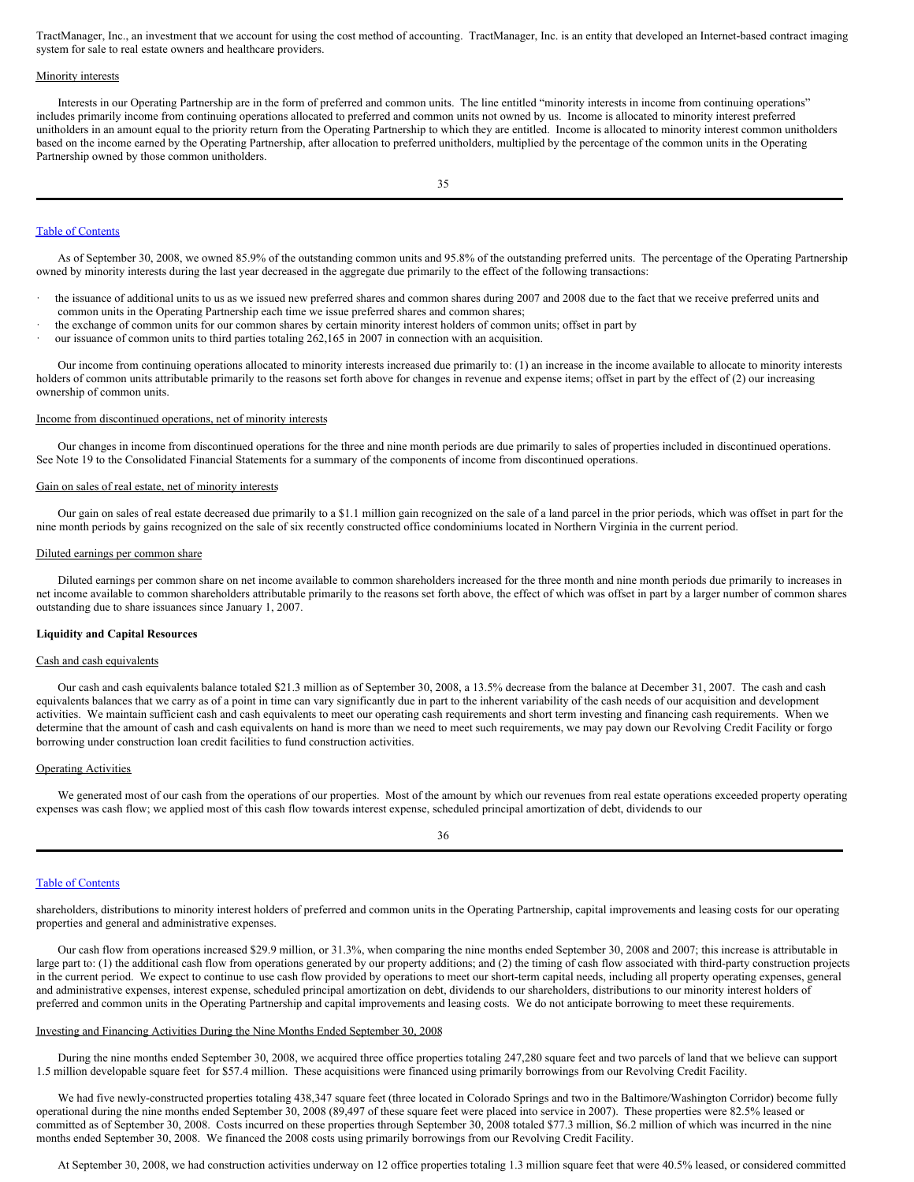TractManager, Inc., an investment that we account for using the cost method of accounting. TractManager, Inc. is an entity that developed an Internet-based contract imaging system for sale to real estate owners and healthcare providers.

Minority interests

Interests in our Operating Partnership are in the form of preferred and common units. The line entitled "minority interests in income from continuing operations" includes primarily income from continuing operations allocated to preferred and common units not owned by us. Income is allocated to minority interest preferred unitholders in an amount equal to the priority return from the Operating Partnership to which they are entitled. Income is allocated to minority interest common unitholders based on the income earned by the Operating Partnership, after allocation to preferred unitholders, multiplied by the percentage of the common units in the Operating Partnership owned by those common unitholders.

Table of Contents

As of September 30, 2008, we owned 85.9% of the outstanding common units and 95.8% of the outstanding preferred units. The percentage of the Operating Partnership owned by minority interests during the last year decreased in the aggregate due primarily to the effect of the following transactions:

- the issuance of additional units to us as we issued new preferred shares and common shares during 2007 and 2008 due to the fact that we receive preferred units and common units in the Operating Partnership each time we issue preferred shares and common shares;
- the exchange of common units for our common shares by certain minority interest holders of common units; offset in part by
- our issuance of common units to third parties totaling 262,165 in 2007 in connection with an acquisition.

Our income from continuing operations allocated to minority interests increased due primarily to: (1) an increase in the income available to allocate to minority interests holders of common units attributable primarily to the reasons set forth above for changes in revenue and expense items; offset in part by the effect of (2) our increasing ownership of common units.

Income from discontinued operations, net of minority interests

Our changes in income from discontinued operations for the three and nine month periods are due primarily to sales of properties included in discontinued operations. See Note 19 to the Consolidated Financial Statements for a summary of the components of income from discontinued operations.

Gain on sales of real estate, net of minority interests

Our gain on sales of real estate decreased due primarily to a $1.1 million gain recognized on the sale of a land parcel in the prior periods, which was offset in part for the nine month periods by gains recognized on the sale of six recently constructed office condominiums located in Northern Virginia in the current period.

Diluted earnings per common share

Diluted earnings per common share on net income available to common shareholders increased for the three month and nine month periods due primarily to increases in net income available to common shareholders attributable primarily to the reasons set forth above, the effect of which was offset in part by a larger number of common shares outstanding due to share issuances since January 1, 2007.

**Liquidity and Capital Resources**

Cash and cash equivalents

Our cash and cash equivalents balance totaled $21.3 million as of September 30, 2008, a 13.5% decrease from the balance at December 31, 2007. The cash and cash equivalents balances that we carry as of a point in time can vary significantly due in part to the inherent variability of the cash needs of our acquisition and development activities. We maintain sufficient cash and cash equivalents to meet our operating cash requirements and short term investing and financing cash requirements. When we determine that the amount of cash and cash equivalents on hand is more than we need to meet such requirements, we may pay down our Revolving Credit Facility or forgo borrowing under construction loan credit facilities to fund construction activities.

Operating Activities

We generated most of our cash from the operations of our properties. Most of the amount by which our revenues from real estate operations exceeded property operating expenses was cash flow; we applied most of this cash flow towards interest expense, scheduled principal amortization of debt, dividends to our

Table of Contents

shareholders, distributions to minority interest holders of preferred and common units in the Operating Partnership, capital improvements and leasing costs for our operating properties and general and administrative expenses.

Our cash flow from operations increased $29.9 million, or 31.3%, when comparing the nine months ended September 30, 2008 and 2007; this increase is attributable in large part to: (1) the additional cash flow from operations generated by our property additions; and (2) the timing of cash flow associated with third-party construction projects in the current period. We expect to continue to use cash flow provided by operations to meet our short-term capital needs, including all property operating expenses, general and administrative expenses, interest expense, scheduled principal amortization on debt, dividends to our shareholders, distributions to our minority interest holders of preferred and common units in the Operating Partnership and capital improvements and leasing costs. We do not anticipate borrowing to meet these requirements.

Investing and Financing Activities During the Nine Months Ended September 30, 2008

During the nine months ended September 30, 2008, we acquired three office properties totaling 247,280 square feet and two parcels of land that we believe can support 1.5 million developable square feet for $57.4 million. These acquisitions were financed using primarily borrowings from our Revolving Credit Facility.

We had five newly-constructed properties totaling 438,347 square feet (three located in Colorado Springs and two in the Baltimore/Washington Corridor) become fully operational during the nine months ended September 30, 2008 (89,497 of these square feet were placed into service in 2007). These properties were 82.5% leased or committed as of September 30, 2008. Costs incurred on these properties through September 30, 2008 totaled $77.3 million, $6.2 million of which was incurred in the nine months ended September 30, 2008. We financed the 2008 costs using primarily borrowings from our Revolving Credit Facility.

At September 30, 2008, we had construction activities underway on 12 office properties totaling 1.3 million square feet that were 40.5% leased, or considered committed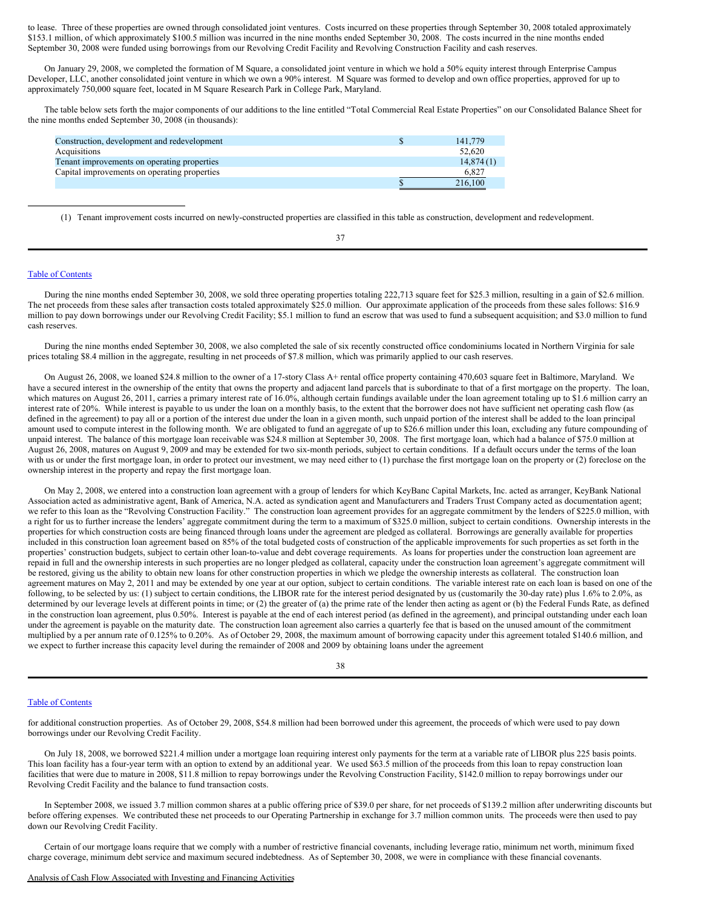to lease. Three of these properties are owned through consolidated joint ventures. Costs incurred on these properties through September 30, 2008 totaled approximately $153.1 million, of which approximately $100.5 million was incurred in the nine months ended September 30, 2008. The costs incurred in the nine months ended September 30, 2008 were funded using borrowings from our Revolving Credit Facility and Revolving Construction Facility and cash reserves.

On January 29, 2008, we completed the formation of M Square, a consolidated joint venture in which we hold a 50% equity interest through Enterprise Campus Developer, LLC, another consolidated joint venture in which we own a 90% interest. M Square was formed to develop and own office properties, approved for up to approximately 750,000 square feet, located in M Square Research Park in College Park, Maryland.

The table below sets forth the major components of our additions to the line entitled "Total Commercial Real Estate Properties" on our Consolidated Balance Sheet for the nine months ended September 30, 2008 (in thousands):

| | | |
|---|---|---|
| Construction, development and redevelopment | $ | 141,779 |
| Acquisitions | | 52,620 |
| Tenant improvements on operating properties | | 14,874 (1) |
| Capital improvements on operating properties | | 6,827 |
| | $ | 216,100 |

(1) Tenant improvement costs incurred on newly-constructed properties are classified in this table as construction, development and redevelopment.

During the nine months ended September 30, 2008, we sold three operating properties totaling 222,713 square feet for $25.3 million, resulting in a gain of $2.6 million. The net proceeds from these sales after transaction costs totaled approximately $25.0 million. Our approximate application of the proceeds from these sales follows: $16.9 million to pay down borrowings under our Revolving Credit Facility; $5.1 million to fund an escrow that was used to fund a subsequent acquisition; and $3.0 million to fund cash reserves.

During the nine months ended September 30, 2008, we also completed the sale of six recently constructed office condominiums located in Northern Virginia for sale prices totaling $8.4 million in the aggregate, resulting in net proceeds of $7.8 million, which was primarily applied to our cash reserves.

On August 26, 2008, we loaned $24.8 million to the owner of a 17-story Class A+ rental office property containing 470,603 square feet in Baltimore, Maryland. We have a secured interest in the ownership of the entity that owns the property and adjacent land parcels that is subordinate to that of a first mortgage on the property. The loan, which matures on August 26, 2011, carries a primary interest rate of 16.0%, although certain fundings available under the loan agreement totaling up to $1.6 million carry an interest rate of 20%. While interest is payable to us under the loan on a monthly basis, to the extent that the borrower does not have sufficient net operating cash flow (as defined in the agreement) to pay all or a portion of the interest due under the loan in a given month, such unpaid portion of the interest shall be added to the loan principal amount used to compute interest in the following month. We are obligated to fund an aggregate of up to $26.6 million under this loan, excluding any future compounding of unpaid interest. The balance of this mortgage loan receivable was $24.8 million at September 30, 2008. The first mortgage loan, which had a balance of $75.0 million at August 26, 2008, matures on August 9, 2009 and may be extended for two six-month periods, subject to certain conditions. If a default occurs under the terms of the loan with us or under the first mortgage loan, in order to protect our investment, we may need either to (1) purchase the first mortgage loan on the property or (2) foreclose on the ownership interest in the property and repay the first mortgage loan.

On May 2, 2008, we entered into a construction loan agreement with a group of lenders for which KeyBanc Capital Markets, Inc. acted as arranger, KeyBank National Association acted as administrative agent, Bank of America, N.A. acted as syndication agent and Manufacturers and Traders Trust Company acted as documentation agent; we refer to this loan as the "Revolving Construction Facility." The construction loan agreement provides for an aggregate commitment by the lenders of $225.0 million, with a right for us to further increase the lenders' aggregate commitment during the term to a maximum of $325.0 million, subject to certain conditions. Ownership interests in the properties for which construction costs are being financed through loans under the agreement are pledged as collateral. Borrowings are generally available for properties included in this construction loan agreement based on 85% of the total budgeted costs of construction of the applicable improvements for such properties as set forth in the properties' construction budgets, subject to certain other loan-to-value and debt coverage requirements. As loans for properties under the construction loan agreement are repaid in full and the ownership interests in such properties are no longer pledged as collateral, capacity under the construction loan agreement's aggregate commitment will be restored, giving us the ability to obtain new loans for other construction properties in which we pledge the ownership interests as collateral. The construction loan agreement matures on May 2, 2011 and may be extended by one year at our option, subject to certain conditions. The variable interest rate on each loan is based on one of the following, to be selected by us: (1) subject to certain conditions, the LIBOR rate for the interest period designated by us (customarily the 30-day rate) plus 1.6% to 2.0%, as determined by our leverage levels at different points in time; or (2) the greater of (a) the prime rate of the lender then acting as agent or (b) the Federal Funds Rate, as defined in the construction loan agreement, plus 0.50%. Interest is payable at the end of each interest period (as defined in the agreement), and principal outstanding under each loan under the agreement is payable on the maturity date. The construction loan agreement also carries a quarterly fee that is based on the unused amount of the commitment multiplied by a per annum rate of 0.125% to 0.20%. As of October 29, 2008, the maximum amount of borrowing capacity under this agreement totaled $140.6 million, and we expect to further increase this capacity level during the remainder of 2008 and 2009 by obtaining loans under the agreement for additional construction properties. As of October 29, 2008, $54.8 million had been borrowed under this agreement, the proceeds of which were used to pay down borrowings under our Revolving Credit Facility.

On July 18, 2008, we borrowed $221.4 million under a mortgage loan requiring interest only payments for the term at a variable rate of LIBOR plus 225 basis points. This loan facility has a four-year term with an option to extend by an additional year. We used $63.5 million of the proceeds from this loan to repay construction loan facilities that were due to mature in 2008, $11.8 million to repay borrowings under the Revolving Construction Facility, $142.0 million to repay borrowings under our Revolving Credit Facility and the balance to fund transaction costs.

In September 2008, we issued 3.7 million common shares at a public offering price of $39.0 per share, for net proceeds of $139.2 million after underwriting discounts but before offering expenses. We contributed these net proceeds to our Operating Partnership in exchange for 3.7 million common units. The proceeds were then used to pay down our Revolving Credit Facility.

Certain of our mortgage loans require that we comply with a number of restrictive financial covenants, including leverage ratio, minimum net worth, minimum fixed charge coverage, minimum debt service and maximum secured indebtedness. As of September 30, 2008, we were in compliance with these financial covenants.

Analysis of Cash Flow Associated with Investing and Financing Activities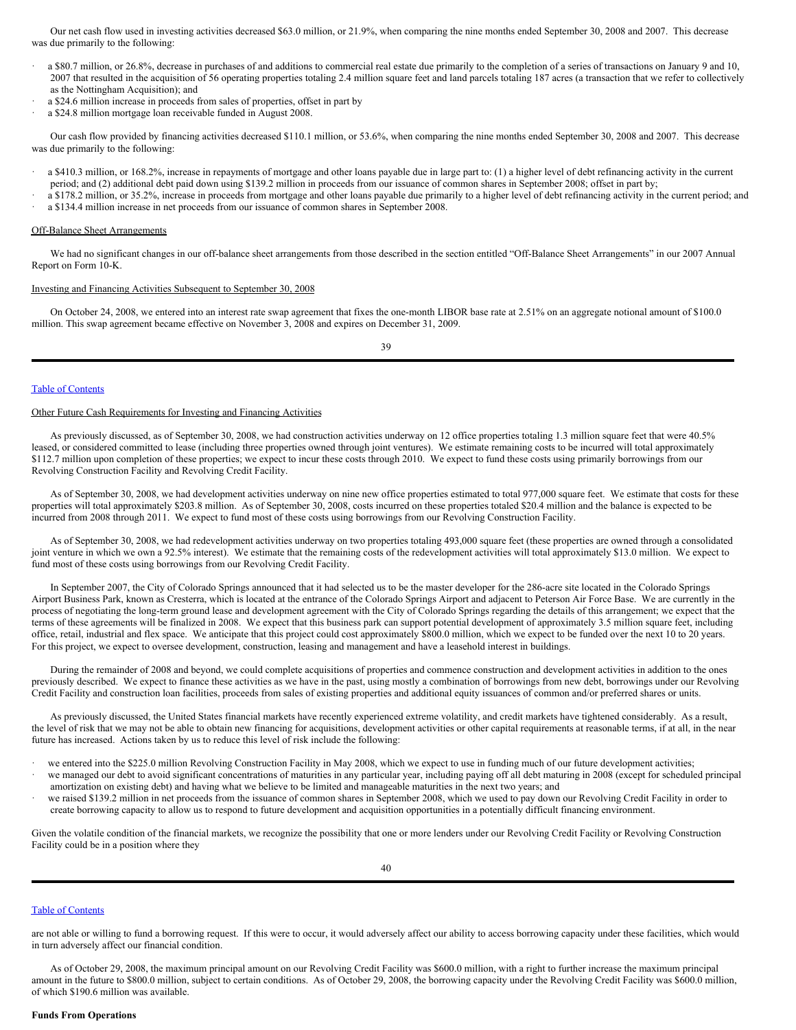Our net cash flow used in investing activities decreased $63.0 million, or 21.9%, when comparing the nine months ended September 30, 2008 and 2007. This decrease was due primarily to the following:

- a $80.7 million, or 26.8%, decrease in purchases of and additions to commercial real estate due primarily to the completion of a series of transactions on January 9 and 10, 2007 that resulted in the acquisition of 56 operating properties totaling 2.4 million square feet and land parcels totaling 187 acres (a transaction that we refer to collectively as the Nottingham Acquisition); and
- a $24.6 million increase in proceeds from sales of properties, offset in part by
- a $24.8 million mortgage loan receivable funded in August 2008.

Our cash flow provided by financing activities decreased $110.1 million, or 53.6%, when comparing the nine months ended September 30, 2008 and 2007. This decrease was due primarily to the following:

- a $410.3 million, or 168.2%, increase in repayments of mortgage and other loans payable due in large part to: (1) a higher level of debt refinancing activity in the current period; and (2) additional debt paid down using $139.2 million in proceeds from our issuance of common shares in September 2008; offset in part by;
- a $178.2 million, or 35.2%, increase in proceeds from mortgage and other loans payable due primarily to a higher level of debt refinancing activity in the current period; and
- a $134.4 million increase in net proceeds from our issuance of common shares in September 2008.

Off-Balance Sheet Arrangements

We had no significant changes in our off-balance sheet arrangements from those described in the section entitled "Off-Balance Sheet Arrangements" in our 2007 Annual Report on Form 10-K.

Investing and Financing Activities Subsequent to September 30, 2008

On October 24, 2008, we entered into an interest rate swap agreement that fixes the one-month LIBOR base rate at 2.51% on an aggregate notional amount of $100.0 million. This swap agreement became effective on November 3, 2008 and expires on December 31, 2009.

Other Future Cash Requirements for Investing and Financing Activities

As previously discussed, as of September 30, 2008, we had construction activities underway on 12 office properties totaling 1.3 million square feet that were 40.5% leased, or considered committed to lease (including three properties owned through joint ventures). We estimate remaining costs to be incurred will total approximately $112.7 million upon completion of these properties; we expect to incur these costs through 2010. We expect to fund these costs using primarily borrowings from our Revolving Construction Facility and Revolving Credit Facility.

As of September 30, 2008, we had development activities underway on nine new office properties estimated to total 977,000 square feet. We estimate that costs for these properties will total approximately $203.8 million. As of September 30, 2008, costs incurred on these properties totaled $20.4 million and the balance is expected to be incurred from 2008 through 2011. We expect to fund most of these costs using borrowings from our Revolving Construction Facility.

As of September 30, 2008, we had redevelopment activities underway on two properties totaling 493,000 square feet (these properties are owned through a consolidated joint venture in which we own a 92.5% interest). We estimate that the remaining costs of the redevelopment activities will total approximately $13.0 million. We expect to fund most of these costs using borrowings from our Revolving Credit Facility.

In September 2007, the City of Colorado Springs announced that it had selected us to be the master developer for the 286-acre site located in the Colorado Springs Airport Business Park, known as Cresterra, which is located at the entrance of the Colorado Springs Airport and adjacent to Peterson Air Force Base. We are currently in the process of negotiating the long-term ground lease and development agreement with the City of Colorado Springs regarding the details of this arrangement; we expect that the terms of these agreements will be finalized in 2008. We expect that this business park can support potential development of approximately 3.5 million square feet, including office, retail, industrial and flex space. We anticipate that this project could cost approximately $800.0 million, which we expect to be funded over the next 10 to 20 years. For this project, we expect to oversee development, construction, leasing and management and have a leasehold interest in buildings.

During the remainder of 2008 and beyond, we could complete acquisitions of properties and commence construction and development activities in addition to the ones previously described. We expect to finance these activities as we have in the past, using mostly a combination of borrowings from new debt, borrowings under our Revolving Credit Facility and construction loan facilities, proceeds from sales of existing properties and additional equity issuances of common and/or preferred shares or units.

As previously discussed, the United States financial markets have recently experienced extreme volatility, and credit markets have tightened considerably. As a result, the level of risk that we may not be able to obtain new financing for acquisitions, development activities or other capital requirements at reasonable terms, if at all, in the near future has increased. Actions taken by us to reduce this level of risk include the following:

- we entered into the $225.0 million Revolving Construction Facility in May 2008, which we expect to use in funding much of our future development activities;
- we managed our debt to avoid significant concentrations of maturities in any particular year, including paying off all debt maturing in 2008 (except for scheduled principal amortization on existing debt) and having what we believe to be limited and manageable maturities in the next two years; and
- we raised $139.2 million in net proceeds from the issuance of common shares in September 2008, which we used to pay down our Revolving Credit Facility in order to create borrowing capacity to allow us to respond to future development and acquisition opportunities in a potentially difficult financing environment.

Given the volatile condition of the financial markets, we recognize the possibility that one or more lenders under our Revolving Credit Facility or Revolving Construction Facility could be in a position where they are not able or willing to fund a borrowing request. If this were to occur, it would adversely affect our ability to access borrowing capacity under these facilities, which would in turn adversely affect our financial condition.

As of October 29, 2008, the maximum principal amount on our Revolving Credit Facility was $600.0 million, with a right to further increase the maximum principal amount in the future to $800.0 million, subject to certain conditions. As of October 29, 2008, the borrowing capacity under the Revolving Credit Facility was $600.0 million, of which $190.6 million was available.

**Funds From Operations**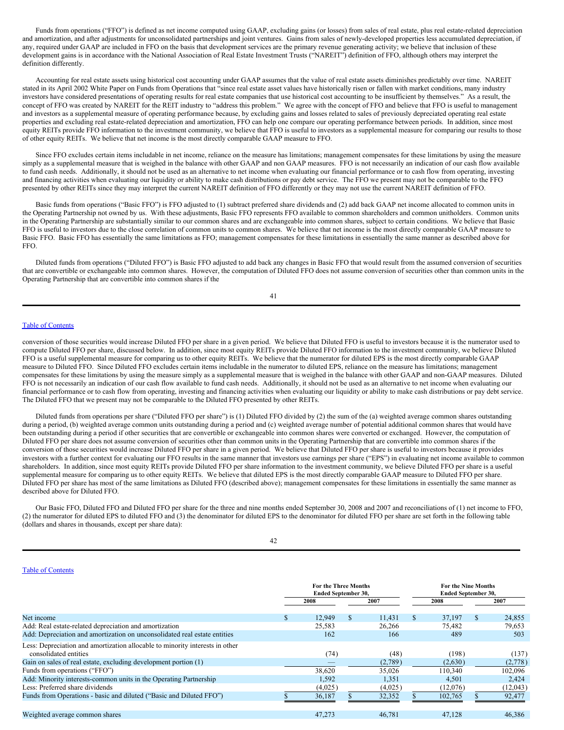Funds from operations ("FFO") is defined as net income computed using GAAP, excluding gains (or losses) from sales of real estate, plus real estate-related depreciation and amortization, and after adjustments for unconsolidated partnerships and joint ventures. Gains from sales of newly-developed properties less accumulated depreciation, if any, required under GAAP are included in FFO on the basis that development services are the primary revenue generating activity; we believe that inclusion of these development gains is in accordance with the National Association of Real Estate Investment Trusts ("NAREIT") definition of FFO, although others may interpret the definition differently.

Accounting for real estate assets using historical cost accounting under GAAP assumes that the value of real estate assets diminishes predictably over time. NAREIT stated in its April 2002 White Paper on Funds from Operations that "since real estate asset values have historically risen or fallen with market conditions, many industry investors have considered presentations of operating results for real estate companies that use historical cost accounting to be insufficient by themselves." As a result, the concept of FFO was created by NAREIT for the REIT industry to "address this problem." We agree with the concept of FFO and believe that FFO is useful to management and investors as a supplemental measure of operating performance because, by excluding gains and losses related to sales of previously depreciated operating real estate properties and excluding real estate-related depreciation and amortization, FFO can help one compare our operating performance between periods. In addition, since most equity REITs provide FFO information to the investment community, we believe that FFO is useful to investors as a supplemental measure for comparing our results to those of other equity REITs. We believe that net income is the most directly comparable GAAP measure to FFO.

Since FFO excludes certain items includable in net income, reliance on the measure has limitations; management compensates for these limitations by using the measure simply as a supplemental measure that is weighed in the balance with other GAAP and non GAAP measures. FFO is not necessarily an indication of our cash flow available to fund cash needs. Additionally, it should not be used as an alternative to net income when evaluating our financial performance or to cash flow from operating, investing and financing activities when evaluating our liquidity or ability to make cash distributions or pay debt service. The FFO we present may not be comparable to the FFO presented by other REITs since they may interpret the current NAREIT definition of FFO differently or they may not use the current NAREIT definition of FFO.

Basic funds from operations ("Basic FFO") is FFO adjusted to (1) subtract preferred share dividends and (2) add back GAAP net income allocated to common units in the Operating Partnership not owned by us. With these adjustments, Basic FFO represents FFO available to common shareholders and common unitholders. Common units in the Operating Partnership are substantially similar to our common shares and are exchangeable into common shares, subject to certain conditions. We believe that Basic FFO is useful to investors due to the close correlation of common units to common shares. We believe that net income is the most directly comparable GAAP measure to Basic FFO. Basic FFO has essentially the same limitations as FFO; management compensates for these limitations in essentially the same manner as described above for FFO.

Diluted funds from operations ("Diluted FFO") is Basic FFO adjusted to add back any changes in Basic FFO that would result from the assumed conversion of securities that are convertible or exchangeable into common shares. However, the computation of Diluted FFO does not assume conversion of securities other than common units in the Operating Partnership that are convertible into common shares if the conversion of those securities would increase Diluted FFO per share in a given period. We believe that Diluted FFO is useful to investors because it is the numerator used to compute Diluted FFO per share, discussed below. In addition, since most equity REITs provide Diluted FFO information to the investment community, we believe Diluted FFO is a useful supplemental measure for comparing us to other equity REITs. We believe that the numerator for diluted EPS is the most directly comparable GAAP measure to Diluted FFO. Since Diluted FFO excludes certain items includable in the numerator to diluted EPS, reliance on the measure has limitations; management compensates for these limitations by using the measure simply as a supplemental measure that is weighed in the balance with other GAAP and non-GAAP measures. Diluted FFO is not necessarily an indication of our cash flow available to fund cash needs. Additionally, it should not be used as an alternative to net income when evaluating our financial performance or to cash flow from operating, investing and financing activities when evaluating our liquidity or ability to make cash distributions or pay debt service. The Diluted FFO that we present may not be comparable to the Diluted FFO presented by other REITs.

Diluted funds from operations per share ("Diluted FFO per share") is (1) Diluted FFO divided by (2) the sum of the (a) weighted average common shares outstanding during a period, (b) weighted average common units outstanding during a period and (c) weighted average number of potential additional common shares that would have been outstanding during a period if other securities that are convertible or exchangeable into common shares were converted or exchanged. However, the computation of Diluted FFO per share does not assume conversion of securities other than common units in the Operating Partnership that are convertible into common shares if the conversion of those securities would increase Diluted FFO per share in a given period. We believe that Diluted FFO per share is useful to investors because it provides investors with a further context for evaluating our FFO results in the same manner that investors use earnings per share ("EPS") in evaluating net income available to common shareholders. In addition, since most equity REITs provide Diluted FFO per share information to the investment community, we believe Diluted FFO per share is a useful supplemental measure for comparing us to other equity REITs. We believe that diluted EPS is the most directly comparable GAAP measure to Diluted FFO per share. Diluted FFO per share has most of the same limitations as Diluted FFO (described above); management compensates for these limitations in essentially the same manner as described above for Diluted FFO.

Our Basic FFO, Diluted FFO and Diluted FFO per share for the three and nine months ended September 30, 2008 and 2007 and reconciliations of (1) net income to FFO, (2) the numerator for diluted EPS to diluted FFO and (3) the denominator for diluted EPS to the denominator for diluted FFO per share are set forth in the following table (dollars and shares in thousands, except per share data):

| | For the Three Months Ended September 30, | | For the Nine Months Ended September 30, | |
|---|---|---|---|---|
| | 2008 | 2007 | 2008 | 2007 |
| Net income | $ 12,949 | $ 11,431 | $ 37,197 | $ 24,855 |
| Add: Real estate-related depreciation and amortization | 25,583 | 26,266 | 75,482 | 79,653 |
| Add: Depreciation and amortization on unconsolidated real estate entities | 162 | 166 | 489 | 503 |
| Less: Depreciation and amortization allocable to minority interests in other consolidated entities | (74) | (48) | (198) | (137) |
| Gain on sales of real estate, excluding development portion (1) | — | (2,789) | (2,630) | (2,778) |
| Funds from operations ("FFO") | 38,620 | 35,026 | 110,340 | 102,096 |
| Add: Minority interests-common units in the Operating Partnership | 1,592 | 1,351 | 4,501 | 2,424 |
| Less: Preferred share dividends | (4,025) | (4,025) | (12,076) | (12,043) |
| Funds from Operations - basic and diluted ("Basic and Diluted FFO") | $ 36,187 | $ 32,352 | $ 102,765 | $ 92,477 |
| | | | | |
| Weighted average common shares | 47,273 | 46,781 | 47,128 | 46,386 |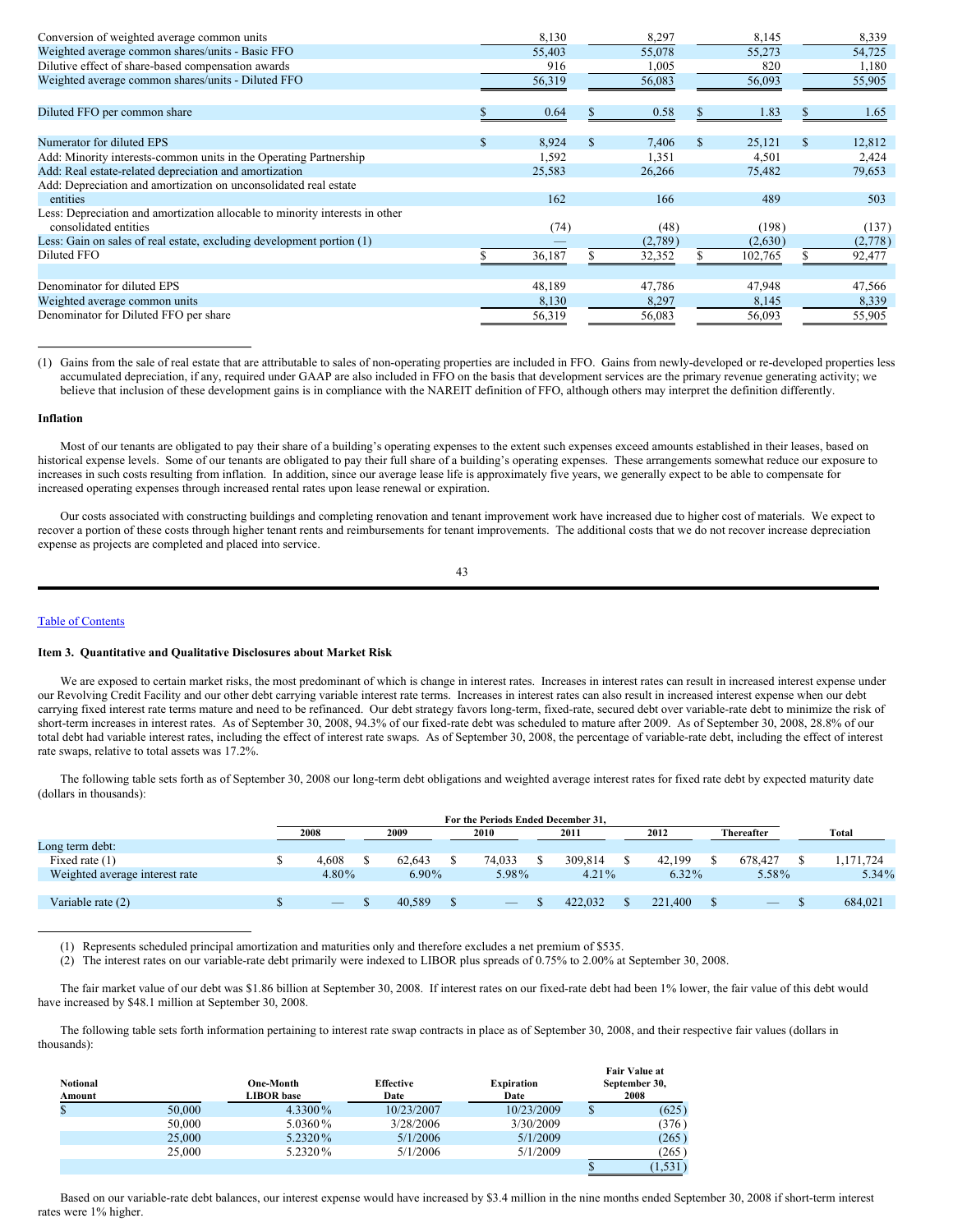| | | | | |
|---|---|---|---|---|
| Conversion of weighted average common units | 8,130 | 8,297 | 8,145 | 8,339 |
| Weighted average common shares/units - Basic FFO | 55,403 | 55,078 | 55,273 | 54,725 |
| Dilutive effect of share-based compensation awards | 916 | 1,005 | 820 | 1,180 |
| Weighted average common shares/units - Diluted FFO | 56,319 | 56,083 | 56,093 | 55,905 |
| | | | | |
| Diluted FFO per common share | $ 0.64 | $ 0.58 | $ 1.83 | $ 1.65 |
| | | | | |
| Numerator for diluted EPS | $ 8,924 | $ 7,406 | $ 25,121 | $ 12,812 |
| Add: Minority interests-common units in the Operating Partnership | 1,592 | 1,351 | 4,501 | 2,424 |
| Add: Real estate-related depreciation and amortization | 25,583 | 26,266 | 75,482 | 79,653 |
| Add: Depreciation and amortization on unconsolidated real estate entities | 162 | 166 | 489 | 503 |
| Less: Depreciation and amortization allocable to minority interests in other consolidated entities | (74) | (48) | (198) | (137) |
| Less: Gain on sales of real estate, excluding development portion (1) | — | (2,789) | (2,630) | (2,778) |
| Diluted FFO | $ 36,187 | $ 32,352 | $ 102,765 | $ 92,477 |
| | | | | |
| Denominator for diluted EPS | 48,189 | 47,786 | 47,948 | 47,566 |
| Weighted average common units | 8,130 | 8,297 | 8,145 | 8,339 |
| Denominator for Diluted FFO per share | 56,319 | 56,083 | 56,093 | 55,905 |

(1) Gains from the sale of real estate that are attributable to sales of non-operating properties are included in FFO. Gains from newly-developed or re-developed properties less accumulated depreciation, if any, required under GAAP are also included in FFO on the basis that development services are the primary revenue generating activity; we believe that inclusion of these development gains is in compliance with the NAREIT definition of FFO, although others may interpret the definition differently.

**Inflation**

Most of our tenants are obligated to pay their share of a building's operating expenses to the extent such expenses exceed amounts established in their leases, based on historical expense levels. Some of our tenants are obligated to pay their full share of a building's operating expenses. These arrangements somewhat reduce our exposure to increases in such costs resulting from inflation. In addition, since our average lease life is approximately five years, we generally expect to be able to compensate for increased operating expenses through increased rental rates upon lease renewal or expiration.

Our costs associated with constructing buildings and completing renovation and tenant improvement work have increased due to higher cost of materials. We expect to recover a portion of these costs through higher tenant rents and reimbursements for tenant improvements. The additional costs that we do not recover increase depreciation expense as projects are completed and placed into service.

Table of Contents

### Item 3. Quantitative and Qualitative Disclosures about Market Risk

We are exposed to certain market risks, the most predominant of which is change in interest rates. Increases in interest rates can result in increased interest expense under our Revolving Credit Facility and our other debt carrying variable interest rate terms. Increases in interest rates can also result in increased interest expense when our debt carrying fixed interest rate terms mature and need to be refinanced. Our debt strategy favors long-term, fixed-rate, secured debt over variable-rate debt to minimize the risk of short-term increases in interest rates. As of September 30, 2008, 94.3% of our fixed-rate debt was scheduled to mature after 2009. As of September 30, 2008, 28.8% of our total debt had variable interest rates, including the effect of interest rate swaps. As of September 30, 2008, the percentage of variable-rate debt, including the effect of interest rate swaps, relative to total assets was 17.2%.

The following table sets forth as of September 30, 2008 our long-term debt obligations and weighted average interest rates for fixed rate debt by expected maturity date (dollars in thousands):

| | For the Periods Ended December 31, | | | | | | |
|---|---|---|---|---|---|---|---|
| | 2008 | 2009 | 2010 | 2011 | 2012 | Thereafter | Total |
| Long term debt: | | | | | | | |
| Fixed rate (1) | $ 4,608 | $ 62,643 | $ 74,033 | $ 309,814 | $ 42,199 | $ 678,427 | $ 1,171,724 |
| Weighted average interest rate | 4.80% | 6.90% | 5.98% | 4.21% | 6.32% | 5.58% | 5.34% |
| | | | | | | | |
| Variable rate (2) | $ — | $ 40,589 | $ — | $ 422,032 | $ 221,400 | $ — | $ 684,021 |

(1) Represents scheduled principal amortization and maturities only and therefore excludes a net premium of $535.

(2) The interest rates on our variable-rate debt primarily were indexed to LIBOR plus spreads of 0.75% to 2.00% at September 30, 2008.

The fair market value of our debt was $1.86 billion at September 30, 2008. If interest rates on our fixed-rate debt had been 1% lower, the fair value of this debt would have increased by $48.1 million at September 30, 2008.

The following table sets forth information pertaining to interest rate swap contracts in place as of September 30, 2008, and their respective fair values (dollars in thousands):

| Notional Amount | One-Month LIBOR base | Effective Date | Expiration Date | Fair Value at September 30, 2008 |
|---|---|---|---|---|
| $ 50,000 | 4.3300% | 10/23/2007 | 10/23/2009 | $ (625) |
| 50,000 | 5.0360% | 3/28/2006 | 3/30/2009 | (376) |
| 25,000 | 5.2320% | 5/1/2006 | 5/1/2009 | (265) |
| 25,000 | 5.2320% | 5/1/2006 | 5/1/2009 | (265) |
| | | | | $ (1,531) |

Based on our variable-rate debt balances, our interest expense would have increased by $3.4 million in the nine months ended September 30, 2008 if short-term interest rates were 1% higher.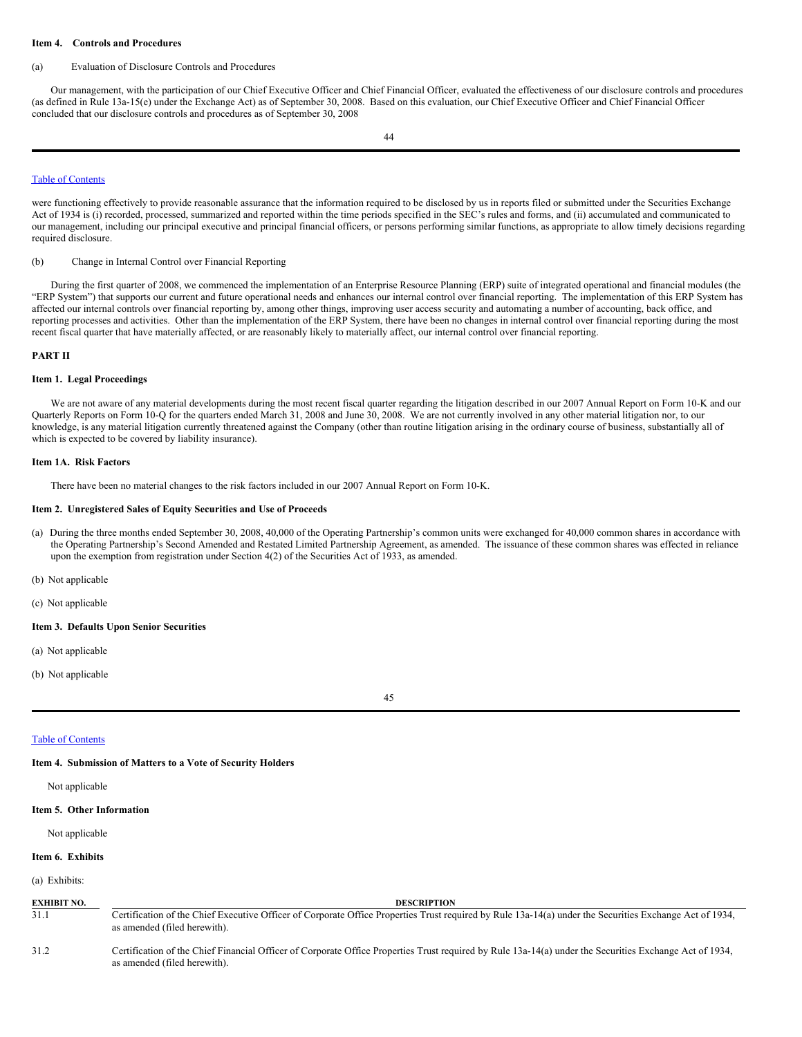### Item 4. Controls and Procedures

(a) Evaluation of Disclosure Controls and Procedures

Our management, with the participation of our Chief Executive Officer and Chief Financial Officer, evaluated the effectiveness of our disclosure controls and procedures (as defined in Rule 13a-15(e) under the Exchange Act) as of September 30, 2008. Based on this evaluation, our Chief Executive Officer and Chief Financial Officer concluded that our disclosure controls and procedures as of September 30, 2008 were functioning effectively to provide reasonable assurance that the information required to be disclosed by us in reports filed or submitted under the Securities Exchange Act of 1934 is (i) recorded, processed, summarized and reported within the time periods specified in the SEC's rules and forms, and (ii) accumulated and communicated to our management, including our principal executive and principal financial officers, or persons performing similar functions, as appropriate to allow timely decisions regarding required disclosure.

(b) Change in Internal Control over Financial Reporting

During the first quarter of 2008, we commenced the implementation of an Enterprise Resource Planning (ERP) suite of integrated operational and financial modules (the "ERP System") that supports our current and future operational needs and enhances our internal control over financial reporting. The implementation of this ERP System has affected our internal controls over financial reporting by, among other things, improving user access security and automating a number of accounting, back office, and reporting processes and activities. Other than the implementation of the ERP System, there have been no changes in internal control over financial reporting during the most recent fiscal quarter that have materially affected, or are reasonably likely to materially affect, our internal control over financial reporting.

## PART II

### Item 1. Legal Proceedings

We are not aware of any material developments during the most recent fiscal quarter regarding the litigation described in our 2007 Annual Report on Form 10-K and our Quarterly Reports on Form 10-Q for the quarters ended March 31, 2008 and June 30, 2008. We are not currently involved in any other material litigation nor, to our knowledge, is any material litigation currently threatened against the Company (other than routine litigation arising in the ordinary course of business, substantially all of which is expected to be covered by liability insurance).

### Item 1A. Risk Factors

There have been no material changes to the risk factors included in our 2007 Annual Report on Form 10-K.

### Item 2. Unregistered Sales of Equity Securities and Use of Proceeds

(a) During the three months ended September 30, 2008, 40,000 of the Operating Partnership's common units were exchanged for 40,000 common shares in accordance with the Operating Partnership's Second Amended and Restated Limited Partnership Agreement, as amended. The issuance of these common shares was effected in reliance upon the exemption from registration under Section 4(2) of the Securities Act of 1933, as amended.

(b) Not applicable

(c) Not applicable

### Item 3. Defaults Upon Senior Securities

(a) Not applicable

(b) Not applicable

### Item 4. Submission of Matters to a Vote of Security Holders

Not applicable

### Item 5. Other Information

Not applicable

### Item 6. Exhibits

(a) Exhibits:

| EXHIBIT NO. | DESCRIPTION |
|---|---|
| 31.1 | Certification of the Chief Executive Officer of Corporate Office Properties Trust required by Rule 13a-14(a) under the Securities Exchange Act of 1934, as amended (filed herewith). |
| 31.2 | Certification of the Chief Financial Officer of Corporate Office Properties Trust required by Rule 13a-14(a) under the Securities Exchange Act of 1934, as amended (filed herewith). |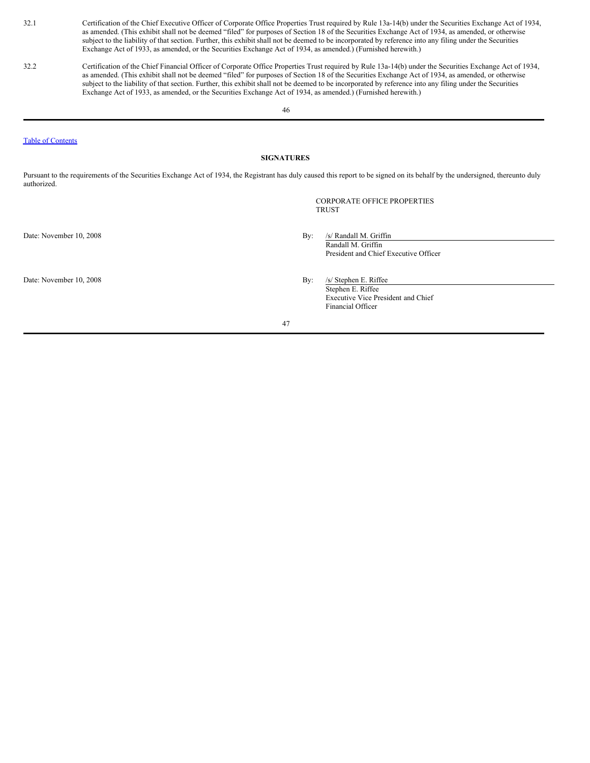| | |
|---|---|
| 32.1 | Certification of the Chief Executive Officer of Corporate Office Properties Trust required by Rule 13a-14(b) under the Securities Exchange Act of 1934, as amended. (This exhibit shall not be deemed "filed" for purposes of Section 18 of the Securities Exchange Act of 1934, as amended, or otherwise subject to the liability of that section. Further, this exhibit shall not be deemed to be incorporated by reference into any filing under the Securities Exchange Act of 1933, as amended, or the Securities Exchange Act of 1934, as amended.) (Furnished herewith.) |
| 32.2 | Certification of the Chief Financial Officer of Corporate Office Properties Trust required by Rule 13a-14(b) under the Securities Exchange Act of 1934, as amended. (This exhibit shall not be deemed "filed" for purposes of Section 18 of the Securities Exchange Act of 1934, as amended, or otherwise subject to the liability of that section. Further, this exhibit shall not be deemed to be incorporated by reference into any filing under the Securities Exchange Act of 1933, as amended, or the Securities Exchange Act of 1934, as amended.) (Furnished herewith.) |

Table of Contents

**SIGNATURES**

Pursuant to the requirements of the Securities Exchange Act of 1934, the Registrant has duly caused this report to be signed on its behalf by the undersigned, thereunto duly authorized.

CORPORATE OFFICE PROPERTIES TRUST

| | | |
|---|---|---|
| Date: November 10, 2008 | By: | /s/ Randall M. Griffin<br>Randall M. Griffin<br>President and Chief Executive Officer |
| Date: November 10, 2008 | By: | /s/ Stephen E. Riffee<br>Stephen E. Riffee<br>Executive Vice President and Chief Financial Officer |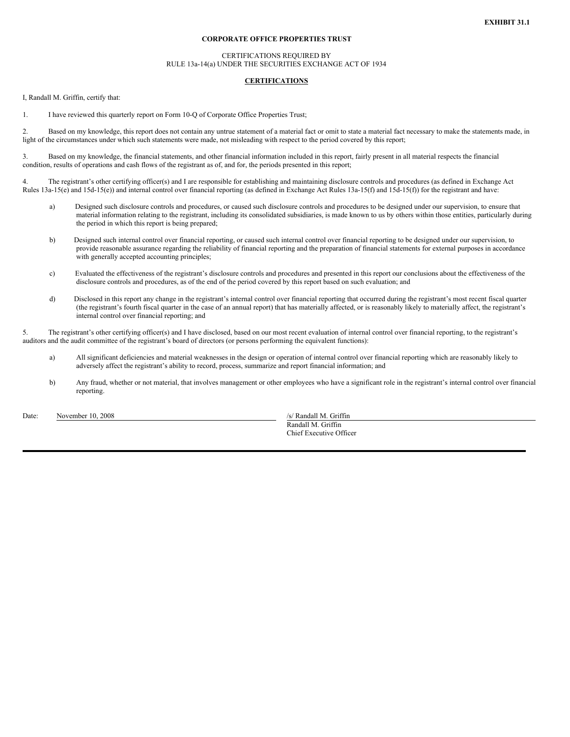**EXHIBIT 31.1**

**CORPORATE OFFICE PROPERTIES TRUST**

CERTIFICATIONS REQUIRED BY
RULE 13a-14(a) UNDER THE SECURITIES EXCHANGE ACT OF 1934

**CERTIFICATIONS**

I, Randall M. Griffin, certify that:

1. I have reviewed this quarterly report on Form 10-Q of Corporate Office Properties Trust;

2. Based on my knowledge, this report does not contain any untrue statement of a material fact or omit to state a material fact necessary to make the statements made, in light of the circumstances under which such statements were made, not misleading with respect to the period covered by this report;

3. Based on my knowledge, the financial statements, and other financial information included in this report, fairly present in all material respects the financial condition, results of operations and cash flows of the registrant as of, and for, the periods presented in this report;

4. The registrant's other certifying officer(s) and I are responsible for establishing and maintaining disclosure controls and procedures (as defined in Exchange Act Rules 13a-15(e) and 15d-15(e)) and internal control over financial reporting (as defined in Exchange Act Rules 13a-15(f) and 15d-15(f)) for the registrant and have:

a) Designed such disclosure controls and procedures, or caused such disclosure controls and procedures to be designed under our supervision, to ensure that material information relating to the registrant, including its consolidated subsidiaries, is made known to us by others within those entities, particularly during the period in which this report is being prepared;

b) Designed such internal control over financial reporting, or caused such internal control over financial reporting to be designed under our supervision, to provide reasonable assurance regarding the reliability of financial reporting and the preparation of financial statements for external purposes in accordance with generally accepted accounting principles;

c) Evaluated the effectiveness of the registrant's disclosure controls and procedures and presented in this report our conclusions about the effectiveness of the disclosure controls and procedures, as of the end of the period covered by this report based on such evaluation; and

d) Disclosed in this report any change in the registrant's internal control over financial reporting that occurred during the registrant's most recent fiscal quarter (the registrant's fourth fiscal quarter in the case of an annual report) that has materially affected, or is reasonably likely to materially affect, the registrant's internal control over financial reporting; and

5. The registrant's other certifying officer(s) and I have disclosed, based on our most recent evaluation of internal control over financial reporting, to the registrant's auditors and the audit committee of the registrant's board of directors (or persons performing the equivalent functions):

a) All significant deficiencies and material weaknesses in the design or operation of internal control over financial reporting which are reasonably likely to adversely affect the registrant's ability to record, process, summarize and report financial information; and

b) Any fraud, whether or not material, that involves management or other employees who have a significant role in the registrant's internal control over financial reporting.

Date: November 10, 2008

/s/ Randall M. Griffin
Randall M. Griffin
Chief Executive Officer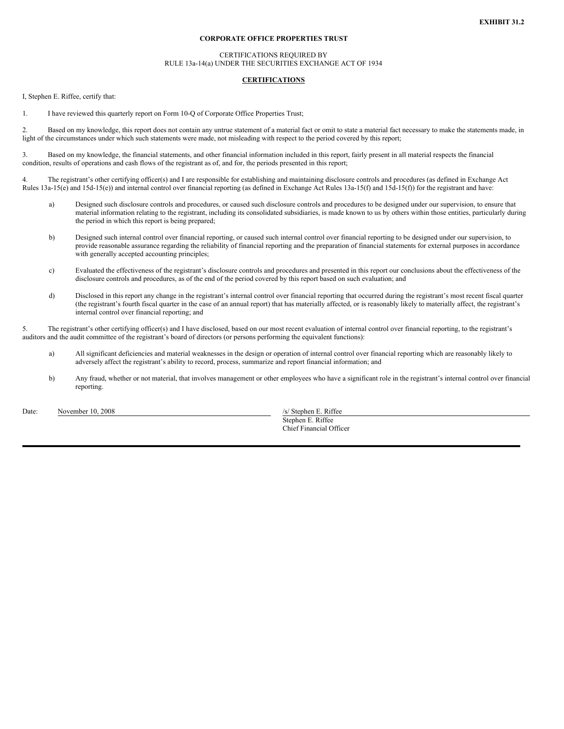**EXHIBIT 31.2**

**CORPORATE OFFICE PROPERTIES TRUST**

CERTIFICATIONS REQUIRED BY
RULE 13a-14(a) UNDER THE SECURITIES EXCHANGE ACT OF 1934

**CERTIFICATIONS**

I, Stephen E. Riffee, certify that:

1. I have reviewed this quarterly report on Form 10-Q of Corporate Office Properties Trust;

2. Based on my knowledge, this report does not contain any untrue statement of a material fact or omit to state a material fact necessary to make the statements made, in light of the circumstances under which such statements were made, not misleading with respect to the period covered by this report;

3. Based on my knowledge, the financial statements, and other financial information included in this report, fairly present in all material respects the financial condition, results of operations and cash flows of the registrant as of, and for, the periods presented in this report;

4. The registrant's other certifying officer(s) and I are responsible for establishing and maintaining disclosure controls and procedures (as defined in Exchange Act Rules 13a-15(e) and 15d-15(e)) and internal control over financial reporting (as defined in Exchange Act Rules 13a-15(f) and 15d-15(f)) for the registrant and have:

   a) Designed such disclosure controls and procedures, or caused such disclosure controls and procedures to be designed under our supervision, to ensure that material information relating to the registrant, including its consolidated subsidiaries, is made known to us by others within those entities, particularly during the period in which this report is being prepared;

   b) Designed such internal control over financial reporting, or caused such internal control over financial reporting to be designed under our supervision, to provide reasonable assurance regarding the reliability of financial reporting and the preparation of financial statements for external purposes in accordance with generally accepted accounting principles;

   c) Evaluated the effectiveness of the registrant's disclosure controls and procedures and presented in this report our conclusions about the effectiveness of the disclosure controls and procedures, as of the end of the period covered by this report based on such evaluation; and

   d) Disclosed in this report any change in the registrant's internal control over financial reporting that occurred during the registrant's most recent fiscal quarter (the registrant's fourth fiscal quarter in the case of an annual report) that has materially affected, or is reasonably likely to materially affect, the registrant's internal control over financial reporting; and

5. The registrant's other certifying officer(s) and I have disclosed, based on our most recent evaluation of internal control over financial reporting, to the registrant's auditors and the audit committee of the registrant's board of directors (or persons performing the equivalent functions):

   a) All significant deficiencies and material weaknesses in the design or operation of internal control over financial reporting which are reasonably likely to adversely affect the registrant's ability to record, process, summarize and report financial information; and

   b) Any fraud, whether or not material, that involves management or other employees who have a significant role in the registrant's internal control over financial reporting.

Date: November 10, 2008

/s/ Stephen E. Riffee
Stephen E. Riffee
Chief Financial Officer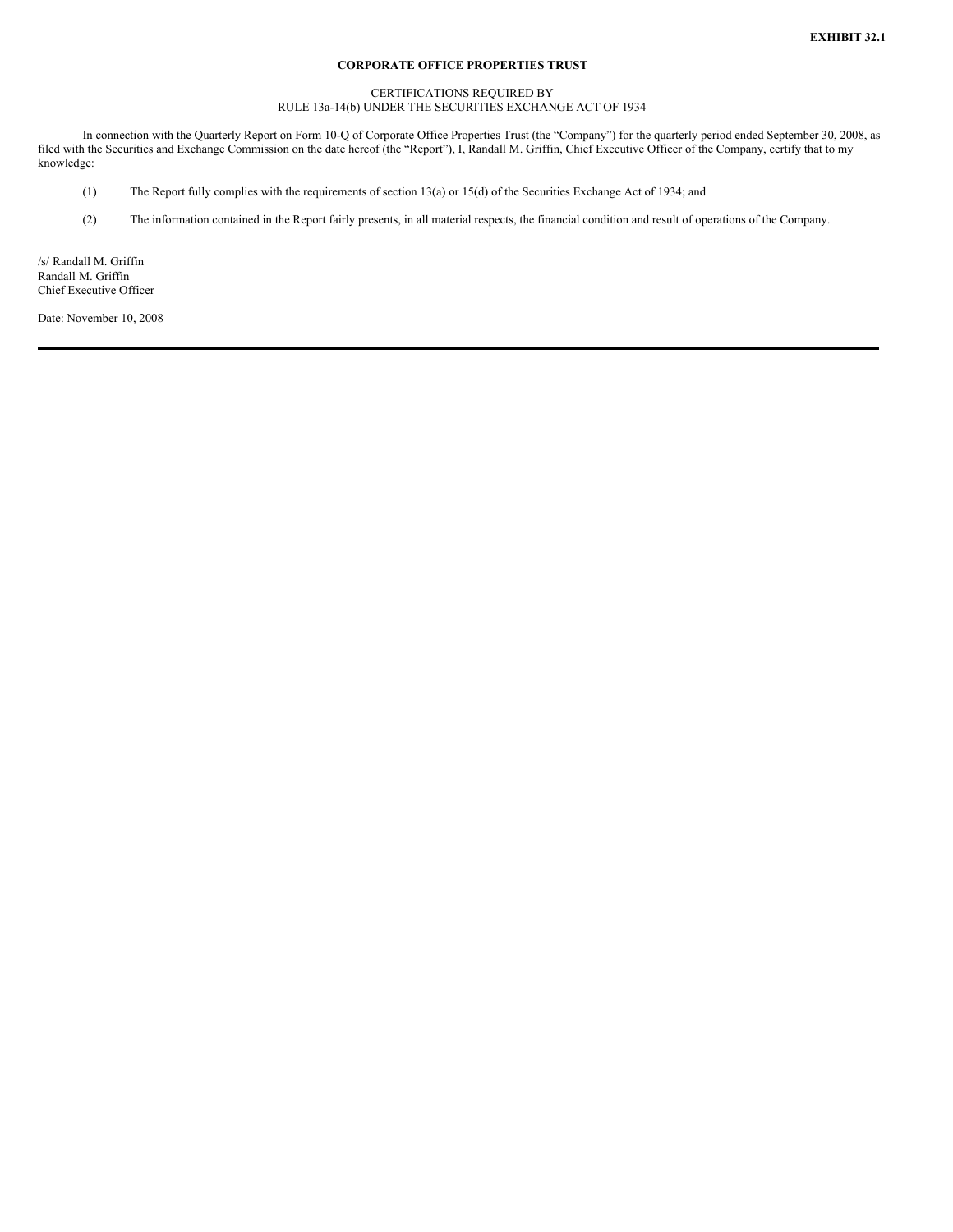**EXHIBIT 32.1**

**CORPORATE OFFICE PROPERTIES TRUST**

CERTIFICATIONS REQUIRED BY
RULE 13a-14(b) UNDER THE SECURITIES EXCHANGE ACT OF 1934

In connection with the Quarterly Report on Form 10-Q of Corporate Office Properties Trust (the "Company") for the quarterly period ended September 30, 2008, as filed with the Securities and Exchange Commission on the date hereof (the "Report"), I, Randall M. Griffin, Chief Executive Officer of the Company, certify that to my knowledge:

(1) The Report fully complies with the requirements of section 13(a) or 15(d) of the Securities Exchange Act of 1934; and

(2) The information contained in the Report fairly presents, in all material respects, the financial condition and result of operations of the Company.

/s/ Randall M. Griffin
Randall M. Griffin
Chief Executive Officer

Date: November 10, 2008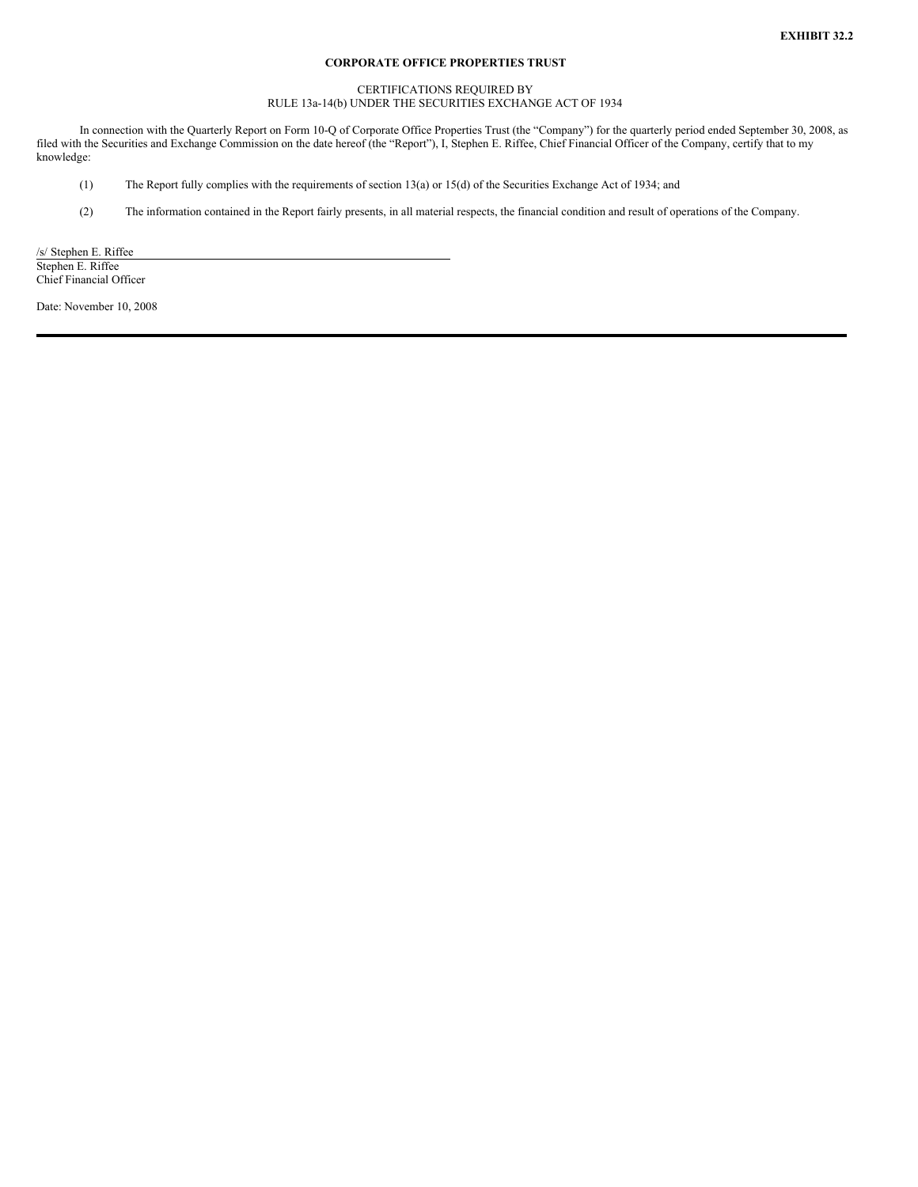**EXHIBIT 32.2**

**CORPORATE OFFICE PROPERTIES TRUST**

CERTIFICATIONS REQUIRED BY
RULE 13a-14(b) UNDER THE SECURITIES EXCHANGE ACT OF 1934

In connection with the Quarterly Report on Form 10-Q of Corporate Office Properties Trust (the "Company") for the quarterly period ended September 30, 2008, as filed with the Securities and Exchange Commission on the date hereof (the "Report"), I, Stephen E. Riffee, Chief Financial Officer of the Company, certify that to my knowledge:

(1) The Report fully complies with the requirements of section 13(a) or 15(d) of the Securities Exchange Act of 1934; and

(2) The information contained in the Report fairly presents, in all material respects, the financial condition and result of operations of the Company.

/s/ Stephen E. Riffee
Stephen E. Riffee
Chief Financial Officer

Date: November 10, 2008